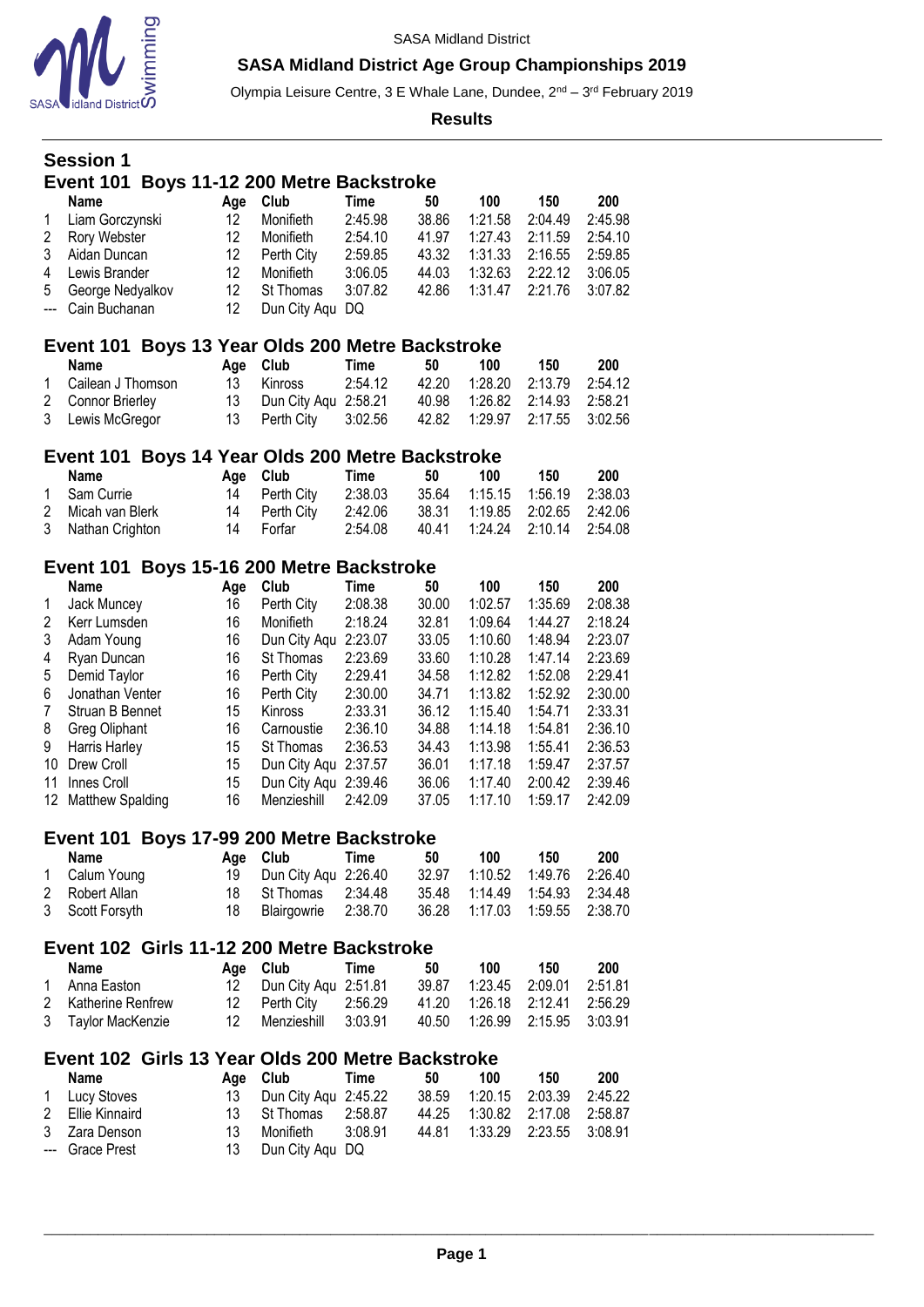SASA Midland District

# SASA Midland District Age Group Championships 2019

Olympia Leisure Centre, 3 E Whale Lane, Dundee, 2nd – 3rd February 2019

**Results**

## Session 1

### Event 101 Boys 11-12 200 Metre Backstroke

| | Name | Age | Club | Time | 50 | 100 | 150 | 200 |
|---|---|---|---|---|---|---|---|---|
| 1 | Liam Gorczynski | 12 | Monifieth | 2:45.98 | 38.86 | 1:21.58 | 2:04.49 | 2:45.98 |
| 2 | Rory Webster | 12 | Monifieth | 2:54.10 | 41.97 | 1:27.43 | 2:11.59 | 2:54.10 |
| 3 | Aidan Duncan | 12 | Perth City | 2:59.85 | 43.32 | 1:31.33 | 2:16.55 | 2:59.85 |
| 4 | Lewis Brander | 12 | Monifieth | 3:06.05 | 44.03 | 1:32.63 | 2:22.12 | 3:06.05 |
| 5 | George Nedyalkov | 12 | St Thomas | 3:07.82 | 42.86 | 1:31.47 | 2:21.76 | 3:07.82 |
| --- | Cain Buchanan | 12 | Dun City Aqu | DQ | | | | |

### Event 101 Boys 13 Year Olds 200 Metre Backstroke

| | Name | Age | Club | Time | 50 | 100 | 150 | 200 |
|---|---|---|---|---|---|---|---|---|
| 1 | Cailean J Thomson | 13 | Kinross | 2:54.12 | 42.20 | 1:28.20 | 2:13.79 | 2:54.12 |
| 2 | Connor Brierley | 13 | Dun City Aqu | 2:58.21 | 40.98 | 1:26.82 | 2:14.93 | 2:58.21 |
| 3 | Lewis McGregor | 13 | Perth City | 3:02.56 | 42.82 | 1:29.97 | 2:17.55 | 3:02.56 |

### Event 101 Boys 14 Year Olds 200 Metre Backstroke

| | Name | Age | Club | Time | 50 | 100 | 150 | 200 |
|---|---|---|---|---|---|---|---|---|
| 1 | Sam Currie | 14 | Perth City | 2:38.03 | 35.64 | 1:15.15 | 1:56.19 | 2:38.03 |
| 2 | Micah van Blerk | 14 | Perth City | 2:42.06 | 38.31 | 1:19.85 | 2:02.65 | 2:42.06 |
| 3 | Nathan Crighton | 14 | Forfar | 2:54.08 | 40.41 | 1:24.24 | 2:10.14 | 2:54.08 |

### Event 101 Boys 15-16 200 Metre Backstroke

| | Name | Age | Club | Time | 50 | 100 | 150 | 200 |
|---|---|---|---|---|---|---|---|---|
| 1 | Jack Muncey | 16 | Perth City | 2:08.38 | 30.00 | 1:02.57 | 1:35.69 | 2:08.38 |
| 2 | Kerr Lumsden | 16 | Monifieth | 2:18.24 | 32.81 | 1:09.64 | 1:44.27 | 2:18.24 |
| 3 | Adam Young | 16 | Dun City Aqu | 2:23.07 | 33.05 | 1:10.60 | 1:48.94 | 2:23.07 |
| 4 | Ryan Duncan | 16 | St Thomas | 2:23.69 | 33.60 | 1:10.28 | 1:47.14 | 2:23.69 |
| 5 | Demid Taylor | 16 | Perth City | 2:29.41 | 34.58 | 1:12.82 | 1:52.08 | 2:29.41 |
| 6 | Jonathan Venter | 16 | Perth City | 2:30.00 | 34.71 | 1:13.82 | 1:52.92 | 2:30.00 |
| 7 | Struan B Bennet | 15 | Kinross | 2:33.31 | 36.12 | 1:15.40 | 1:54.71 | 2:33.31 |
| 8 | Greg Oliphant | 16 | Carnoustie | 2:36.10 | 34.88 | 1:14.18 | 1:54.81 | 2:36.10 |
| 9 | Harris Harley | 15 | St Thomas | 2:36.53 | 34.43 | 1:13.98 | 1:55.41 | 2:36.53 |
| 10 | Drew Croll | 15 | Dun City Aqu | 2:37.57 | 36.01 | 1:17.18 | 1:59.47 | 2:37.57 |
| 11 | Innes Croll | 15 | Dun City Aqu | 2:39.46 | 36.06 | 1:17.40 | 2:00.42 | 2:39.46 |
| 12 | Matthew Spalding | 16 | Menzieshill | 2:42.09 | 37.05 | 1:17.10 | 1:59.17 | 2:42.09 |

### Event 101 Boys 17-99 200 Metre Backstroke

| | Name | Age | Club | Time | 50 | 100 | 150 | 200 |
|---|---|---|---|---|---|---|---|---|
| 1 | Calum Young | 19 | Dun City Aqu | 2:26.40 | 32.97 | 1:10.52 | 1:49.76 | 2:26.40 |
| 2 | Robert Allan | 18 | St Thomas | 2:34.48 | 35.48 | 1:14.49 | 1:54.93 | 2:34.48 |
| 3 | Scott Forsyth | 18 | Blairgowrie | 2:38.70 | 36.28 | 1:17.03 | 1:59.55 | 2:38.70 |

### Event 102 Girls 11-12 200 Metre Backstroke

| | Name | Age | Club | Time | 50 | 100 | 150 | 200 |
|---|---|---|---|---|---|---|---|---|
| 1 | Anna Easton | 12 | Dun City Aqu | 2:51.81 | 39.87 | 1:23.45 | 2:09.01 | 2:51.81 |
| 2 | Katherine Renfrew | 12 | Perth City | 2:56.29 | 41.20 | 1:26.18 | 2:12.41 | 2:56.29 |
| 3 | Taylor MacKenzie | 12 | Menzieshill | 3:03.91 | 40.50 | 1:26.99 | 2:15.95 | 3:03.91 |

### Event 102 Girls 13 Year Olds 200 Metre Backstroke

| | Name | Age | Club | Time | 50 | 100 | 150 | 200 |
|---|---|---|---|---|---|---|---|---|
| 1 | Lucy Stoves | 13 | Dun City Aqu | 2:45.22 | 38.59 | 1:20.15 | 2:03.39 | 2:45.22 |
| 2 | Ellie Kinnaird | 13 | St Thomas | 2:58.87 | 44.25 | 1:30.82 | 2:17.08 | 2:58.87 |
| 3 | Zara Denson | 13 | Monifieth | 3:08.91 | 44.81 | 1:33.29 | 2:23.55 | 3:08.91 |
| --- | Grace Prest | 13 | Dun City Aqu | DQ | | | | |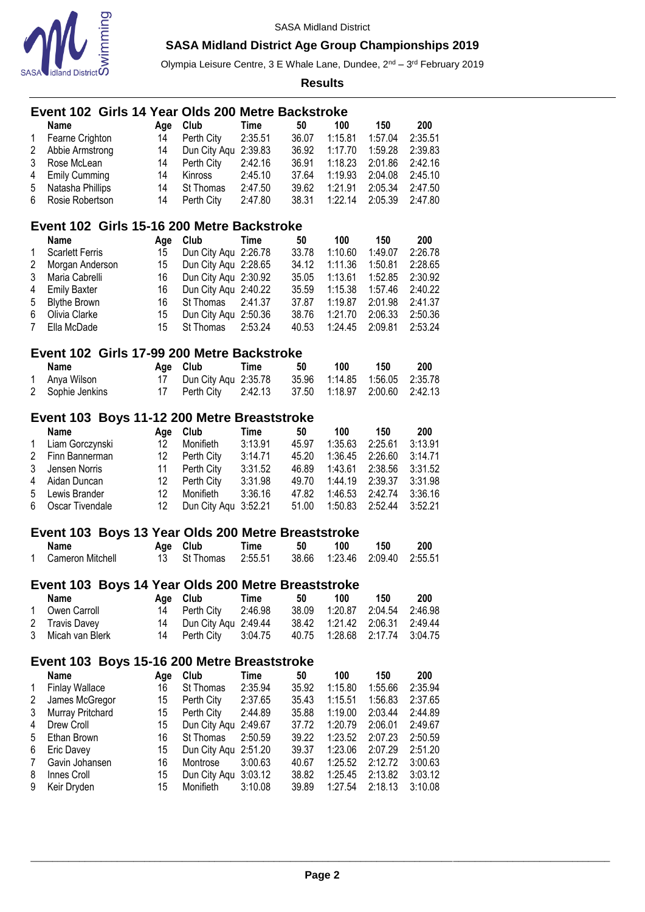SASA Midland District

## SASA Midland District Age Group Championships 2019

Olympia Leisure Centre, 3 E Whale Lane, Dundee, 2nd – 3rd February 2019

**Results**

### Event 102 Girls 14 Year Olds 200 Metre Backstroke

| | Name | Age | Club | Time | 50 | 100 | 150 | 200 |
|---|---|---|---|---|---|---|---|---|
| 1 | Fearne Crighton | 14 | Perth City | 2:35.51 | 36.07 | 1:15.81 | 1:57.04 | 2:35.51 |
| 2 | Abbie Armstrong | 14 | Dun City Aqu | 2:39.83 | 36.92 | 1:17.70 | 1:59.28 | 2:39.83 |
| 3 | Rose McLean | 14 | Perth City | 2:42.16 | 36.91 | 1:18.23 | 2:01.86 | 2:42.16 |
| 4 | Emily Cumming | 14 | Kinross | 2:45.10 | 37.64 | 1:19.93 | 2:04.08 | 2:45.10 |
| 5 | Natasha Phillips | 14 | St Thomas | 2:47.50 | 39.62 | 1:21.91 | 2:05.34 | 2:47.50 |
| 6 | Rosie Robertson | 14 | Perth City | 2:47.80 | 38.31 | 1:22.14 | 2:05.39 | 2:47.80 |

### Event 102 Girls 15-16 200 Metre Backstroke

| | Name | Age | Club | Time | 50 | 100 | 150 | 200 |
|---|---|---|---|---|---|---|---|---|
| 1 | Scarlett Ferris | 15 | Dun City Aqu | 2:26.78 | 33.78 | 1:10.60 | 1:49.07 | 2:26.78 |
| 2 | Morgan Anderson | 15 | Dun City Aqu | 2:28.65 | 34.12 | 1:11.36 | 1:50.81 | 2:28.65 |
| 3 | Maria Cabrelli | 16 | Dun City Aqu | 2:30.92 | 35.05 | 1:13.61 | 1:52.85 | 2:30.92 |
| 4 | Emily Baxter | 16 | Dun City Aqu | 2:40.22 | 35.59 | 1:15.38 | 1:57.46 | 2:40.22 |
| 5 | Blythe Brown | 16 | St Thomas | 2:41.37 | 37.87 | 1:19.87 | 2:01.98 | 2:41.37 |
| 6 | Olivia Clarke | 15 | Dun City Aqu | 2:50.36 | 38.76 | 1:21.70 | 2:06.33 | 2:50.36 |
| 7 | Ella McDade | 15 | St Thomas | 2:53.24 | 40.53 | 1:24.45 | 2:09.81 | 2:53.24 |

### Event 102 Girls 17-99 200 Metre Backstroke

| | Name | Age | Club | Time | 50 | 100 | 150 | 200 |
|---|---|---|---|---|---|---|---|---|
| 1 | Anya Wilson | 17 | Dun City Aqu | 2:35.78 | 35.96 | 1:14.85 | 1:56.05 | 2:35.78 |
| 2 | Sophie Jenkins | 17 | Perth City | 2:42.13 | 37.50 | 1:18.97 | 2:00.60 | 2:42.13 |

### Event 103 Boys 11-12 200 Metre Breaststroke

| | Name | Age | Club | Time | 50 | 100 | 150 | 200 |
|---|---|---|---|---|---|---|---|---|
| 1 | Liam Gorczynski | 12 | Monifieth | 3:13.91 | 45.97 | 1:35.63 | 2:25.61 | 3:13.91 |
| 2 | Finn Bannerman | 12 | Perth City | 3:14.71 | 45.20 | 1:36.45 | 2:26.60 | 3:14.71 |
| 3 | Jensen Norris | 11 | Perth City | 3:31.52 | 46.89 | 1:43.61 | 2:38.56 | 3:31.52 |
| 4 | Aidan Duncan | 12 | Perth City | 3:31.98 | 49.70 | 1:44.19 | 2:39.37 | 3:31.98 |
| 5 | Lewis Brander | 12 | Monifieth | 3:36.16 | 47.82 | 1:46.53 | 2:42.74 | 3:36.16 |
| 6 | Oscar Tivendale | 12 | Dun City Aqu | 3:52.21 | 51.00 | 1:50.83 | 2:52.44 | 3:52.21 |

### Event 103 Boys 13 Year Olds 200 Metre Breaststroke

| | Name | Age | Club | Time | 50 | 100 | 150 | 200 |
|---|---|---|---|---|---|---|---|---|
| 1 | Cameron Mitchell | 13 | St Thomas | 2:55.51 | 38.66 | 1:23.46 | 2:09.40 | 2:55.51 |

### Event 103 Boys 14 Year Olds 200 Metre Breaststroke

| | Name | Age | Club | Time | 50 | 100 | 150 | 200 |
|---|---|---|---|---|---|---|---|---|
| 1 | Owen Carroll | 14 | Perth City | 2:46.98 | 38.09 | 1:20.87 | 2:04.54 | 2:46.98 |
| 2 | Travis Davey | 14 | Dun City Aqu | 2:49.44 | 38.42 | 1:21.42 | 2:06.31 | 2:49.44 |
| 3 | Micah van Blerk | 14 | Perth City | 3:04.75 | 40.75 | 1:28.68 | 2:17.74 | 3:04.75 |

### Event 103 Boys 15-16 200 Metre Breaststroke

| | Name | Age | Club | Time | 50 | 100 | 150 | 200 |
|---|---|---|---|---|---|---|---|---|
| 1 | Finlay Wallace | 16 | St Thomas | 2:35.94 | 35.92 | 1:15.80 | 1:55.66 | 2:35.94 |
| 2 | James McGregor | 15 | Perth City | 2:37.65 | 35.43 | 1:15.51 | 1:56.83 | 2:37.65 |
| 3 | Murray Pritchard | 15 | Perth City | 2:44.89 | 35.88 | 1:19.00 | 2:03.44 | 2:44.89 |
| 4 | Drew Croll | 15 | Dun City Aqu | 2:49.67 | 37.72 | 1:20.79 | 2:06.01 | 2:49.67 |
| 5 | Ethan Brown | 16 | St Thomas | 2:50.59 | 39.22 | 1:23.52 | 2:07.23 | 2:50.59 |
| 6 | Eric Davey | 15 | Dun City Aqu | 2:51.20 | 39.37 | 1:23.06 | 2:07.29 | 2:51.20 |
| 7 | Gavin Johansen | 16 | Montrose | 3:00.63 | 40.67 | 1:25.52 | 2:12.72 | 3:00.63 |
| 8 | Innes Croll | 15 | Dun City Aqu | 3:03.12 | 38.82 | 1:25.45 | 2:13.82 | 3:03.12 |
| 9 | Keir Dryden | 15 | Monifieth | 3:10.08 | 39.89 | 1:27.54 | 2:18.13 | 3:10.08 |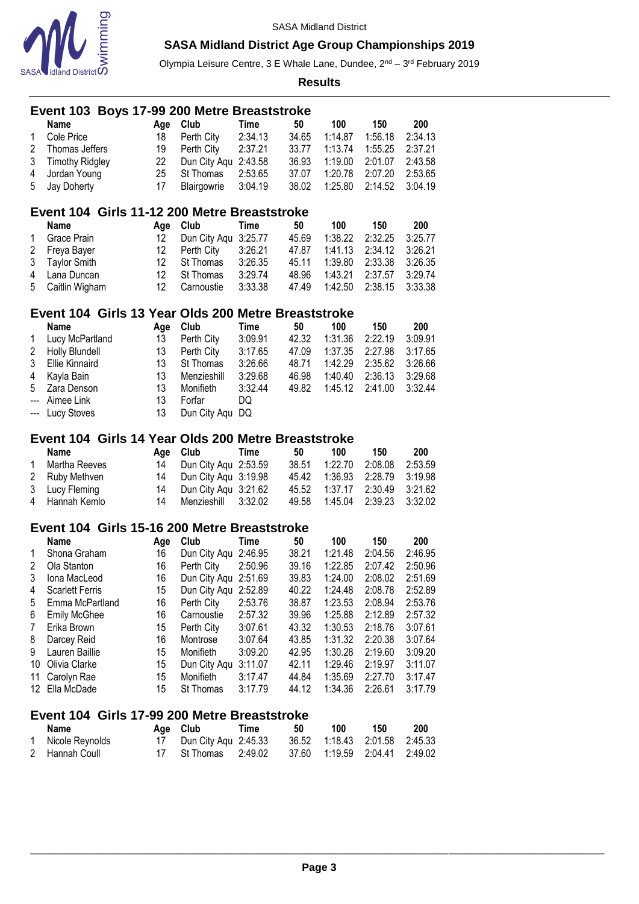SASA Midland District

**SASA Midland District Age Group Championships 2019**

Olympia Leisure Centre, 3 E Whale Lane, Dundee, 2nd – 3rd February 2019

**Results**

## Event 103 Boys 17-99 200 Metre Breaststroke

| | Name | Age | Club | Time | 50 | 100 | 150 | 200 |
|---|---|---|---|---|---|---|---|---|
| 1 | Cole Price | 18 | Perth City | 2:34.13 | 34.65 | 1:14.87 | 1:56.18 | 2:34.13 |
| 2 | Thomas Jeffers | 19 | Perth City | 2:37.21 | 33.77 | 1:13.74 | 1:55.25 | 2:37.21 |
| 3 | Timothy Ridgley | 22 | Dun City Aqu | 2:43.58 | 36.93 | 1:19.00 | 2:01.07 | 2:43.58 |
| 4 | Jordan Young | 25 | St Thomas | 2:53.65 | 37.07 | 1:20.78 | 2:07.20 | 2:53.65 |
| 5 | Jay Doherty | 17 | Blairgowrie | 3:04.19 | 38.02 | 1:25.80 | 2:14.52 | 3:04.19 |

## Event 104 Girls 11-12 200 Metre Breaststroke

| | Name | Age | Club | Time | 50 | 100 | 150 | 200 |
|---|---|---|---|---|---|---|---|---|
| 1 | Grace Prain | 12 | Dun City Aqu | 3:25.77 | 45.69 | 1:38.22 | 2:32.25 | 3:25.77 |
| 2 | Freya Bayer | 12 | Perth City | 3:26.21 | 47.87 | 1:41.13 | 2:34.12 | 3:26.21 |
| 3 | Taylor Smith | 12 | St Thomas | 3:26.35 | 45.11 | 1:39.80 | 2:33.38 | 3:26.35 |
| 4 | Lana Duncan | 12 | St Thomas | 3:29.74 | 48.96 | 1:43.21 | 2:37.57 | 3:29.74 |
| 5 | Caitlin Wigham | 12 | Carnoustie | 3:33.38 | 47.49 | 1:42.50 | 2:38.15 | 3:33.38 |

## Event 104 Girls 13 Year Olds 200 Metre Breaststroke

| | Name | Age | Club | Time | 50 | 100 | 150 | 200 |
|---|---|---|---|---|---|---|---|---|
| 1 | Lucy McPartland | 13 | Perth City | 3:09.91 | 42.32 | 1:31.36 | 2:22.19 | 3:09.91 |
| 2 | Holly Blundell | 13 | Perth City | 3:17.65 | 47.09 | 1:37.35 | 2:27.98 | 3:17.65 |
| 3 | Ellie Kinnaird | 13 | St Thomas | 3:26.66 | 48.71 | 1:42.29 | 2:35.62 | 3:26.66 |
| 4 | Kayla Bain | 13 | Menzieshill | 3:29.68 | 46.98 | 1:40.40 | 2:36.13 | 3:29.68 |
| 5 | Zara Denson | 13 | Monifieth | 3:32.44 | 49.82 | 1:45.12 | 2:41.00 | 3:32.44 |
| --- | Aimee Link | 13 | Forfar | DQ | | | | |
| --- | Lucy Stoves | 13 | Dun City Aqu | DQ | | | | |

## Event 104 Girls 14 Year Olds 200 Metre Breaststroke

| | Name | Age | Club | Time | 50 | 100 | 150 | 200 |
|---|---|---|---|---|---|---|---|---|
| 1 | Martha Reeves | 14 | Dun City Aqu | 2:53.59 | 38.51 | 1:22.70 | 2:08.08 | 2:53.59 |
| 2 | Ruby Methven | 14 | Dun City Aqu | 3:19.98 | 45.42 | 1:36.93 | 2:28.79 | 3:19.98 |
| 3 | Lucy Fleming | 14 | Dun City Aqu | 3:21.62 | 45.52 | 1:37.17 | 2:30.49 | 3:21.62 |
| 4 | Hannah Kemlo | 14 | Menzieshill | 3:32.02 | 49.58 | 1:45.04 | 2:39.23 | 3:32.02 |

## Event 104 Girls 15-16 200 Metre Breaststroke

| | Name | Age | Club | Time | 50 | 100 | 150 | 200 |
|---|---|---|---|---|---|---|---|---|
| 1 | Shona Graham | 16 | Dun City Aqu | 2:46.95 | 38.21 | 1:21.48 | 2:04.56 | 2:46.95 |
| 2 | Ola Stanton | 16 | Perth City | 2:50.96 | 39.16 | 1:22.85 | 2:07.42 | 2:50.96 |
| 3 | Iona MacLeod | 16 | Dun City Aqu | 2:51.69 | 39.83 | 1:24.00 | 2:08.02 | 2:51.69 |
| 4 | Scarlett Ferris | 15 | Dun City Aqu | 2:52.89 | 40.22 | 1:24.48 | 2:08.78 | 2:52.89 |
| 5 | Emma McPartland | 16 | Perth City | 2:53.76 | 38.87 | 1:23.53 | 2:08.94 | 2:53.76 |
| 6 | Emily McGhee | 16 | Carnoustie | 2:57.32 | 39.96 | 1:25.88 | 2:12.89 | 2:57.32 |
| 7 | Erika Brown | 15 | Perth City | 3:07.61 | 43.32 | 1:30.53 | 2:18.76 | 3:07.61 |
| 8 | Darcey Reid | 16 | Montrose | 3:07.64 | 43.85 | 1:31.32 | 2:20.38 | 3:07.64 |
| 9 | Lauren Baillie | 15 | Monifieth | 3:09.20 | 42.95 | 1:30.28 | 2:19.60 | 3:09.20 |
| 10 | Olivia Clarke | 15 | Dun City Aqu | 3:11.07 | 42.11 | 1:29.46 | 2:19.97 | 3:11.07 |
| 11 | Carolyn Rae | 15 | Monifieth | 3:17.47 | 44.84 | 1:35.69 | 2:27.70 | 3:17.47 |
| 12 | Ella McDade | 15 | St Thomas | 3:17.79 | 44.12 | 1:34.36 | 2:26.61 | 3:17.79 |

## Event 104 Girls 17-99 200 Metre Breaststroke

| | Name | Age | Club | Time | 50 | 100 | 150 | 200 |
|---|---|---|---|---|---|---|---|---|
| 1 | Nicole Reynolds | 17 | Dun City Aqu | 2:45.33 | 36.52 | 1:18.43 | 2:01.58 | 2:45.33 |
| 2 | Hannah Coull | 17 | St Thomas | 2:49.02 | 37.60 | 1:19.59 | 2:04.41 | 2:49.02 |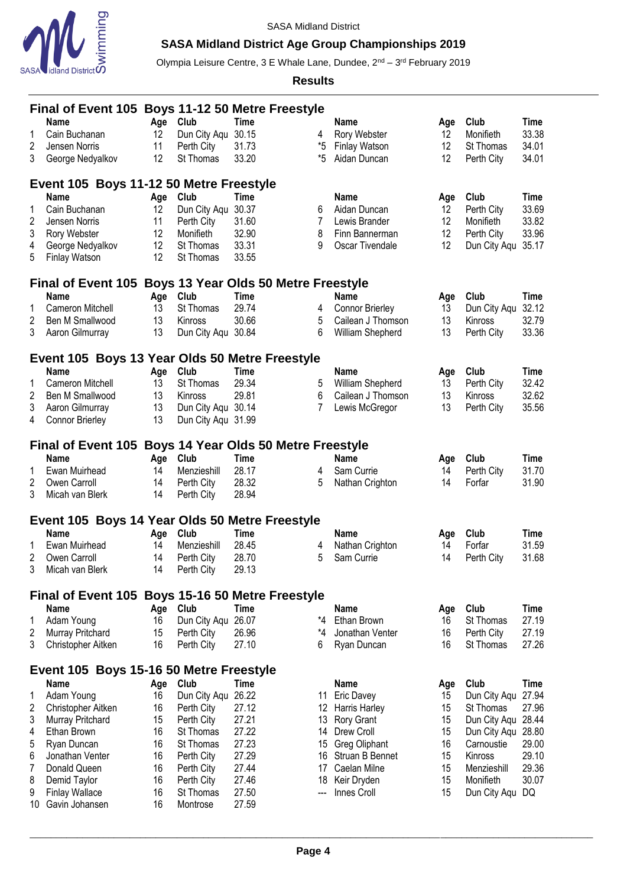SASA Midland District

**SASA Midland District Age Group Championships 2019**

Olympia Leisure Centre, 3 E Whale Lane, Dundee, 2nd – 3rd February 2019

**Results**

## Final of Event 105 Boys 11-12 50 Metre Freestyle

| | Name | Age | Club | Time | | Name | Age | Club | Time |
|---|---|---|---|---|---|---|---|---|---|
| 1 | Cain Buchanan | 12 | Dun City Aqu | 30.15 | 4 | Rory Webster | 12 | Monifieth | 33.38 |
| 2 | Jensen Norris | 11 | Perth City | 31.73 | *5 | Finlay Watson | 12 | St Thomas | 34.01 |
| 3 | George Nedyalkov | 12 | St Thomas | 33.20 | *5 | Aidan Duncan | 12 | Perth City | 34.01 |

## Event 105 Boys 11-12 50 Metre Freestyle

| | Name | Age | Club | Time | | Name | Age | Club | Time |
|---|---|---|---|---|---|---|---|---|---|
| 1 | Cain Buchanan | 12 | Dun City Aqu | 30.37 | 6 | Aidan Duncan | 12 | Perth City | 33.69 |
| 2 | Jensen Norris | 11 | Perth City | 31.60 | 7 | Lewis Brander | 12 | Monifieth | 33.82 |
| 3 | Rory Webster | 12 | Monifieth | 32.90 | 8 | Finn Bannerman | 12 | Perth City | 33.96 |
| 4 | George Nedyalkov | 12 | St Thomas | 33.31 | 9 | Oscar Tivendale | 12 | Dun City Aqu | 35.17 |
| 5 | Finlay Watson | 12 | St Thomas | 33.55 | | | | | |

## Final of Event 105 Boys 13 Year Olds 50 Metre Freestyle

| | Name | Age | Club | Time | | Name | Age | Club | Time |
|---|---|---|---|---|---|---|---|---|---|
| 1 | Cameron Mitchell | 13 | St Thomas | 29.74 | 4 | Connor Brierley | 13 | Dun City Aqu | 32.12 |
| 2 | Ben M Smallwood | 13 | Kinross | 30.66 | 5 | Cailean J Thomson | 13 | Kinross | 32.79 |
| 3 | Aaron Gilmurray | 13 | Dun City Aqu | 30.84 | 6 | William Shepherd | 13 | Perth City | 33.36 |

## Event 105 Boys 13 Year Olds 50 Metre Freestyle

| | Name | Age | Club | Time | | Name | Age | Club | Time |
|---|---|---|---|---|---|---|---|---|---|
| 1 | Cameron Mitchell | 13 | St Thomas | 29.34 | 5 | William Shepherd | 13 | Perth City | 32.42 |
| 2 | Ben M Smallwood | 13 | Kinross | 29.81 | 6 | Cailean J Thomson | 13 | Kinross | 32.62 |
| 3 | Aaron Gilmurray | 13 | Dun City Aqu | 30.14 | 7 | Lewis McGregor | 13 | Perth City | 35.56 |
| 4 | Connor Brierley | 13 | Dun City Aqu | 31.99 | | | | | |

## Final of Event 105 Boys 14 Year Olds 50 Metre Freestyle

| | Name | Age | Club | Time | | Name | Age | Club | Time |
|---|---|---|---|---|---|---|---|---|---|
| 1 | Ewan Muirhead | 14 | Menzieshill | 28.17 | 4 | Sam Currie | 14 | Perth City | 31.70 |
| 2 | Owen Carroll | 14 | Perth City | 28.32 | 5 | Nathan Crighton | 14 | Forfar | 31.90 |
| 3 | Micah van Blerk | 14 | Perth City | 28.94 | | | | | |

## Event 105 Boys 14 Year Olds 50 Metre Freestyle

| | Name | Age | Club | Time | | Name | Age | Club | Time |
|---|---|---|---|---|---|---|---|---|---|
| 1 | Ewan Muirhead | 14 | Menzieshill | 28.45 | 4 | Nathan Crighton | 14 | Forfar | 31.59 |
| 2 | Owen Carroll | 14 | Perth City | 28.70 | 5 | Sam Currie | 14 | Perth City | 31.68 |
| 3 | Micah van Blerk | 14 | Perth City | 29.13 | | | | | |

## Final of Event 105 Boys 15-16 50 Metre Freestyle

| | Name | Age | Club | Time | | Name | Age | Club | Time |
|---|---|---|---|---|---|---|---|---|---|
| 1 | Adam Young | 16 | Dun City Aqu | 26.07 | *4 | Ethan Brown | 16 | St Thomas | 27.19 |
| 2 | Murray Pritchard | 15 | Perth City | 26.96 | *4 | Jonathan Venter | 16 | Perth City | 27.19 |
| 3 | Christopher Aitken | 16 | Perth City | 27.10 | 6 | Ryan Duncan | 16 | St Thomas | 27.26 |

## Event 105 Boys 15-16 50 Metre Freestyle

| | Name | Age | Club | Time | | Name | Age | Club | Time |
|---|---|---|---|---|---|---|---|---|---|
| 1 | Adam Young | 16 | Dun City Aqu | 26.22 | 11 | Eric Davey | 15 | Dun City Aqu | 27.94 |
| 2 | Christopher Aitken | 16 | Perth City | 27.12 | 12 | Harris Harley | 15 | St Thomas | 27.96 |
| 3 | Murray Pritchard | 15 | Perth City | 27.21 | 13 | Rory Grant | 15 | Dun City Aqu | 28.44 |
| 4 | Ethan Brown | 16 | St Thomas | 27.22 | 14 | Drew Croll | 15 | Dun City Aqu | 28.80 |
| 5 | Ryan Duncan | 16 | St Thomas | 27.23 | 15 | Greg Oliphant | 16 | Carnoustie | 29.00 |
| 6 | Jonathan Venter | 16 | Perth City | 27.29 | 16 | Struan B Bennet | 15 | Kinross | 29.10 |
| 7 | Donald Queen | 16 | Perth City | 27.44 | 17 | Caelan Milne | 15 | Menzieshill | 29.36 |
| 8 | Demid Taylor | 16 | Perth City | 27.46 | 18 | Keir Dryden | 15 | Monifieth | 30.07 |
| 9 | Finlay Wallace | 16 | St Thomas | 27.50 | --- | Innes Croll | 15 | Dun City Aqu | DQ |
| 10 | Gavin Johansen | 16 | Montrose | 27.59 | | | | | |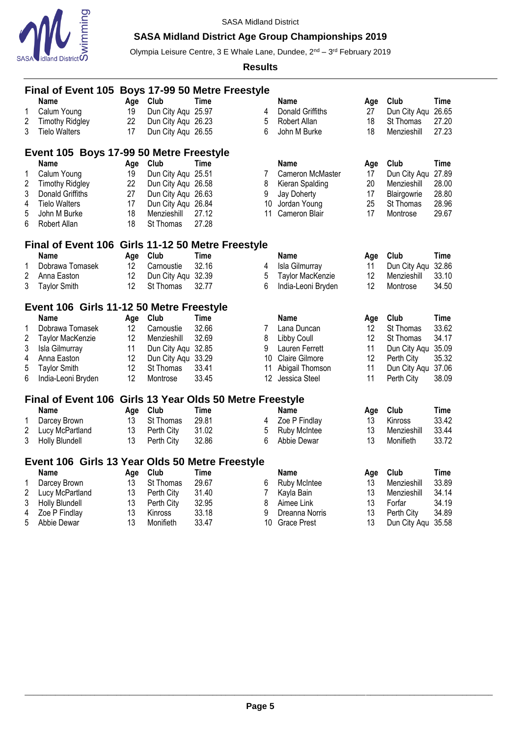SASA Midland District

**SASA Midland District Age Group Championships 2019**

Olympia Leisure Centre, 3 E Whale Lane, Dundee, 2nd – 3rd February 2019

**Results**

## Final of Event 105 Boys 17-99 50 Metre Freestyle

| | Name | Age | Club | Time |
|---|---|---|---|---|
| 1 | Calum Young | 19 | Dun City Aqu | 25.97 |
| 2 | Timothy Ridgley | 22 | Dun City Aqu | 26.23 |
| 3 | Tielo Walters | 17 | Dun City Aqu | 26.55 |
| 4 | Donald Griffiths | 27 | Dun City Aqu | 26.65 |
| 5 | Robert Allan | 18 | St Thomas | 27.20 |
| 6 | John M Burke | 18 | Menzieshill | 27.23 |

## Event 105 Boys 17-99 50 Metre Freestyle

| | Name | Age | Club | Time |
|---|---|---|---|---|
| 1 | Calum Young | 19 | Dun City Aqu | 25.51 |
| 2 | Timothy Ridgley | 22 | Dun City Aqu | 26.58 |
| 3 | Donald Griffiths | 27 | Dun City Aqu | 26.63 |
| 4 | Tielo Walters | 17 | Dun City Aqu | 26.84 |
| 5 | John M Burke | 18 | Menzieshill | 27.12 |
| 6 | Robert Allan | 18 | St Thomas | 27.28 |
| 7 | Cameron McMaster | 17 | Dun City Aqu | 27.89 |
| 8 | Kieran Spalding | 20 | Menzieshill | 28.00 |
| 9 | Jay Doherty | 17 | Blairgowrie | 28.80 |
| 10 | Jordan Young | 25 | St Thomas | 28.96 |
| 11 | Cameron Blair | 17 | Montrose | 29.67 |

## Final of Event 106 Girls 11-12 50 Metre Freestyle

| | Name | Age | Club | Time |
|---|---|---|---|---|
| 1 | Dobrawa Tomasek | 12 | Carnoustie | 32.16 |
| 2 | Anna Easton | 12 | Dun City Aqu | 32.39 |
| 3 | Taylor Smith | 12 | St Thomas | 32.77 |
| 4 | Isla Gilmurray | 11 | Dun City Aqu | 32.86 |
| 5 | Taylor MacKenzie | 12 | Menzieshill | 33.10 |
| 6 | India-Leoni Bryden | 12 | Montrose | 34.50 |

## Event 106 Girls 11-12 50 Metre Freestyle

| | Name | Age | Club | Time |
|---|---|---|---|---|
| 1 | Dobrawa Tomasek | 12 | Carnoustie | 32.66 |
| 2 | Taylor MacKenzie | 12 | Menzieshill | 32.69 |
| 3 | Isla Gilmurray | 11 | Dun City Aqu | 32.85 |
| 4 | Anna Easton | 12 | Dun City Aqu | 33.29 |
| 5 | Taylor Smith | 12 | St Thomas | 33.41 |
| 6 | India-Leoni Bryden | 12 | Montrose | 33.45 |
| 7 | Lana Duncan | 12 | St Thomas | 33.62 |
| 8 | Libby Coull | 12 | St Thomas | 34.17 |
| 9 | Lauren Ferrett | 11 | Dun City Aqu | 35.09 |
| 10 | Claire Gilmore | 12 | Perth City | 35.32 |
| 11 | Abigail Thomson | 11 | Dun City Aqu | 37.06 |
| 12 | Jessica Steel | 11 | Perth City | 38.09 |

## Final of Event 106 Girls 13 Year Olds 50 Metre Freestyle

| | Name | Age | Club | Time |
|---|---|---|---|---|
| 1 | Darcey Brown | 13 | St Thomas | 29.81 |
| 2 | Lucy McPartland | 13 | Perth City | 31.02 |
| 3 | Holly Blundell | 13 | Perth City | 32.86 |
| 4 | Zoe P Findlay | 13 | Kinross | 33.42 |
| 5 | Ruby McIntee | 13 | Menzieshill | 33.44 |
| 6 | Abbie Dewar | 13 | Monifieth | 33.72 |

## Event 106 Girls 13 Year Olds 50 Metre Freestyle

| | Name | Age | Club | Time |
|---|---|---|---|---|
| 1 | Darcey Brown | 13 | St Thomas | 29.67 |
| 2 | Lucy McPartland | 13 | Perth City | 31.40 |
| 3 | Holly Blundell | 13 | Perth City | 32.95 |
| 4 | Zoe P Findlay | 13 | Kinross | 33.18 |
| 5 | Abbie Dewar | 13 | Monifieth | 33.47 |
| 6 | Ruby McIntee | 13 | Menzieshill | 33.89 |
| 7 | Kayla Bain | 13 | Menzieshill | 34.14 |
| 8 | Aimee Link | 13 | Forfar | 34.19 |
| 9 | Dreanna Norris | 13 | Perth City | 34.89 |
| 10 | Grace Prest | 13 | Dun City Aqu | 35.58 |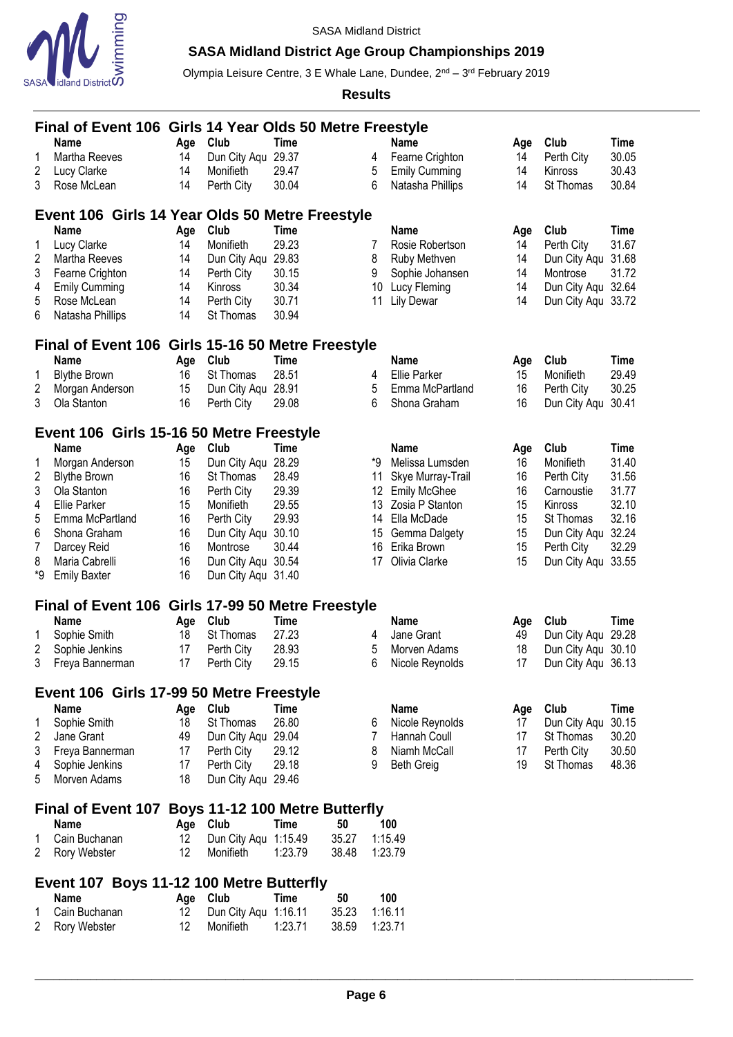## Final of Event 106 Girls 14 Year Olds 50 Metre Freestyle

| | Name | Age | Club | Time |
|---|---|---|---|---|
| 1 | Martha Reeves | 14 | Dun City Aqu | 29.37 |
| 2 | Lucy Clarke | 14 | Monifieth | 29.47 |
| 3 | Rose McLean | 14 | Perth City | 30.04 |
| 4 | Fearne Crighton | 14 | Perth City | 30.05 |
| 5 | Emily Cumming | 14 | Kinross | 30.43 |
| 6 | Natasha Phillips | 14 | St Thomas | 30.84 |

## Event 106 Girls 14 Year Olds 50 Metre Freestyle

| | Name | Age | Club | Time |
|---|---|---|---|---|
| 1 | Lucy Clarke | 14 | Monifieth | 29.23 |
| 2 | Martha Reeves | 14 | Dun City Aqu | 29.83 |
| 3 | Fearne Crighton | 14 | Perth City | 30.15 |
| 4 | Emily Cumming | 14 | Kinross | 30.34 |
| 5 | Rose McLean | 14 | Perth City | 30.71 |
| 6 | Natasha Phillips | 14 | St Thomas | 30.94 |
| 7 | Rosie Robertson | 14 | Perth City | 31.67 |
| 8 | Ruby Methven | 14 | Dun City Aqu | 31.68 |
| 9 | Sophie Johansen | 14 | Montrose | 31.72 |
| 10 | Lucy Fleming | 14 | Dun City Aqu | 32.64 |
| 11 | Lily Dewar | 14 | Dun City Aqu | 33.72 |

## Final of Event 106 Girls 15-16 50 Metre Freestyle

| | Name | Age | Club | Time |
|---|---|---|---|---|
| 1 | Blythe Brown | 16 | St Thomas | 28.51 |
| 2 | Morgan Anderson | 15 | Dun City Aqu | 28.91 |
| 3 | Ola Stanton | 16 | Perth City | 29.08 |
| 4 | Ellie Parker | 15 | Monifieth | 29.49 |
| 5 | Emma McPartland | 16 | Perth City | 30.25 |
| 6 | Shona Graham | 16 | Dun City Aqu | 30.41 |

## Event 106 Girls 15-16 50 Metre Freestyle

| | Name | Age | Club | Time |
|---|---|---|---|---|
| 1 | Morgan Anderson | 15 | Dun City Aqu | 28.29 |
| 2 | Blythe Brown | 16 | St Thomas | 28.49 |
| 3 | Ola Stanton | 16 | Perth City | 29.39 |
| 4 | Ellie Parker | 15 | Monifieth | 29.55 |
| 5 | Emma McPartland | 16 | Perth City | 29.93 |
| 6 | Shona Graham | 16 | Dun City Aqu | 30.10 |
| 7 | Darcey Reid | 16 | Montrose | 30.44 |
| 8 | Maria Cabrelli | 16 | Dun City Aqu | 30.54 |
| *9 | Emily Baxter | 16 | Dun City Aqu | 31.40 |
| *9 | Melissa Lumsden | 16 | Monifieth | 31.40 |
| 11 | Skye Murray-Trail | 16 | Perth City | 31.56 |
| 12 | Emily McGhee | 16 | Carnoustie | 31.77 |
| 13 | Zosia P Stanton | 15 | Kinross | 32.10 |
| 14 | Ella McDade | 15 | St Thomas | 32.16 |
| 15 | Gemma Dalgety | 15 | Dun City Aqu | 32.24 |
| 16 | Erika Brown | 15 | Perth City | 32.29 |
| 17 | Olivia Clarke | 15 | Dun City Aqu | 33.55 |

## Final of Event 106 Girls 17-99 50 Metre Freestyle

| | Name | Age | Club | Time |
|---|---|---|---|---|
| 1 | Sophie Smith | 18 | St Thomas | 27.23 |
| 2 | Sophie Jenkins | 17 | Perth City | 28.93 |
| 3 | Freya Bannerman | 17 | Perth City | 29.15 |
| 4 | Jane Grant | 49 | Dun City Aqu | 29.28 |
| 5 | Morven Adams | 18 | Dun City Aqu | 30.10 |
| 6 | Nicole Reynolds | 17 | Dun City Aqu | 36.13 |

## Event 106 Girls 17-99 50 Metre Freestyle

| | Name | Age | Club | Time |
|---|---|---|---|---|
| 1 | Sophie Smith | 18 | St Thomas | 26.80 |
| 2 | Jane Grant | 49 | Dun City Aqu | 29.04 |
| 3 | Freya Bannerman | 17 | Perth City | 29.12 |
| 4 | Sophie Jenkins | 17 | Perth City | 29.18 |
| 5 | Morven Adams | 18 | Dun City Aqu | 29.46 |
| 6 | Nicole Reynolds | 17 | Dun City Aqu | 30.15 |
| 7 | Hannah Coull | 17 | St Thomas | 30.20 |
| 8 | Niamh McCall | 17 | Perth City | 30.50 |
| 9 | Beth Greig | 19 | St Thomas | 48.36 |

## Final of Event 107 Boys 11-12 100 Metre Butterfly

| | Name | Age | Club | Time | 50 | 100 |
|---|---|---|---|---|---|---|
| 1 | Cain Buchanan | 12 | Dun City Aqu | 1:15.49 | 35.27 | 1:15.49 |
| 2 | Rory Webster | 12 | Monifieth | 1:23.79 | 38.48 | 1:23.79 |

## Event 107 Boys 11-12 100 Metre Butterfly

| | Name | Age | Club | Time | 50 | 100 |
|---|---|---|---|---|---|---|
| 1 | Cain Buchanan | 12 | Dun City Aqu | 1:16.11 | 35.23 | 1:16.11 |
| 2 | Rory Webster | 12 | Monifieth | 1:23.71 | 38.59 | 1:23.71 |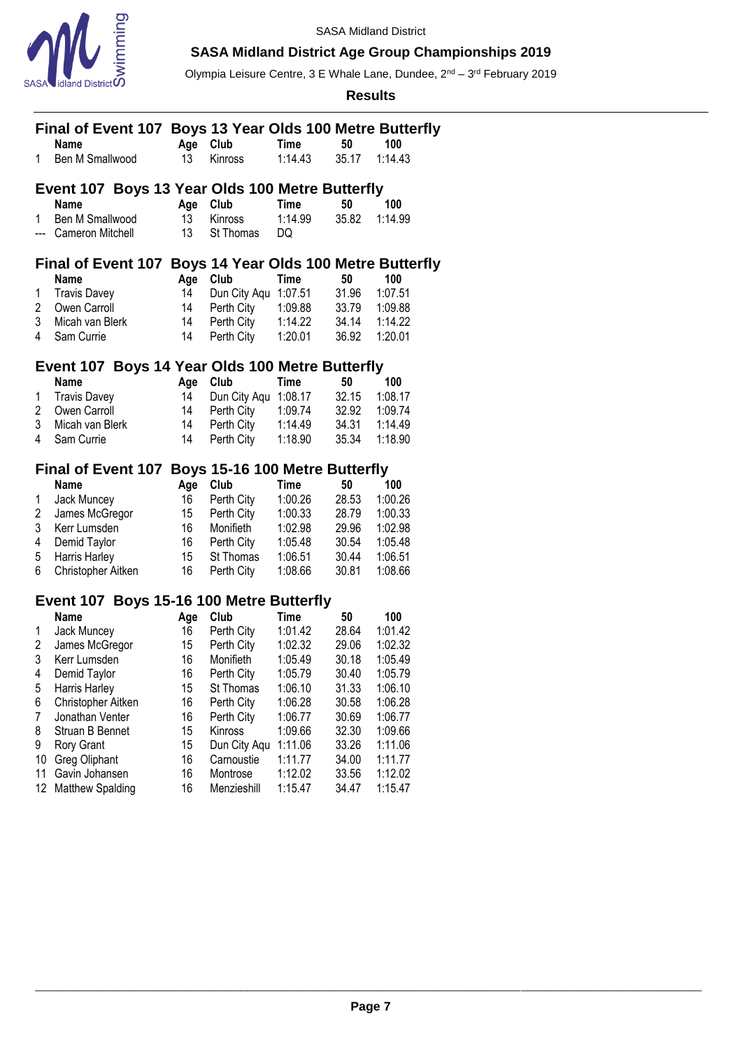## Final of Event 107 Boys 13 Year Olds 100 Metre Butterfly

| | Name | Age | Club | Time | 50 | 100 |
|---|---|---|---|---|---|---|
| 1 | Ben M Smallwood | 13 | Kinross | 1:14.43 | 35.17 | 1:14.43 |

## Event 107 Boys 13 Year Olds 100 Metre Butterfly

| | Name | Age | Club | Time | 50 | 100 |
|---|---|---|---|---|---|---|
| 1 | Ben M Smallwood | 13 | Kinross | 1:14.99 | 35.82 | 1:14.99 |
| --- | Cameron Mitchell | 13 | St Thomas | DQ | | |

## Final of Event 107 Boys 14 Year Olds 100 Metre Butterfly

| | Name | Age | Club | Time | 50 | 100 |
|---|---|---|---|---|---|---|
| 1 | Travis Davey | 14 | Dun City Aqu | 1:07.51 | 31.96 | 1:07.51 |
| 2 | Owen Carroll | 14 | Perth City | 1:09.88 | 33.79 | 1:09.88 |
| 3 | Micah van Blerk | 14 | Perth City | 1:14.22 | 34.14 | 1:14.22 |
| 4 | Sam Currie | 14 | Perth City | 1:20.01 | 36.92 | 1:20.01 |

## Event 107 Boys 14 Year Olds 100 Metre Butterfly

| | Name | Age | Club | Time | 50 | 100 |
|---|---|---|---|---|---|---|
| 1 | Travis Davey | 14 | Dun City Aqu | 1:08.17 | 32.15 | 1:08.17 |
| 2 | Owen Carroll | 14 | Perth City | 1:09.74 | 32.92 | 1:09.74 |
| 3 | Micah van Blerk | 14 | Perth City | 1:14.49 | 34.31 | 1:14.49 |
| 4 | Sam Currie | 14 | Perth City | 1:18.90 | 35.34 | 1:18.90 |

## Final of Event 107 Boys 15-16 100 Metre Butterfly

| | Name | Age | Club | Time | 50 | 100 |
|---|---|---|---|---|---|---|
| 1 | Jack Muncey | 16 | Perth City | 1:00.26 | 28.53 | 1:00.26 |
| 2 | James McGregor | 15 | Perth City | 1:00.33 | 28.79 | 1:00.33 |
| 3 | Kerr Lumsden | 16 | Monifieth | 1:02.98 | 29.96 | 1:02.98 |
| 4 | Demid Taylor | 16 | Perth City | 1:05.48 | 30.54 | 1:05.48 |
| 5 | Harris Harley | 15 | St Thomas | 1:06.51 | 30.44 | 1:06.51 |
| 6 | Christopher Aitken | 16 | Perth City | 1:08.66 | 30.81 | 1:08.66 |

## Event 107 Boys 15-16 100 Metre Butterfly

| | Name | Age | Club | Time | 50 | 100 |
|---|---|---|---|---|---|---|
| 1 | Jack Muncey | 16 | Perth City | 1:01.42 | 28.64 | 1:01.42 |
| 2 | James McGregor | 15 | Perth City | 1:02.32 | 29.06 | 1:02.32 |
| 3 | Kerr Lumsden | 16 | Monifieth | 1:05.49 | 30.18 | 1:05.49 |
| 4 | Demid Taylor | 16 | Perth City | 1:05.79 | 30.40 | 1:05.79 |
| 5 | Harris Harley | 15 | St Thomas | 1:06.10 | 31.33 | 1:06.10 |
| 6 | Christopher Aitken | 16 | Perth City | 1:06.28 | 30.58 | 1:06.28 |
| 7 | Jonathan Venter | 16 | Perth City | 1:06.77 | 30.69 | 1:06.77 |
| 8 | Struan B Bennet | 15 | Kinross | 1:09.66 | 32.30 | 1:09.66 |
| 9 | Rory Grant | 15 | Dun City Aqu | 1:11.06 | 33.26 | 1:11.06 |
| 10 | Greg Oliphant | 16 | Carnoustie | 1:11.77 | 34.00 | 1:11.77 |
| 11 | Gavin Johansen | 16 | Montrose | 1:12.02 | 33.56 | 1:12.02 |
| 12 | Matthew Spalding | 16 | Menzieshill | 1:15.47 | 34.47 | 1:15.47 |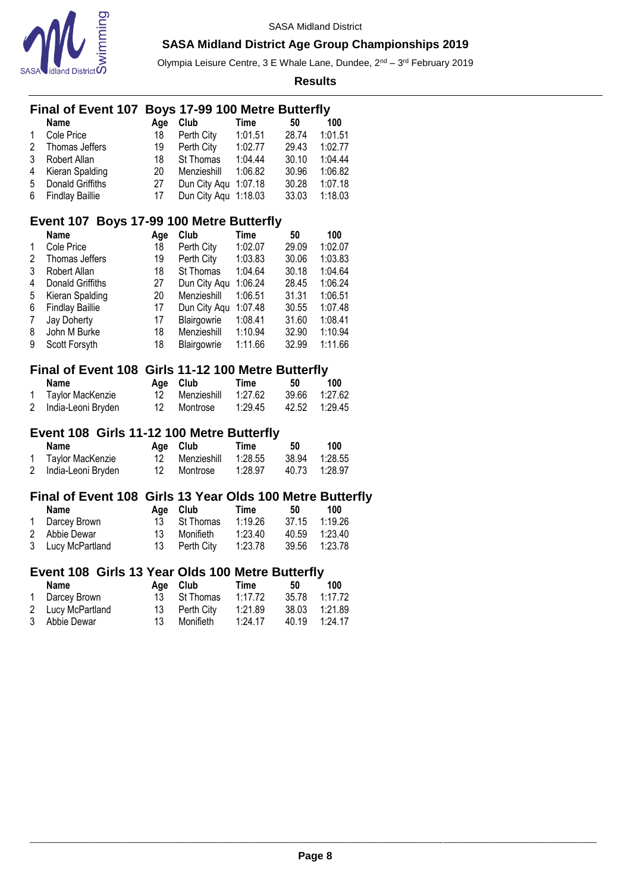SASA Midland District

**SASA Midland District Age Group Championships 2019**

Olympia Leisure Centre, 3 E Whale Lane, Dundee, 2nd – 3rd February 2019

**Results**

## Final of Event 107 Boys 17-99 100 Metre Butterfly

| | Name | Age | Club | Time | 50 | 100 |
|---|---|---|---|---|---|---|
| 1 | Cole Price | 18 | Perth City | 1:01.51 | 28.74 | 1:01.51 |
| 2 | Thomas Jeffers | 19 | Perth City | 1:02.77 | 29.43 | 1:02.77 |
| 3 | Robert Allan | 18 | St Thomas | 1:04.44 | 30.10 | 1:04.44 |
| 4 | Kieran Spalding | 20 | Menzieshill | 1:06.82 | 30.96 | 1:06.82 |
| 5 | Donald Griffiths | 27 | Dun City Aqu | 1:07.18 | 30.28 | 1:07.18 |
| 6 | Findlay Baillie | 17 | Dun City Aqu | 1:18.03 | 33.03 | 1:18.03 |

## Event 107 Boys 17-99 100 Metre Butterfly

| | Name | Age | Club | Time | 50 | 100 |
|---|---|---|---|---|---|---|
| 1 | Cole Price | 18 | Perth City | 1:02.07 | 29.09 | 1:02.07 |
| 2 | Thomas Jeffers | 19 | Perth City | 1:03.83 | 30.06 | 1:03.83 |
| 3 | Robert Allan | 18 | St Thomas | 1:04.64 | 30.18 | 1:04.64 |
| 4 | Donald Griffiths | 27 | Dun City Aqu | 1:06.24 | 28.45 | 1:06.24 |
| 5 | Kieran Spalding | 20 | Menzieshill | 1:06.51 | 31.31 | 1:06.51 |
| 6 | Findlay Baillie | 17 | Dun City Aqu | 1:07.48 | 30.55 | 1:07.48 |
| 7 | Jay Doherty | 17 | Blairgowrie | 1:08.41 | 31.60 | 1:08.41 |
| 8 | John M Burke | 18 | Menzieshill | 1:10.94 | 32.90 | 1:10.94 |
| 9 | Scott Forsyth | 18 | Blairgowrie | 1:11.66 | 32.99 | 1:11.66 |

## Final of Event 108 Girls 11-12 100 Metre Butterfly

| | Name | Age | Club | Time | 50 | 100 |
|---|---|---|---|---|---|---|
| 1 | Taylor MacKenzie | 12 | Menzieshill | 1:27.62 | 39.66 | 1:27.62 |
| 2 | India-Leoni Bryden | 12 | Montrose | 1:29.45 | 42.52 | 1:29.45 |

## Event 108 Girls 11-12 100 Metre Butterfly

| | Name | Age | Club | Time | 50 | 100 |
|---|---|---|---|---|---|---|
| 1 | Taylor MacKenzie | 12 | Menzieshill | 1:28.55 | 38.94 | 1:28.55 |
| 2 | India-Leoni Bryden | 12 | Montrose | 1:28.97 | 40.73 | 1:28.97 |

## Final of Event 108 Girls 13 Year Olds 100 Metre Butterfly

| | Name | Age | Club | Time | 50 | 100 |
|---|---|---|---|---|---|---|
| 1 | Darcey Brown | 13 | St Thomas | 1:19.26 | 37.15 | 1:19.26 |
| 2 | Abbie Dewar | 13 | Monifieth | 1:23.40 | 40.59 | 1:23.40 |
| 3 | Lucy McPartland | 13 | Perth City | 1:23.78 | 39.56 | 1:23.78 |

## Event 108 Girls 13 Year Olds 100 Metre Butterfly

| | Name | Age | Club | Time | 50 | 100 |
|---|---|---|---|---|---|---|
| 1 | Darcey Brown | 13 | St Thomas | 1:17.72 | 35.78 | 1:17.72 |
| 2 | Lucy McPartland | 13 | Perth City | 1:21.89 | 38.03 | 1:21.89 |
| 3 | Abbie Dewar | 13 | Monifieth | 1:24.17 | 40.19 | 1:24.17 |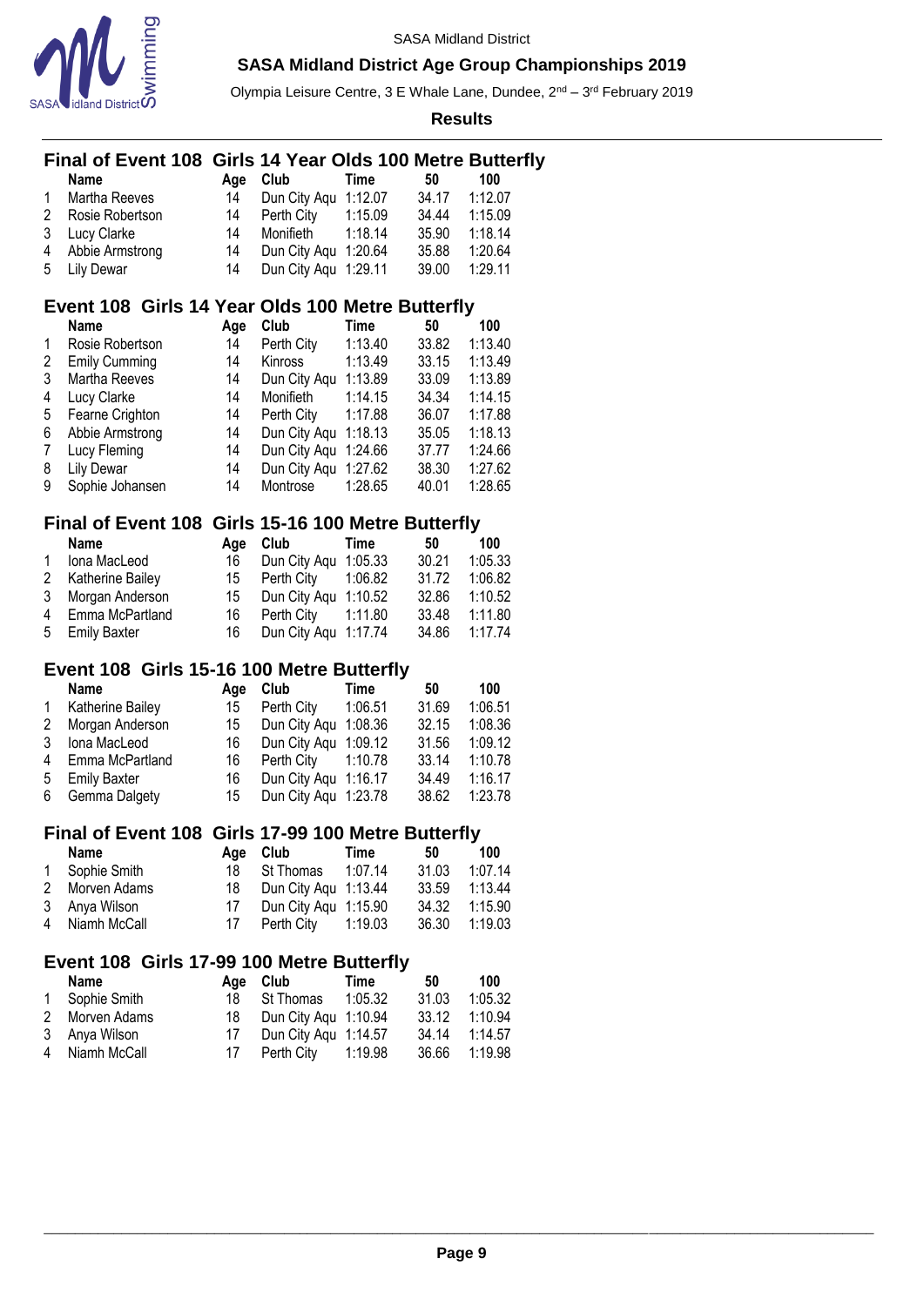SASA Midland District

**SASA Midland District Age Group Championships 2019**

Olympia Leisure Centre, 3 E Whale Lane, Dundee, 2nd – 3rd February 2019

**Results**

## Final of Event 108 Girls 14 Year Olds 100 Metre Butterfly

| | Name | Age | Club | Time | 50 | 100 |
|---|---|---|---|---|---|---|
| 1 | Martha Reeves | 14 | Dun City Aqu | 1:12.07 | 34.17 | 1:12.07 |
| 2 | Rosie Robertson | 14 | Perth City | 1:15.09 | 34.44 | 1:15.09 |
| 3 | Lucy Clarke | 14 | Monifieth | 1:18.14 | 35.90 | 1:18.14 |
| 4 | Abbie Armstrong | 14 | Dun City Aqu | 1:20.64 | 35.88 | 1:20.64 |
| 5 | Lily Dewar | 14 | Dun City Aqu | 1:29.11 | 39.00 | 1:29.11 |

## Event 108 Girls 14 Year Olds 100 Metre Butterfly

| | Name | Age | Club | Time | 50 | 100 |
|---|---|---|---|---|---|---|
| 1 | Rosie Robertson | 14 | Perth City | 1:13.40 | 33.82 | 1:13.40 |
| 2 | Emily Cumming | 14 | Kinross | 1:13.49 | 33.15 | 1:13.49 |
| 3 | Martha Reeves | 14 | Dun City Aqu | 1:13.89 | 33.09 | 1:13.89 |
| 4 | Lucy Clarke | 14 | Monifieth | 1:14.15 | 34.34 | 1:14.15 |
| 5 | Fearne Crighton | 14 | Perth City | 1:17.88 | 36.07 | 1:17.88 |
| 6 | Abbie Armstrong | 14 | Dun City Aqu | 1:18.13 | 35.05 | 1:18.13 |
| 7 | Lucy Fleming | 14 | Dun City Aqu | 1:24.66 | 37.77 | 1:24.66 |
| 8 | Lily Dewar | 14 | Dun City Aqu | 1:27.62 | 38.30 | 1:27.62 |
| 9 | Sophie Johansen | 14 | Montrose | 1:28.65 | 40.01 | 1:28.65 |

## Final of Event 108 Girls 15-16 100 Metre Butterfly

| | Name | Age | Club | Time | 50 | 100 |
|---|---|---|---|---|---|---|
| 1 | Iona MacLeod | 16 | Dun City Aqu | 1:05.33 | 30.21 | 1:05.33 |
| 2 | Katherine Bailey | 15 | Perth City | 1:06.82 | 31.72 | 1:06.82 |
| 3 | Morgan Anderson | 15 | Dun City Aqu | 1:10.52 | 32.86 | 1:10.52 |
| 4 | Emma McPartland | 16 | Perth City | 1:11.80 | 33.48 | 1:11.80 |
| 5 | Emily Baxter | 16 | Dun City Aqu | 1:17.74 | 34.86 | 1:17.74 |

## Event 108 Girls 15-16 100 Metre Butterfly

| | Name | Age | Club | Time | 50 | 100 |
|---|---|---|---|---|---|---|
| 1 | Katherine Bailey | 15 | Perth City | 1:06.51 | 31.69 | 1:06.51 |
| 2 | Morgan Anderson | 15 | Dun City Aqu | 1:08.36 | 32.15 | 1:08.36 |
| 3 | Iona MacLeod | 16 | Dun City Aqu | 1:09.12 | 31.56 | 1:09.12 |
| 4 | Emma McPartland | 16 | Perth City | 1:10.78 | 33.14 | 1:10.78 |
| 5 | Emily Baxter | 16 | Dun City Aqu | 1:16.17 | 34.49 | 1:16.17 |
| 6 | Gemma Dalgety | 15 | Dun City Aqu | 1:23.78 | 38.62 | 1:23.78 |

## Final of Event 108 Girls 17-99 100 Metre Butterfly

| | Name | Age | Club | Time | 50 | 100 |
|---|---|---|---|---|---|---|
| 1 | Sophie Smith | 18 | St Thomas | 1:07.14 | 31.03 | 1:07.14 |
| 2 | Morven Adams | 18 | Dun City Aqu | 1:13.44 | 33.59 | 1:13.44 |
| 3 | Anya Wilson | 17 | Dun City Aqu | 1:15.90 | 34.32 | 1:15.90 |
| 4 | Niamh McCall | 17 | Perth City | 1:19.03 | 36.30 | 1:19.03 |

## Event 108 Girls 17-99 100 Metre Butterfly

| | Name | Age | Club | Time | 50 | 100 |
|---|---|---|---|---|---|---|
| 1 | Sophie Smith | 18 | St Thomas | 1:05.32 | 31.03 | 1:05.32 |
| 2 | Morven Adams | 18 | Dun City Aqu | 1:10.94 | 33.12 | 1:10.94 |
| 3 | Anya Wilson | 17 | Dun City Aqu | 1:14.57 | 34.14 | 1:14.57 |
| 4 | Niamh McCall | 17 | Perth City | 1:19.98 | 36.66 | 1:19.98 |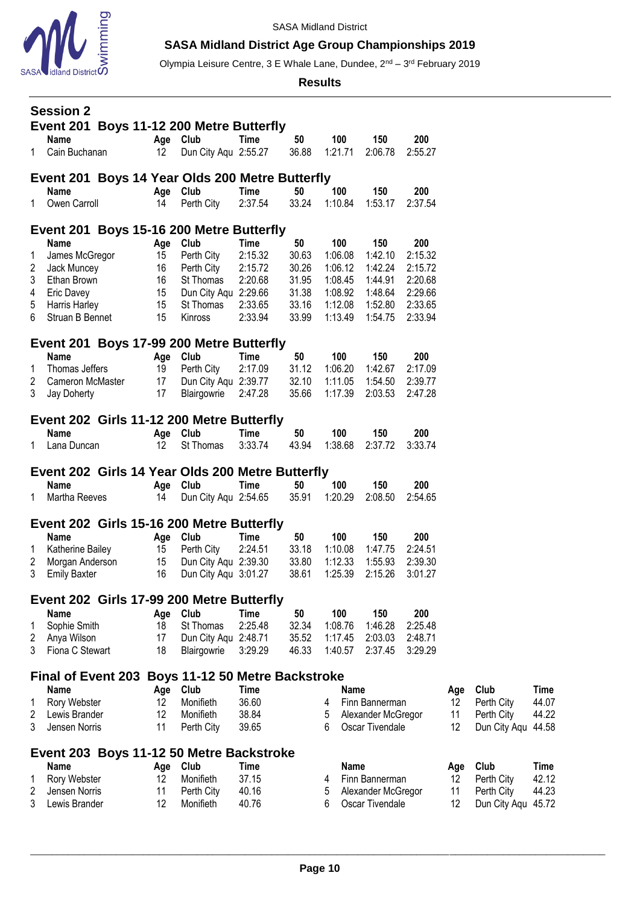SASA Midland District

**SASA Midland District Age Group Championships 2019**

Olympia Leisure Centre, 3 E Whale Lane, Dundee, 2nd – 3rd February 2019

**Results**

## Session 2

### Event 201 Boys 11-12 200 Metre Butterfly

| | Name | Age | Club | Time | 50 | 100 | 150 | 200 |
|---|---|---|---|---|---|---|---|---|
| 1 | Cain Buchanan | 12 | Dun City Aqu | 2:55.27 | 36.88 | 1:21.71 | 2:06.78 | 2:55.27 |

### Event 201 Boys 14 Year Olds 200 Metre Butterfly

| | Name | Age | Club | Time | 50 | 100 | 150 | 200 |
|---|---|---|---|---|---|---|---|---|
| 1 | Owen Carroll | 14 | Perth City | 2:37.54 | 33.24 | 1:10.84 | 1:53.17 | 2:37.54 |

### Event 201 Boys 15-16 200 Metre Butterfly

| | Name | Age | Club | Time | 50 | 100 | 150 | 200 |
|---|---|---|---|---|---|---|---|---|
| 1 | James McGregor | 15 | Perth City | 2:15.32 | 30.63 | 1:06.08 | 1:42.10 | 2:15.32 |
| 2 | Jack Muncey | 16 | Perth City | 2:15.72 | 30.26 | 1:06.12 | 1:42.24 | 2:15.72 |
| 3 | Ethan Brown | 16 | St Thomas | 2:20.68 | 31.95 | 1:08.45 | 1:44.91 | 2:20.68 |
| 4 | Eric Davey | 15 | Dun City Aqu | 2:29.66 | 31.38 | 1:08.92 | 1:48.64 | 2:29.66 |
| 5 | Harris Harley | 15 | St Thomas | 2:33.65 | 33.16 | 1:12.08 | 1:52.80 | 2:33.65 |
| 6 | Struan B Bennet | 15 | Kinross | 2:33.94 | 33.99 | 1:13.49 | 1:54.75 | 2:33.94 |

### Event 201 Boys 17-99 200 Metre Butterfly

| | Name | Age | Club | Time | 50 | 100 | 150 | 200 |
|---|---|---|---|---|---|---|---|---|
| 1 | Thomas Jeffers | 19 | Perth City | 2:17.09 | 31.12 | 1:06.20 | 1:42.67 | 2:17.09 |
| 2 | Cameron McMaster | 17 | Dun City Aqu | 2:39.77 | 32.10 | 1:11.05 | 1:54.50 | 2:39.77 |
| 3 | Jay Doherty | 17 | Blairgowrie | 2:47.28 | 35.66 | 1:17.39 | 2:03.53 | 2:47.28 |

### Event 202 Girls 11-12 200 Metre Butterfly

| | Name | Age | Club | Time | 50 | 100 | 150 | 200 |
|---|---|---|---|---|---|---|---|---|
| 1 | Lana Duncan | 12 | St Thomas | 3:33.74 | 43.94 | 1:38.68 | 2:37.72 | 3:33.74 |

### Event 202 Girls 14 Year Olds 200 Metre Butterfly

| | Name | Age | Club | Time | 50 | 100 | 150 | 200 |
|---|---|---|---|---|---|---|---|---|
| 1 | Martha Reeves | 14 | Dun City Aqu | 2:54.65 | 35.91 | 1:20.29 | 2:08.50 | 2:54.65 |

### Event 202 Girls 15-16 200 Metre Butterfly

| | Name | Age | Club | Time | 50 | 100 | 150 | 200 |
|---|---|---|---|---|---|---|---|---|
| 1 | Katherine Bailey | 15 | Perth City | 2:24.51 | 33.18 | 1:10.08 | 1:47.75 | 2:24.51 |
| 2 | Morgan Anderson | 15 | Dun City Aqu | 2:39.30 | 33.80 | 1:12.33 | 1:55.93 | 2:39.30 |
| 3 | Emily Baxter | 16 | Dun City Aqu | 3:01.27 | 38.61 | 1:25.39 | 2:15.26 | 3:01.27 |

### Event 202 Girls 17-99 200 Metre Butterfly

| | Name | Age | Club | Time | 50 | 100 | 150 | 200 |
|---|---|---|---|---|---|---|---|---|
| 1 | Sophie Smith | 18 | St Thomas | 2:25.48 | 32.34 | 1:08.76 | 1:46.28 | 2:25.48 |
| 2 | Anya Wilson | 17 | Dun City Aqu | 2:48.71 | 35.52 | 1:17.45 | 2:03.03 | 2:48.71 |
| 3 | Fiona C Stewart | 18 | Blairgowrie | 3:29.29 | 46.33 | 1:40.57 | 2:37.45 | 3:29.29 |

### Final of Event 203 Boys 11-12 50 Metre Backstroke

| | Name | Age | Club | Time |
|---|---|---|---|---|
| 1 | Rory Webster | 12 | Monifieth | 36.60 |
| 2 | Lewis Brander | 12 | Monifieth | 38.84 |
| 3 | Jensen Norris | 11 | Perth City | 39.65 |
| 4 | Finn Bannerman | 12 | Perth City | 44.07 |
| 5 | Alexander McGregor | 11 | Perth City | 44.22 |
| 6 | Oscar Tivendale | 12 | Dun City Aqu | 44.58 |

### Event 203 Boys 11-12 50 Metre Backstroke

| | Name | Age | Club | Time |
|---|---|---|---|---|
| 1 | Rory Webster | 12 | Monifieth | 37.15 |
| 2 | Jensen Norris | 11 | Perth City | 40.16 |
| 3 | Lewis Brander | 12 | Monifieth | 40.76 |
| 4 | Finn Bannerman | 12 | Perth City | 42.12 |
| 5 | Alexander McGregor | 11 | Perth City | 44.23 |
| 6 | Oscar Tivendale | 12 | Dun City Aqu | 45.72 |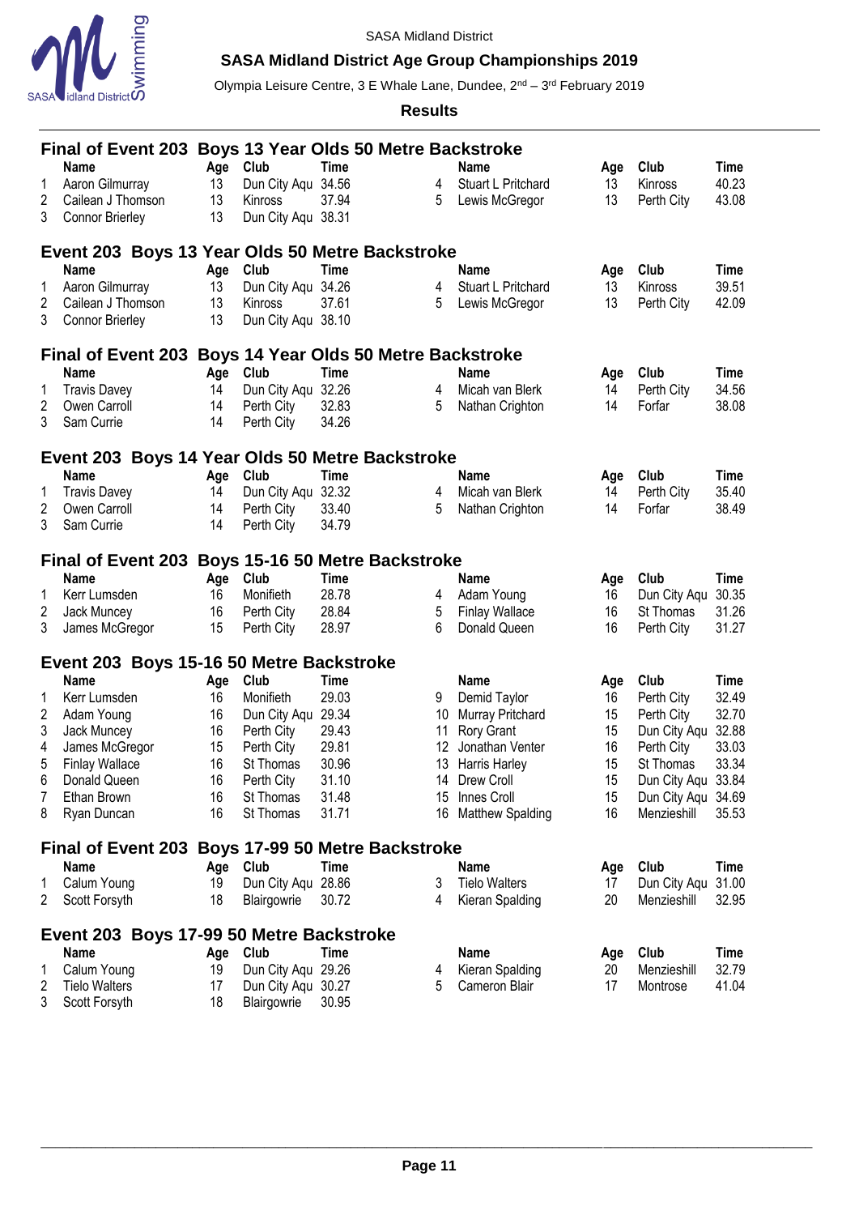SASA Midland District

## SASA Midland District Age Group Championships 2019

Olympia Leisure Centre, 3 E Whale Lane, Dundee, 2nd – 3rd February 2019

**Results**

### Final of Event 203 Boys 13 Year Olds 50 Metre Backstroke

| | Name | Age | Club | Time | | Name | Age | Club | Time |
|---|---|---|---|---|---|---|---|---|---|
| 1 | Aaron Gilmurray | 13 | Dun City Aqu | 34.56 | 4 | Stuart L Pritchard | 13 | Kinross | 40.23 |
| 2 | Cailean J Thomson | 13 | Kinross | 37.94 | 5 | Lewis McGregor | 13 | Perth City | 43.08 |
| 3 | Connor Brierley | 13 | Dun City Aqu | 38.31 | | | | | |

### Event 203 Boys 13 Year Olds 50 Metre Backstroke

| | Name | Age | Club | Time | | Name | Age | Club | Time |
|---|---|---|---|---|---|---|---|---|---|
| 1 | Aaron Gilmurray | 13 | Dun City Aqu | 34.26 | 4 | Stuart L Pritchard | 13 | Kinross | 39.51 |
| 2 | Cailean J Thomson | 13 | Kinross | 37.61 | 5 | Lewis McGregor | 13 | Perth City | 42.09 |
| 3 | Connor Brierley | 13 | Dun City Aqu | 38.10 | | | | | |

### Final of Event 203 Boys 14 Year Olds 50 Metre Backstroke

| | Name | Age | Club | Time | | Name | Age | Club | Time |
|---|---|---|---|---|---|---|---|---|---|
| 1 | Travis Davey | 14 | Dun City Aqu | 32.26 | 4 | Micah van Blerk | 14 | Perth City | 34.56 |
| 2 | Owen Carroll | 14 | Perth City | 32.83 | 5 | Nathan Crighton | 14 | Forfar | 38.08 |
| 3 | Sam Currie | 14 | Perth City | 34.26 | | | | | |

### Event 203 Boys 14 Year Olds 50 Metre Backstroke

| | Name | Age | Club | Time | | Name | Age | Club | Time |
|---|---|---|---|---|---|---|---|---|---|
| 1 | Travis Davey | 14 | Dun City Aqu | 32.32 | 4 | Micah van Blerk | 14 | Perth City | 35.40 |
| 2 | Owen Carroll | 14 | Perth City | 33.40 | 5 | Nathan Crighton | 14 | Forfar | 38.49 |
| 3 | Sam Currie | 14 | Perth City | 34.79 | | | | | |

### Final of Event 203 Boys 15-16 50 Metre Backstroke

| | Name | Age | Club | Time | | Name | Age | Club | Time |
|---|---|---|---|---|---|---|---|---|---|
| 1 | Kerr Lumsden | 16 | Monifieth | 28.78 | 4 | Adam Young | 16 | Dun City Aqu | 30.35 |
| 2 | Jack Muncey | 16 | Perth City | 28.84 | 5 | Finlay Wallace | 16 | St Thomas | 31.26 |
| 3 | James McGregor | 15 | Perth City | 28.97 | 6 | Donald Queen | 16 | Perth City | 31.27 |

### Event 203 Boys 15-16 50 Metre Backstroke

| | Name | Age | Club | Time | | Name | Age | Club | Time |
|---|---|---|---|---|---|---|---|---|---|
| 1 | Kerr Lumsden | 16 | Monifieth | 29.03 | 9 | Demid Taylor | 16 | Perth City | 32.49 |
| 2 | Adam Young | 16 | Dun City Aqu | 29.34 | 10 | Murray Pritchard | 15 | Perth City | 32.70 |
| 3 | Jack Muncey | 16 | Perth City | 29.43 | 11 | Rory Grant | 15 | Dun City Aqu | 32.88 |
| 4 | James McGregor | 15 | Perth City | 29.81 | 12 | Jonathan Venter | 16 | Perth City | 33.03 |
| 5 | Finlay Wallace | 16 | St Thomas | 30.96 | 13 | Harris Harley | 15 | St Thomas | 33.34 |
| 6 | Donald Queen | 16 | Perth City | 31.10 | 14 | Drew Croll | 15 | Dun City Aqu | 33.84 |
| 7 | Ethan Brown | 16 | St Thomas | 31.48 | 15 | Innes Croll | 15 | Dun City Aqu | 34.69 |
| 8 | Ryan Duncan | 16 | St Thomas | 31.71 | 16 | Matthew Spalding | 16 | Menzieshill | 35.53 |

### Final of Event 203 Boys 17-99 50 Metre Backstroke

| | Name | Age | Club | Time | | Name | Age | Club | Time |
|---|---|---|---|---|---|---|---|---|---|
| 1 | Calum Young | 19 | Dun City Aqu | 28.86 | 3 | Tielo Walters | 17 | Dun City Aqu | 31.00 |
| 2 | Scott Forsyth | 18 | Blairgowrie | 30.72 | 4 | Kieran Spalding | 20 | Menzieshill | 32.95 |

### Event 203 Boys 17-99 50 Metre Backstroke

| | Name | Age | Club | Time | | Name | Age | Club | Time |
|---|---|---|---|---|---|---|---|---|---|
| 1 | Calum Young | 19 | Dun City Aqu | 29.26 | 4 | Kieran Spalding | 20 | Menzieshill | 32.79 |
| 2 | Tielo Walters | 17 | Dun City Aqu | 30.27 | 5 | Cameron Blair | 17 | Montrose | 41.04 |
| 3 | Scott Forsyth | 18 | Blairgowrie | 30.95 | | | | | |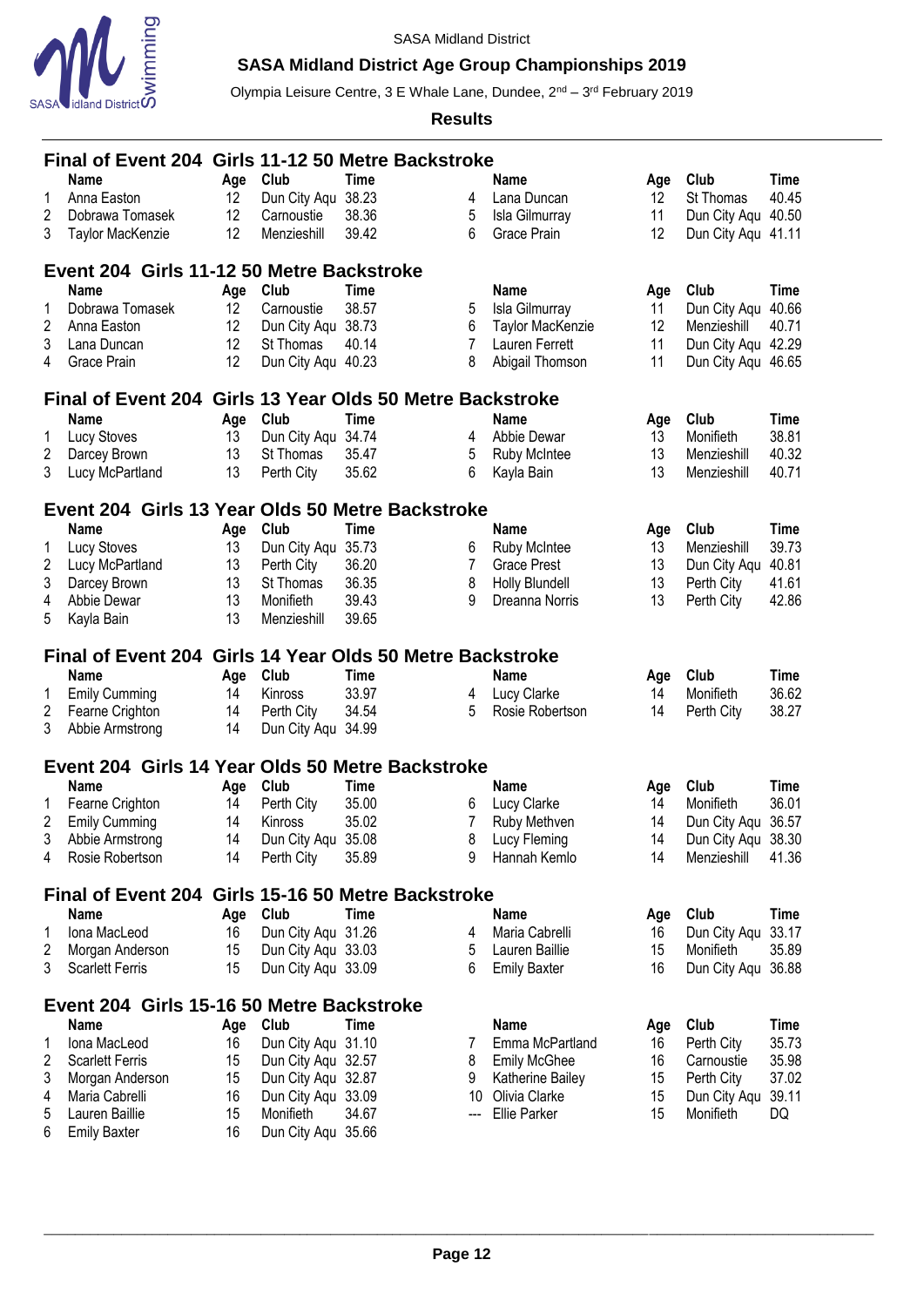SASA Midland District

**SASA Midland District Age Group Championships 2019**

Olympia Leisure Centre, 3 E Whale Lane, Dundee, 2nd – 3rd February 2019

**Results**

### Final of Event 204 Girls 11-12 50 Metre Backstroke

| | Name | Age | Club | Time |
|---|---|---|---|---|
| 1 | Anna Easton | 12 | Dun City Aqu | 38.23 |
| 2 | Dobrawa Tomasek | 12 | Carnoustie | 38.36 |
| 3 | Taylor MacKenzie | 12 | Menzieshill | 39.42 |
| 4 | Lana Duncan | 12 | St Thomas | 40.45 |
| 5 | Isla Gilmurray | 11 | Dun City Aqu | 40.50 |
| 6 | Grace Prain | 12 | Dun City Aqu | 41.11 |

### Event 204 Girls 11-12 50 Metre Backstroke

| | Name | Age | Club | Time |
|---|---|---|---|---|
| 1 | Dobrawa Tomasek | 12 | Carnoustie | 38.57 |
| 2 | Anna Easton | 12 | Dun City Aqu | 38.73 |
| 3 | Lana Duncan | 12 | St Thomas | 40.14 |
| 4 | Grace Prain | 12 | Dun City Aqu | 40.23 |
| 5 | Isla Gilmurray | 11 | Dun City Aqu | 40.66 |
| 6 | Taylor MacKenzie | 12 | Menzieshill | 40.71 |
| 7 | Lauren Ferrett | 11 | Dun City Aqu | 42.29 |
| 8 | Abigail Thomson | 11 | Dun City Aqu | 46.65 |

### Final of Event 204 Girls 13 Year Olds 50 Metre Backstroke

| | Name | Age | Club | Time |
|---|---|---|---|---|
| 1 | Lucy Stoves | 13 | Dun City Aqu | 34.74 |
| 2 | Darcey Brown | 13 | St Thomas | 35.47 |
| 3 | Lucy McPartland | 13 | Perth City | 35.62 |
| 4 | Abbie Dewar | 13 | Monifieth | 38.81 |
| 5 | Ruby McIntee | 13 | Menzieshill | 40.32 |
| 6 | Kayla Bain | 13 | Menzieshill | 40.71 |

### Event 204 Girls 13 Year Olds 50 Metre Backstroke

| | Name | Age | Club | Time |
|---|---|---|---|---|
| 1 | Lucy Stoves | 13 | Dun City Aqu | 35.73 |
| 2 | Lucy McPartland | 13 | Perth City | 36.20 |
| 3 | Darcey Brown | 13 | St Thomas | 36.35 |
| 4 | Abbie Dewar | 13 | Monifieth | 39.43 |
| 5 | Kayla Bain | 13 | Menzieshill | 39.65 |
| 6 | Ruby McIntee | 13 | Menzieshill | 39.73 |
| 7 | Grace Prest | 13 | Dun City Aqu | 40.81 |
| 8 | Holly Blundell | 13 | Perth City | 41.61 |
| 9 | Dreanna Norris | 13 | Perth City | 42.86 |

### Final of Event 204 Girls 14 Year Olds 50 Metre Backstroke

| | Name | Age | Club | Time |
|---|---|---|---|---|
| 1 | Emily Cumming | 14 | Kinross | 33.97 |
| 2 | Fearne Crighton | 14 | Perth City | 34.54 |
| 3 | Abbie Armstrong | 14 | Dun City Aqu | 34.99 |
| 4 | Lucy Clarke | 14 | Monifieth | 36.62 |
| 5 | Rosie Robertson | 14 | Perth City | 38.27 |

### Event 204 Girls 14 Year Olds 50 Metre Backstroke

| | Name | Age | Club | Time |
|---|---|---|---|---|
| 1 | Fearne Crighton | 14 | Perth City | 35.00 |
| 2 | Emily Cumming | 14 | Kinross | 35.02 |
| 3 | Abbie Armstrong | 14 | Dun City Aqu | 35.08 |
| 4 | Rosie Robertson | 14 | Perth City | 35.89 |
| 6 | Lucy Clarke | 14 | Monifieth | 36.01 |
| 7 | Ruby Methven | 14 | Dun City Aqu | 36.57 |
| 8 | Lucy Fleming | 14 | Dun City Aqu | 38.30 |
| 9 | Hannah Kemlo | 14 | Menzieshill | 41.36 |

### Final of Event 204 Girls 15-16 50 Metre Backstroke

| | Name | Age | Club | Time |
|---|---|---|---|---|
| 1 | Iona MacLeod | 16 | Dun City Aqu | 31.26 |
| 2 | Morgan Anderson | 15 | Dun City Aqu | 33.03 |
| 3 | Scarlett Ferris | 15 | Dun City Aqu | 33.09 |
| 4 | Maria Cabrelli | 16 | Dun City Aqu | 33.17 |
| 5 | Lauren Baillie | 15 | Monifieth | 35.89 |
| 6 | Emily Baxter | 16 | Dun City Aqu | 36.88 |

### Event 204 Girls 15-16 50 Metre Backstroke

| | Name | Age | Club | Time |
|---|---|---|---|---|
| 1 | Iona MacLeod | 16 | Dun City Aqu | 31.10 |
| 2 | Scarlett Ferris | 15 | Dun City Aqu | 32.57 |
| 3 | Morgan Anderson | 15 | Dun City Aqu | 32.87 |
| 4 | Maria Cabrelli | 16 | Dun City Aqu | 33.09 |
| 5 | Lauren Baillie | 15 | Monifieth | 34.67 |
| 6 | Emily Baxter | 16 | Dun City Aqu | 35.66 |
| 7 | Emma McPartland | 16 | Perth City | 35.73 |
| 8 | Emily McGhee | 16 | Carnoustie | 35.98 |
| 9 | Katherine Bailey | 15 | Perth City | 37.02 |
| 10 | Olivia Clarke | 15 | Dun City Aqu | 39.11 |
| --- | Ellie Parker | 15 | Monifieth | DQ |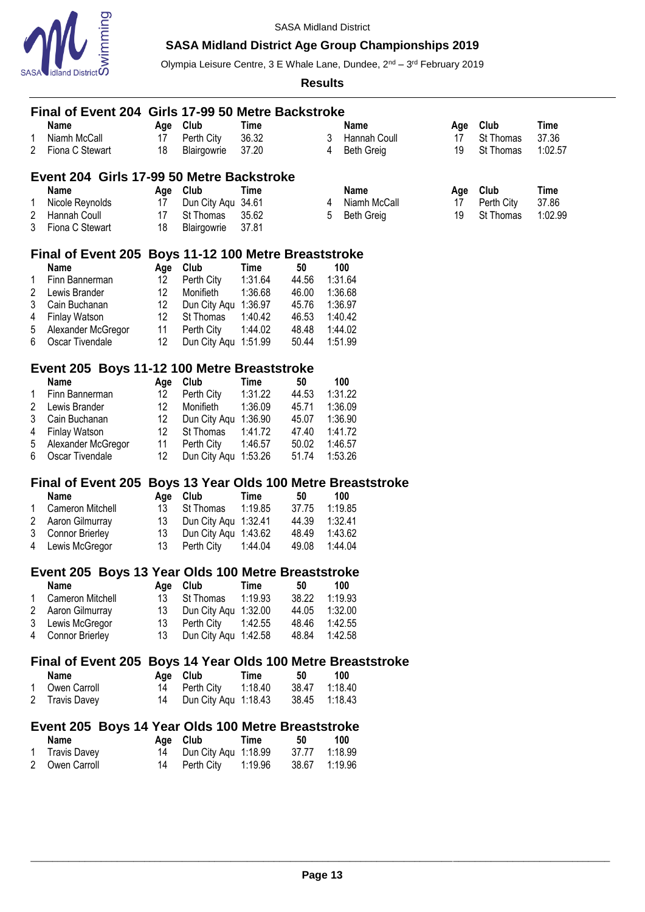SASA Midland District

**SASA Midland District Age Group Championships 2019**

Olympia Leisure Centre, 3 E Whale Lane, Dundee, 2nd – 3rd February 2019

**Results**

### Final of Event 204 Girls 17-99 50 Metre Backstroke

| | Name | Age | Club | Time |
|---|---|---|---|---|
| 1 | Niamh McCall | 17 | Perth City | 36.32 |
| 2 | Fiona C Stewart | 18 | Blairgowrie | 37.20 |
| 3 | Hannah Coull | 17 | St Thomas | 37.36 |
| 4 | Beth Greig | 19 | St Thomas | 1:02.57 |

### Event 204 Girls 17-99 50 Metre Backstroke

| | Name | Age | Club | Time |
|---|---|---|---|---|
| 1 | Nicole Reynolds | 17 | Dun City Aqu | 34.61 |
| 2 | Hannah Coull | 17 | St Thomas | 35.62 |
| 3 | Fiona C Stewart | 18 | Blairgowrie | 37.81 |
| 4 | Niamh McCall | 17 | Perth City | 37.86 |
| 5 | Beth Greig | 19 | St Thomas | 1:02.99 |

### Final of Event 205 Boys 11-12 100 Metre Breaststroke

| | Name | Age | Club | Time | 50 | 100 |
|---|---|---|---|---|---|---|
| 1 | Finn Bannerman | 12 | Perth City | 1:31.64 | 44.56 | 1:31.64 |
| 2 | Lewis Brander | 12 | Monifieth | 1:36.68 | 46.00 | 1:36.68 |
| 3 | Cain Buchanan | 12 | Dun City Aqu | 1:36.97 | 45.76 | 1:36.97 |
| 4 | Finlay Watson | 12 | St Thomas | 1:40.42 | 46.53 | 1:40.42 |
| 5 | Alexander McGregor | 11 | Perth City | 1:44.02 | 48.48 | 1:44.02 |
| 6 | Oscar Tivendale | 12 | Dun City Aqu | 1:51.99 | 50.44 | 1:51.99 |

### Event 205 Boys 11-12 100 Metre Breaststroke

| | Name | Age | Club | Time | 50 | 100 |
|---|---|---|---|---|---|---|
| 1 | Finn Bannerman | 12 | Perth City | 1:31.22 | 44.53 | 1:31.22 |
| 2 | Lewis Brander | 12 | Monifieth | 1:36.09 | 45.71 | 1:36.09 |
| 3 | Cain Buchanan | 12 | Dun City Aqu | 1:36.90 | 45.07 | 1:36.90 |
| 4 | Finlay Watson | 12 | St Thomas | 1:41.72 | 47.40 | 1:41.72 |
| 5 | Alexander McGregor | 11 | Perth City | 1:46.57 | 50.02 | 1:46.57 |
| 6 | Oscar Tivendale | 12 | Dun City Aqu | 1:53.26 | 51.74 | 1:53.26 |

### Final of Event 205 Boys 13 Year Olds 100 Metre Breaststroke

| | Name | Age | Club | Time | 50 | 100 |
|---|---|---|---|---|---|---|
| 1 | Cameron Mitchell | 13 | St Thomas | 1:19.85 | 37.75 | 1:19.85 |
| 2 | Aaron Gilmurray | 13 | Dun City Aqu | 1:32.41 | 44.39 | 1:32.41 |
| 3 | Connor Brierley | 13 | Dun City Aqu | 1:43.62 | 48.49 | 1:43.62 |
| 4 | Lewis McGregor | 13 | Perth City | 1:44.04 | 49.08 | 1:44.04 |

### Event 205 Boys 13 Year Olds 100 Metre Breaststroke

| | Name | Age | Club | Time | 50 | 100 |
|---|---|---|---|---|---|---|
| 1 | Cameron Mitchell | 13 | St Thomas | 1:19.93 | 38.22 | 1:19.93 |
| 2 | Aaron Gilmurray | 13 | Dun City Aqu | 1:32.00 | 44.05 | 1:32.00 |
| 3 | Lewis McGregor | 13 | Perth City | 1:42.55 | 48.46 | 1:42.55 |
| 4 | Connor Brierley | 13 | Dun City Aqu | 1:42.58 | 48.84 | 1:42.58 |

### Final of Event 205 Boys 14 Year Olds 100 Metre Breaststroke

| | Name | Age | Club | Time | 50 | 100 |
|---|---|---|---|---|---|---|
| 1 | Owen Carroll | 14 | Perth City | 1:18.40 | 38.47 | 1:18.40 |
| 2 | Travis Davey | 14 | Dun City Aqu | 1:18.43 | 38.45 | 1:18.43 |

### Event 205 Boys 14 Year Olds 100 Metre Breaststroke

| | Name | Age | Club | Time | 50 | 100 |
|---|---|---|---|---|---|---|
| 1 | Travis Davey | 14 | Dun City Aqu | 1:18.99 | 37.77 | 1:18.99 |
| 2 | Owen Carroll | 14 | Perth City | 1:19.96 | 38.67 | 1:19.96 |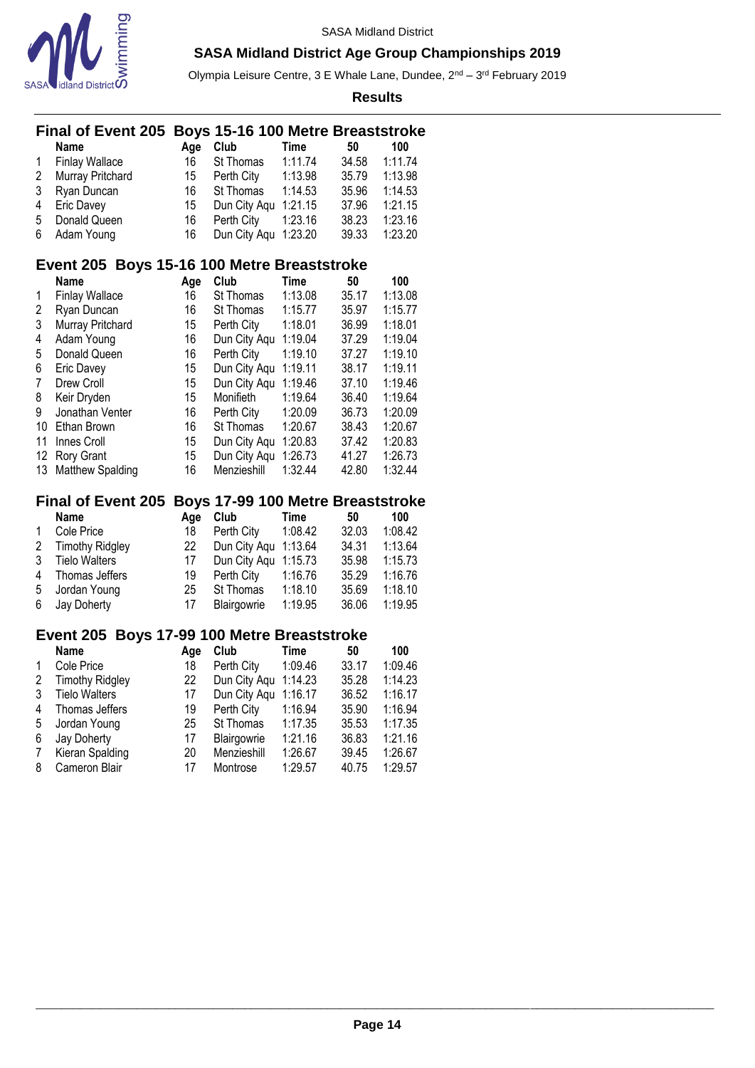## Final of Event 205 Boys 15-16 100 Metre Breaststroke

| | Name | Age | Club | Time | 50 | 100 |
|---|---|---|---|---|---|---|
| 1 | Finlay Wallace | 16 | St Thomas | 1:11.74 | 34.58 | 1:11.74 |
| 2 | Murray Pritchard | 15 | Perth City | 1:13.98 | 35.79 | 1:13.98 |
| 3 | Ryan Duncan | 16 | St Thomas | 1:14.53 | 35.96 | 1:14.53 |
| 4 | Eric Davey | 15 | Dun City Aqu | 1:21.15 | 37.96 | 1:21.15 |
| 5 | Donald Queen | 16 | Perth City | 1:23.16 | 38.23 | 1:23.16 |
| 6 | Adam Young | 16 | Dun City Aqu | 1:23.20 | 39.33 | 1:23.20 |

## Event 205 Boys 15-16 100 Metre Breaststroke

| | Name | Age | Club | Time | 50 | 100 |
|---|---|---|---|---|---|---|
| 1 | Finlay Wallace | 16 | St Thomas | 1:13.08 | 35.17 | 1:13.08 |
| 2 | Ryan Duncan | 16 | St Thomas | 1:15.77 | 35.97 | 1:15.77 |
| 3 | Murray Pritchard | 15 | Perth City | 1:18.01 | 36.99 | 1:18.01 |
| 4 | Adam Young | 16 | Dun City Aqu | 1:19.04 | 37.29 | 1:19.04 |
| 5 | Donald Queen | 16 | Perth City | 1:19.10 | 37.27 | 1:19.10 |
| 6 | Eric Davey | 15 | Dun City Aqu | 1:19.11 | 38.17 | 1:19.11 |
| 7 | Drew Croll | 15 | Dun City Aqu | 1:19.46 | 37.10 | 1:19.46 |
| 8 | Keir Dryden | 15 | Monifieth | 1:19.64 | 36.40 | 1:19.64 |
| 9 | Jonathan Venter | 16 | Perth City | 1:20.09 | 36.73 | 1:20.09 |
| 10 | Ethan Brown | 16 | St Thomas | 1:20.67 | 38.43 | 1:20.67 |
| 11 | Innes Croll | 15 | Dun City Aqu | 1:20.83 | 37.42 | 1:20.83 |
| 12 | Rory Grant | 15 | Dun City Aqu | 1:26.73 | 41.27 | 1:26.73 |
| 13 | Matthew Spalding | 16 | Menzieshill | 1:32.44 | 42.80 | 1:32.44 |

## Final of Event 205 Boys 17-99 100 Metre Breaststroke

| | Name | Age | Club | Time | 50 | 100 |
|---|---|---|---|---|---|---|
| 1 | Cole Price | 18 | Perth City | 1:08.42 | 32.03 | 1:08.42 |
| 2 | Timothy Ridgley | 22 | Dun City Aqu | 1:13.64 | 34.31 | 1:13.64 |
| 3 | Tielo Walters | 17 | Dun City Aqu | 1:15.73 | 35.98 | 1:15.73 |
| 4 | Thomas Jeffers | 19 | Perth City | 1:16.76 | 35.29 | 1:16.76 |
| 5 | Jordan Young | 25 | St Thomas | 1:18.10 | 35.69 | 1:18.10 |
| 6 | Jay Doherty | 17 | Blairgowrie | 1:19.95 | 36.06 | 1:19.95 |

## Event 205 Boys 17-99 100 Metre Breaststroke

| | Name | Age | Club | Time | 50 | 100 |
|---|---|---|---|---|---|---|
| 1 | Cole Price | 18 | Perth City | 1:09.46 | 33.17 | 1:09.46 |
| 2 | Timothy Ridgley | 22 | Dun City Aqu | 1:14.23 | 35.28 | 1:14.23 |
| 3 | Tielo Walters | 17 | Dun City Aqu | 1:16.17 | 36.52 | 1:16.17 |
| 4 | Thomas Jeffers | 19 | Perth City | 1:16.94 | 35.90 | 1:16.94 |
| 5 | Jordan Young | 25 | St Thomas | 1:17.35 | 35.53 | 1:17.35 |
| 6 | Jay Doherty | 17 | Blairgowrie | 1:21.16 | 36.83 | 1:21.16 |
| 7 | Kieran Spalding | 20 | Menzieshill | 1:26.67 | 39.45 | 1:26.67 |
| 8 | Cameron Blair | 17 | Montrose | 1:29.57 | 40.75 | 1:29.57 |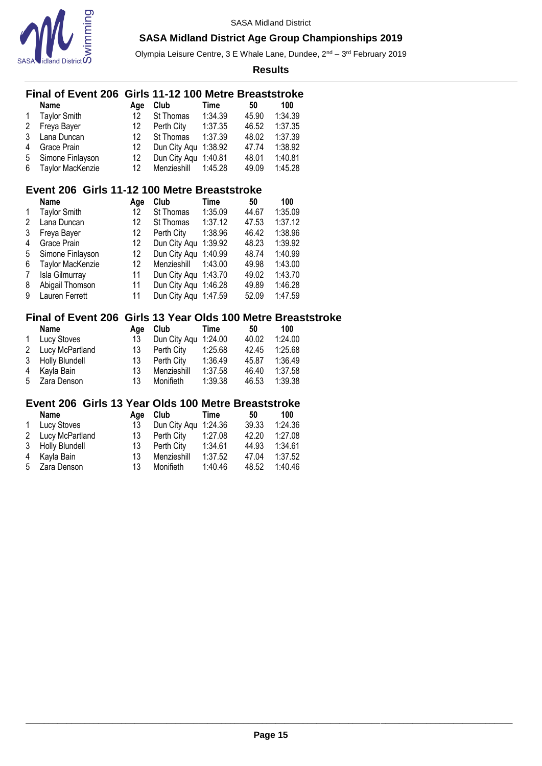SASA Midland District

## SASA Midland District Age Group Championships 2019

Olympia Leisure Centre, 3 E Whale Lane, Dundee, 2nd – 3rd February 2019

**Results**

### Final of Event 206 Girls 11-12 100 Metre Breaststroke

| | Name | Age | Club | Time | 50 | 100 |
|---|---|---|---|---|---|---|
| 1 | Taylor Smith | 12 | St Thomas | 1:34.39 | 45.90 | 1:34.39 |
| 2 | Freya Bayer | 12 | Perth City | 1:37.35 | 46.52 | 1:37.35 |
| 3 | Lana Duncan | 12 | St Thomas | 1:37.39 | 48.02 | 1:37.39 |
| 4 | Grace Prain | 12 | Dun City Aqu | 1:38.92 | 47.74 | 1:38.92 |
| 5 | Simone Finlayson | 12 | Dun City Aqu | 1:40.81 | 48.01 | 1:40.81 |
| 6 | Taylor MacKenzie | 12 | Menzieshill | 1:45.28 | 49.09 | 1:45.28 |

### Event 206 Girls 11-12 100 Metre Breaststroke

| | Name | Age | Club | Time | 50 | 100 |
|---|---|---|---|---|---|---|
| 1 | Taylor Smith | 12 | St Thomas | 1:35.09 | 44.67 | 1:35.09 |
| 2 | Lana Duncan | 12 | St Thomas | 1:37.12 | 47.53 | 1:37.12 |
| 3 | Freya Bayer | 12 | Perth City | 1:38.96 | 46.42 | 1:38.96 |
| 4 | Grace Prain | 12 | Dun City Aqu | 1:39.92 | 48.23 | 1:39.92 |
| 5 | Simone Finlayson | 12 | Dun City Aqu | 1:40.99 | 48.74 | 1:40.99 |
| 6 | Taylor MacKenzie | 12 | Menzieshill | 1:43.00 | 49.98 | 1:43.00 |
| 7 | Isla Gilmurray | 11 | Dun City Aqu | 1:43.70 | 49.02 | 1:43.70 |
| 8 | Abigail Thomson | 11 | Dun City Aqu | 1:46.28 | 49.89 | 1:46.28 |
| 9 | Lauren Ferrett | 11 | Dun City Aqu | 1:47.59 | 52.09 | 1:47.59 |

### Final of Event 206 Girls 13 Year Olds 100 Metre Breaststroke

| | Name | Age | Club | Time | 50 | 100 |
|---|---|---|---|---|---|---|
| 1 | Lucy Stoves | 13 | Dun City Aqu | 1:24.00 | 40.02 | 1:24.00 |
| 2 | Lucy McPartland | 13 | Perth City | 1:25.68 | 42.45 | 1:25.68 |
| 3 | Holly Blundell | 13 | Perth City | 1:36.49 | 45.87 | 1:36.49 |
| 4 | Kayla Bain | 13 | Menzieshill | 1:37.58 | 46.40 | 1:37.58 |
| 5 | Zara Denson | 13 | Monifieth | 1:39.38 | 46.53 | 1:39.38 |

### Event 206 Girls 13 Year Olds 100 Metre Breaststroke

| | Name | Age | Club | Time | 50 | 100 |
|---|---|---|---|---|---|---|
| 1 | Lucy Stoves | 13 | Dun City Aqu | 1:24.36 | 39.33 | 1:24.36 |
| 2 | Lucy McPartland | 13 | Perth City | 1:27.08 | 42.20 | 1:27.08 |
| 3 | Holly Blundell | 13 | Perth City | 1:34.61 | 44.93 | 1:34.61 |
| 4 | Kayla Bain | 13 | Menzieshill | 1:37.52 | 47.04 | 1:37.52 |
| 5 | Zara Denson | 13 | Monifieth | 1:40.46 | 48.52 | 1:40.46 |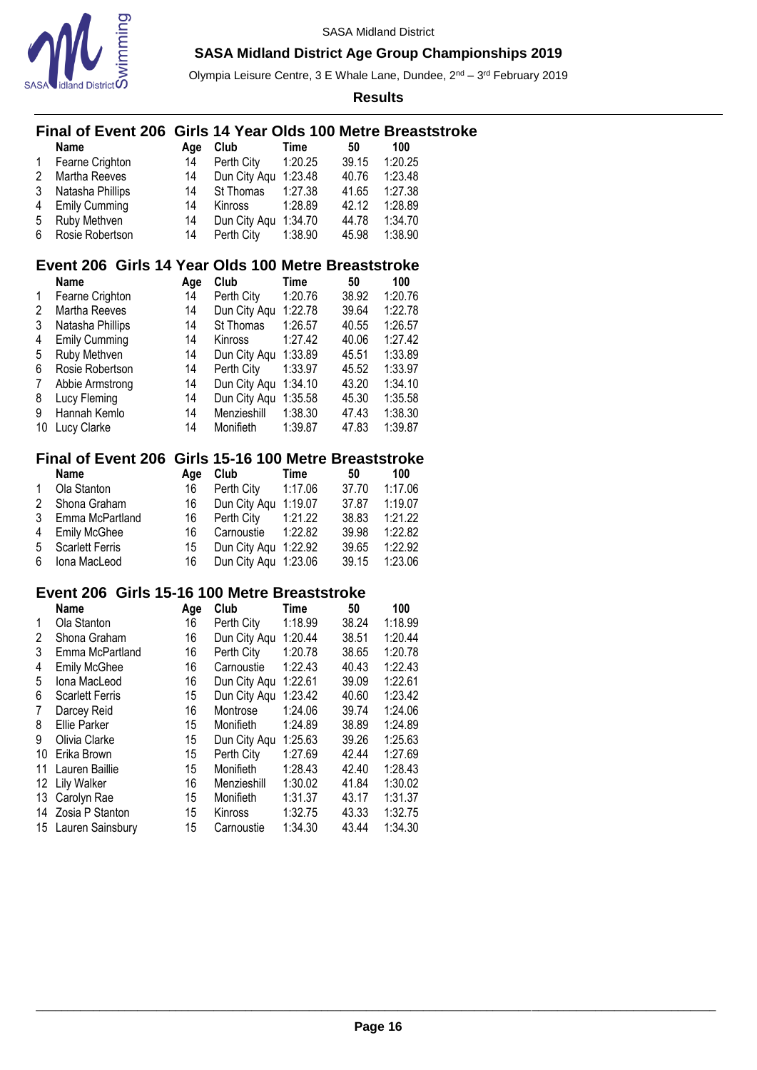SASA Midland District

**SASA Midland District Age Group Championships 2019**

Olympia Leisure Centre, 3 E Whale Lane, Dundee, 2nd – 3rd February 2019

**Results**

## Final of Event 206 Girls 14 Year Olds 100 Metre Breaststroke

| | Name | Age | Club | Time | 50 | 100 |
|---|---|---|---|---|---|---|
| 1 | Fearne Crighton | 14 | Perth City | 1:20.25 | 39.15 | 1:20.25 |
| 2 | Martha Reeves | 14 | Dun City Aqu | 1:23.48 | 40.76 | 1:23.48 |
| 3 | Natasha Phillips | 14 | St Thomas | 1:27.38 | 41.65 | 1:27.38 |
| 4 | Emily Cumming | 14 | Kinross | 1:28.89 | 42.12 | 1:28.89 |
| 5 | Ruby Methven | 14 | Dun City Aqu | 1:34.70 | 44.78 | 1:34.70 |
| 6 | Rosie Robertson | 14 | Perth City | 1:38.90 | 45.98 | 1:38.90 |

## Event 206 Girls 14 Year Olds 100 Metre Breaststroke

| | Name | Age | Club | Time | 50 | 100 |
|---|---|---|---|---|---|---|
| 1 | Fearne Crighton | 14 | Perth City | 1:20.76 | 38.92 | 1:20.76 |
| 2 | Martha Reeves | 14 | Dun City Aqu | 1:22.78 | 39.64 | 1:22.78 |
| 3 | Natasha Phillips | 14 | St Thomas | 1:26.57 | 40.55 | 1:26.57 |
| 4 | Emily Cumming | 14 | Kinross | 1:27.42 | 40.06 | 1:27.42 |
| 5 | Ruby Methven | 14 | Dun City Aqu | 1:33.89 | 45.51 | 1:33.89 |
| 6 | Rosie Robertson | 14 | Perth City | 1:33.97 | 45.52 | 1:33.97 |
| 7 | Abbie Armstrong | 14 | Dun City Aqu | 1:34.10 | 43.20 | 1:34.10 |
| 8 | Lucy Fleming | 14 | Dun City Aqu | 1:35.58 | 45.30 | 1:35.58 |
| 9 | Hannah Kemlo | 14 | Menzieshill | 1:38.30 | 47.43 | 1:38.30 |
| 10 | Lucy Clarke | 14 | Monifieth | 1:39.87 | 47.83 | 1:39.87 |

## Final of Event 206 Girls 15-16 100 Metre Breaststroke

| | Name | Age | Club | Time | 50 | 100 |
|---|---|---|---|---|---|---|
| 1 | Ola Stanton | 16 | Perth City | 1:17.06 | 37.70 | 1:17.06 |
| 2 | Shona Graham | 16 | Dun City Aqu | 1:19.07 | 37.87 | 1:19.07 |
| 3 | Emma McPartland | 16 | Perth City | 1:21.22 | 38.83 | 1:21.22 |
| 4 | Emily McGhee | 16 | Carnoustie | 1:22.82 | 39.98 | 1:22.82 |
| 5 | Scarlett Ferris | 15 | Dun City Aqu | 1:22.92 | 39.65 | 1:22.92 |
| 6 | Iona MacLeod | 16 | Dun City Aqu | 1:23.06 | 39.15 | 1:23.06 |

## Event 206 Girls 15-16 100 Metre Breaststroke

| | Name | Age | Club | Time | 50 | 100 |
|---|---|---|---|---|---|---|
| 1 | Ola Stanton | 16 | Perth City | 1:18.99 | 38.24 | 1:18.99 |
| 2 | Shona Graham | 16 | Dun City Aqu | 1:20.44 | 38.51 | 1:20.44 |
| 3 | Emma McPartland | 16 | Perth City | 1:20.78 | 38.65 | 1:20.78 |
| 4 | Emily McGhee | 16 | Carnoustie | 1:22.43 | 40.43 | 1:22.43 |
| 5 | Iona MacLeod | 16 | Dun City Aqu | 1:22.61 | 39.09 | 1:22.61 |
| 6 | Scarlett Ferris | 15 | Dun City Aqu | 1:23.42 | 40.60 | 1:23.42 |
| 7 | Darcey Reid | 16 | Montrose | 1:24.06 | 39.74 | 1:24.06 |
| 8 | Ellie Parker | 15 | Monifieth | 1:24.89 | 38.89 | 1:24.89 |
| 9 | Olivia Clarke | 15 | Dun City Aqu | 1:25.63 | 39.26 | 1:25.63 |
| 10 | Erika Brown | 15 | Perth City | 1:27.69 | 42.44 | 1:27.69 |
| 11 | Lauren Baillie | 15 | Monifieth | 1:28.43 | 42.40 | 1:28.43 |
| 12 | Lily Walker | 16 | Menzieshill | 1:30.02 | 41.84 | 1:30.02 |
| 13 | Carolyn Rae | 15 | Monifieth | 1:31.37 | 43.17 | 1:31.37 |
| 14 | Zosia P Stanton | 15 | Kinross | 1:32.75 | 43.33 | 1:32.75 |
| 15 | Lauren Sainsbury | 15 | Carnoustie | 1:34.30 | 43.44 | 1:34.30 |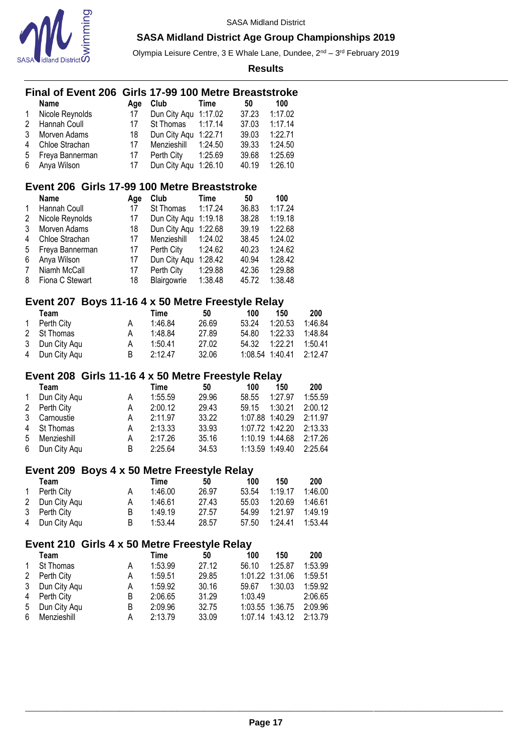SASA Midland District

**SASA Midland District Age Group Championships 2019**

Olympia Leisure Centre, 3 E Whale Lane, Dundee, 2nd – 3rd February 2019

**Results**

## Final of Event 206 Girls 17-99 100 Metre Breaststroke

| | Name | Age | Club | Time | 50 | 100 |
|---|---|---|---|---|---|---|
| 1 | Nicole Reynolds | 17 | Dun City Aqu | 1:17.02 | 37.23 | 1:17.02 |
| 2 | Hannah Coull | 17 | St Thomas | 1:17.14 | 37.03 | 1:17.14 |
| 3 | Morven Adams | 18 | Dun City Aqu | 1:22.71 | 39.03 | 1:22.71 |
| 4 | Chloe Strachan | 17 | Menzieshill | 1:24.50 | 39.33 | 1:24.50 |
| 5 | Freya Bannerman | 17 | Perth City | 1:25.69 | 39.68 | 1:25.69 |
| 6 | Anya Wilson | 17 | Dun City Aqu | 1:26.10 | 40.19 | 1:26.10 |

## Event 206 Girls 17-99 100 Metre Breaststroke

| | Name | Age | Club | Time | 50 | 100 |
|---|---|---|---|---|---|---|
| 1 | Hannah Coull | 17 | St Thomas | 1:17.24 | 36.83 | 1:17.24 |
| 2 | Nicole Reynolds | 17 | Dun City Aqu | 1:19.18 | 38.28 | 1:19.18 |
| 3 | Morven Adams | 18 | Dun City Aqu | 1:22.68 | 39.19 | 1:22.68 |
| 4 | Chloe Strachan | 17 | Menzieshill | 1:24.02 | 38.45 | 1:24.02 |
| 5 | Freya Bannerman | 17 | Perth City | 1:24.62 | 40.23 | 1:24.62 |
| 6 | Anya Wilson | 17 | Dun City Aqu | 1:28.42 | 40.94 | 1:28.42 |
| 7 | Niamh McCall | 17 | Perth City | 1:29.88 | 42.36 | 1:29.88 |
| 8 | Fiona C Stewart | 18 | Blairgowrie | 1:38.48 | 45.72 | 1:38.48 |

## Event 207 Boys 11-16 4 x 50 Metre Freestyle Relay

| | Team | | Time | 50 | 100 | 150 | 200 |
|---|---|---|---|---|---|---|---|
| 1 | Perth City | A | 1:46.84 | 26.69 | 53.24 | 1:20.53 | 1:46.84 |
| 2 | St Thomas | A | 1:48.84 | 27.89 | 54.80 | 1:22.33 | 1:48.84 |
| 3 | Dun City Aqu | A | 1:50.41 | 27.02 | 54.32 | 1:22.21 | 1:50.41 |
| 4 | Dun City Aqu | B | 2:12.47 | 32.06 | 1:08.54 | 1:40.41 | 2:12.47 |

## Event 208 Girls 11-16 4 x 50 Metre Freestyle Relay

| | Team | | Time | 50 | 100 | 150 | 200 |
|---|---|---|---|---|---|---|---|
| 1 | Dun City Aqu | A | 1:55.59 | 29.96 | 58.55 | 1:27.97 | 1:55.59 |
| 2 | Perth City | A | 2:00.12 | 29.43 | 59.15 | 1:30.21 | 2:00.12 |
| 3 | Carnoustie | A | 2:11.97 | 33.22 | 1:07.88 | 1:40.29 | 2:11.97 |
| 4 | St Thomas | A | 2:13.33 | 33.93 | 1:07.72 | 1:42.20 | 2:13.33 |
| 5 | Menzieshill | A | 2:17.26 | 35.16 | 1:10.19 | 1:44.68 | 2:17.26 |
| 6 | Dun City Aqu | B | 2:25.64 | 34.53 | 1:13.59 | 1:49.40 | 2:25.64 |

## Event 209 Boys 4 x 50 Metre Freestyle Relay

| | Team | | Time | 50 | 100 | 150 | 200 |
|---|---|---|---|---|---|---|---|
| 1 | Perth City | A | 1:46.00 | 26.97 | 53.54 | 1:19.17 | 1:46.00 |
| 2 | Dun City Aqu | A | 1:46.61 | 27.43 | 55.03 | 1:20.69 | 1:46.61 |
| 3 | Perth City | B | 1:49.19 | 27.57 | 54.99 | 1:21.97 | 1:49.19 |
| 4 | Dun City Aqu | B | 1:53.44 | 28.57 | 57.50 | 1:24.41 | 1:53.44 |

## Event 210 Girls 4 x 50 Metre Freestyle Relay

| | Team | | Time | 50 | 100 | 150 | 200 |
|---|---|---|---|---|---|---|---|
| 1 | St Thomas | A | 1:53.99 | 27.12 | 56.10 | 1:25.87 | 1:53.99 |
| 2 | Perth City | A | 1:59.51 | 29.85 | 1:01.22 | 1:31.06 | 1:59.51 |
| 3 | Dun City Aqu | A | 1:59.92 | 30.16 | 59.67 | 1:30.03 | 1:59.92 |
| 4 | Perth City | B | 2:06.65 | 31.29 | 1:03.49 | | 2:06.65 |
| 5 | Dun City Aqu | B | 2:09.96 | 32.75 | 1:03.55 | 1:36.75 | 2:09.96 |
| 6 | Menzieshill | A | 2:13.79 | 33.09 | 1:07.14 | 1:43.12 | 2:13.79 |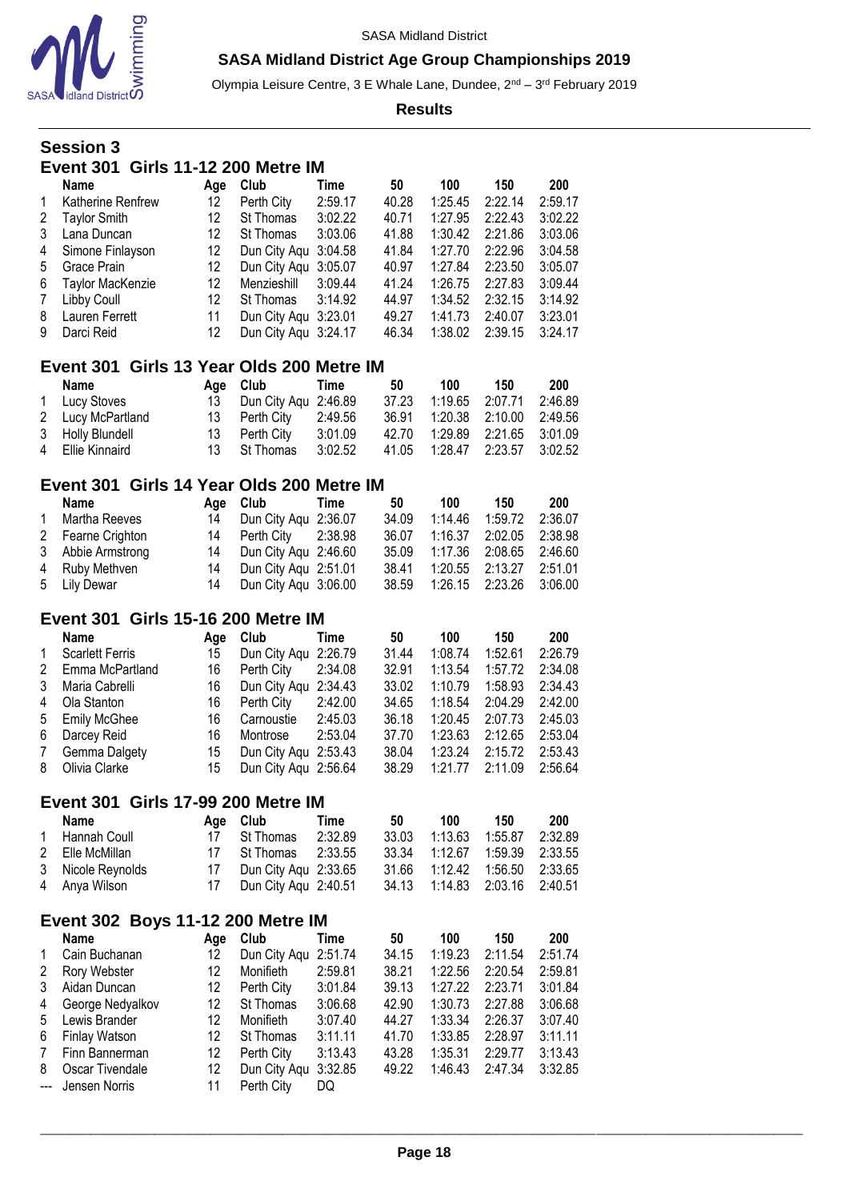SASA Midland District

**SASA Midland District Age Group Championships 2019**

Olympia Leisure Centre, 3 E Whale Lane, Dundee, 2nd – 3rd February 2019

**Results**

## Session 3

### Event 301 Girls 11-12 200 Metre IM

| | Name | Age | Club | Time | 50 | 100 | 150 | 200 |
|---|---|---|---|---|---|---|---|---|
| 1 | Katherine Renfrew | 12 | Perth City | 2:59.17 | 40.28 | 1:25.45 | 2:22.14 | 2:59.17 |
| 2 | Taylor Smith | 12 | St Thomas | 3:02.22 | 40.71 | 1:27.95 | 2:22.43 | 3:02.22 |
| 3 | Lana Duncan | 12 | St Thomas | 3:03.06 | 41.88 | 1:30.42 | 2:21.86 | 3:03.06 |
| 4 | Simone Finlayson | 12 | Dun City Aqu | 3:04.58 | 41.84 | 1:27.70 | 2:22.96 | 3:04.58 |
| 5 | Grace Prain | 12 | Dun City Aqu | 3:05.07 | 40.97 | 1:27.84 | 2:23.50 | 3:05.07 |
| 6 | Taylor MacKenzie | 12 | Menzieshill | 3:09.44 | 41.24 | 1:26.75 | 2:27.83 | 3:09.44 |
| 7 | Libby Coull | 12 | St Thomas | 3:14.92 | 44.97 | 1:34.52 | 2:32.15 | 3:14.92 |
| 8 | Lauren Ferrett | 11 | Dun City Aqu | 3:23.01 | 49.27 | 1:41.73 | 2:40.07 | 3:23.01 |
| 9 | Darci Reid | 12 | Dun City Aqu | 3:24.17 | 46.34 | 1:38.02 | 2:39.15 | 3:24.17 |

### Event 301 Girls 13 Year Olds 200 Metre IM

| | Name | Age | Club | Time | 50 | 100 | 150 | 200 |
|---|---|---|---|---|---|---|---|---|
| 1 | Lucy Stoves | 13 | Dun City Aqu | 2:46.89 | 37.23 | 1:19.65 | 2:07.71 | 2:46.89 |
| 2 | Lucy McPartland | 13 | Perth City | 2:49.56 | 36.91 | 1:20.38 | 2:10.00 | 2:49.56 |
| 3 | Holly Blundell | 13 | Perth City | 3:01.09 | 42.70 | 1:29.89 | 2:21.65 | 3:01.09 |
| 4 | Ellie Kinnaird | 13 | St Thomas | 3:02.52 | 41.05 | 1:28.47 | 2:23.57 | 3:02.52 |

### Event 301 Girls 14 Year Olds 200 Metre IM

| | Name | Age | Club | Time | 50 | 100 | 150 | 200 |
|---|---|---|---|---|---|---|---|---|
| 1 | Martha Reeves | 14 | Dun City Aqu | 2:36.07 | 34.09 | 1:14.46 | 1:59.72 | 2:36.07 |
| 2 | Fearne Crighton | 14 | Perth City | 2:38.98 | 36.07 | 1:16.37 | 2:02.05 | 2:38.98 |
| 3 | Abbie Armstrong | 14 | Dun City Aqu | 2:46.60 | 35.09 | 1:17.36 | 2:08.65 | 2:46.60 |
| 4 | Ruby Methven | 14 | Dun City Aqu | 2:51.01 | 38.41 | 1:20.55 | 2:13.27 | 2:51.01 |
| 5 | Lily Dewar | 14 | Dun City Aqu | 3:06.00 | 38.59 | 1:26.15 | 2:23.26 | 3:06.00 |

### Event 301 Girls 15-16 200 Metre IM

| | Name | Age | Club | Time | 50 | 100 | 150 | 200 |
|---|---|---|---|---|---|---|---|---|
| 1 | Scarlett Ferris | 15 | Dun City Aqu | 2:26.79 | 31.44 | 1:08.74 | 1:52.61 | 2:26.79 |
| 2 | Emma McPartland | 16 | Perth City | 2:34.08 | 32.91 | 1:13.54 | 1:57.72 | 2:34.08 |
| 3 | Maria Cabrelli | 16 | Dun City Aqu | 2:34.43 | 33.02 | 1:10.79 | 1:58.93 | 2:34.43 |
| 4 | Ola Stanton | 16 | Perth City | 2:42.00 | 34.65 | 1:18.54 | 2:04.29 | 2:42.00 |
| 5 | Emily McGhee | 16 | Carnoustie | 2:45.03 | 36.18 | 1:20.45 | 2:07.73 | 2:45.03 |
| 6 | Darcey Reid | 16 | Montrose | 2:53.04 | 37.70 | 1:23.63 | 2:12.65 | 2:53.04 |
| 7 | Gemma Dalgety | 15 | Dun City Aqu | 2:53.43 | 38.04 | 1:23.24 | 2:15.72 | 2:53.43 |
| 8 | Olivia Clarke | 15 | Dun City Aqu | 2:56.64 | 38.29 | 1:21.77 | 2:11.09 | 2:56.64 |

### Event 301 Girls 17-99 200 Metre IM

| | Name | Age | Club | Time | 50 | 100 | 150 | 200 |
|---|---|---|---|---|---|---|---|---|
| 1 | Hannah Coull | 17 | St Thomas | 2:32.89 | 33.03 | 1:13.63 | 1:55.87 | 2:32.89 |
| 2 | Elle McMillan | 17 | St Thomas | 2:33.55 | 33.34 | 1:12.67 | 1:59.39 | 2:33.55 |
| 3 | Nicole Reynolds | 17 | Dun City Aqu | 2:33.65 | 31.66 | 1:12.42 | 1:56.50 | 2:33.65 |
| 4 | Anya Wilson | 17 | Dun City Aqu | 2:40.51 | 34.13 | 1:14.83 | 2:03.16 | 2:40.51 |

### Event 302 Boys 11-12 200 Metre IM

| | Name | Age | Club | Time | 50 | 100 | 150 | 200 |
|---|---|---|---|---|---|---|---|---|
| 1 | Cain Buchanan | 12 | Dun City Aqu | 2:51.74 | 34.15 | 1:19.23 | 2:11.54 | 2:51.74 |
| 2 | Rory Webster | 12 | Monifieth | 2:59.81 | 38.21 | 1:22.56 | 2:20.54 | 2:59.81 |
| 3 | Aidan Duncan | 12 | Perth City | 3:01.84 | 39.13 | 1:27.22 | 2:23.71 | 3:01.84 |
| 4 | George Nedyalkov | 12 | St Thomas | 3:06.68 | 42.90 | 1:30.73 | 2:27.88 | 3:06.68 |
| 5 | Lewis Brander | 12 | Monifieth | 3:07.40 | 44.27 | 1:33.34 | 2:26.37 | 3:07.40 |
| 6 | Finlay Watson | 12 | St Thomas | 3:11.11 | 41.70 | 1:33.85 | 2:28.97 | 3:11.11 |
| 7 | Finn Bannerman | 12 | Perth City | 3:13.43 | 43.28 | 1:35.31 | 2:29.77 | 3:13.43 |
| 8 | Oscar Tivendale | 12 | Dun City Aqu | 3:32.85 | 49.22 | 1:46.43 | 2:47.34 | 3:32.85 |
| --- | Jensen Norris | 11 | Perth City | DQ | | | | |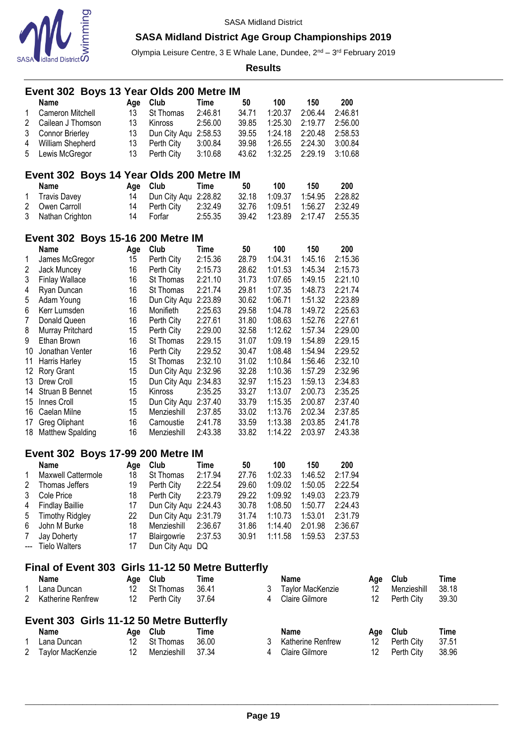SASA Midland District

**SASA Midland District Age Group Championships 2019**

Olympia Leisure Centre, 3 E Whale Lane, Dundee, 2nd – 3rd February 2019

**Results**

### Event 302 Boys 13 Year Olds 200 Metre IM

| | Name | Age | Club | Time | 50 | 100 | 150 | 200 |
|---|---|---|---|---|---|---|---|---|
| 1 | Cameron Mitchell | 13 | St Thomas | 2:46.81 | 34.71 | 1:20.37 | 2:06.44 | 2:46.81 |
| 2 | Cailean J Thomson | 13 | Kinross | 2:56.00 | 39.85 | 1:25.30 | 2:19.77 | 2:56.00 |
| 3 | Connor Brierley | 13 | Dun City Aqu | 2:58.53 | 39.55 | 1:24.18 | 2:20.48 | 2:58.53 |
| 4 | William Shepherd | 13 | Perth City | 3:00.84 | 39.98 | 1:26.55 | 2:24.30 | 3:00.84 |
| 5 | Lewis McGregor | 13 | Perth City | 3:10.68 | 43.62 | 1:32.25 | 2:29.19 | 3:10.68 |

### Event 302 Boys 14 Year Olds 200 Metre IM

| | Name | Age | Club | Time | 50 | 100 | 150 | 200 |
|---|---|---|---|---|---|---|---|---|
| 1 | Travis Davey | 14 | Dun City Aqu | 2:28.82 | 32.18 | 1:09.37 | 1:54.95 | 2:28.82 |
| 2 | Owen Carroll | 14 | Perth City | 2:32.49 | 32.76 | 1:09.51 | 1:56.27 | 2:32.49 |
| 3 | Nathan Crighton | 14 | Forfar | 2:55.35 | 39.42 | 1:23.89 | 2:17.47 | 2:55.35 |

### Event 302 Boys 15-16 200 Metre IM

| | Name | Age | Club | Time | 50 | 100 | 150 | 200 |
|---|---|---|---|---|---|---|---|---|
| 1 | James McGregor | 15 | Perth City | 2:15.36 | 28.79 | 1:04.31 | 1:45.16 | 2:15.36 |
| 2 | Jack Muncey | 16 | Perth City | 2:15.73 | 28.62 | 1:01.53 | 1:45.34 | 2:15.73 |
| 3 | Finlay Wallace | 16 | St Thomas | 2:21.10 | 31.73 | 1:07.65 | 1:49.15 | 2:21.10 |
| 4 | Ryan Duncan | 16 | St Thomas | 2:21.74 | 29.81 | 1:07.35 | 1:48.73 | 2:21.74 |
| 5 | Adam Young | 16 | Dun City Aqu | 2:23.89 | 30.62 | 1:06.71 | 1:51.32 | 2:23.89 |
| 6 | Kerr Lumsden | 16 | Monifieth | 2:25.63 | 29.58 | 1:04.78 | 1:49.72 | 2:25.63 |
| 7 | Donald Queen | 16 | Perth City | 2:27.61 | 31.80 | 1:08.63 | 1:52.76 | 2:27.61 |
| 8 | Murray Pritchard | 15 | Perth City | 2:29.00 | 32.58 | 1:12.62 | 1:57.34 | 2:29.00 |
| 9 | Ethan Brown | 16 | St Thomas | 2:29.15 | 31.07 | 1:09.19 | 1:54.89 | 2:29.15 |
| 10 | Jonathan Venter | 16 | Perth City | 2:29.52 | 30.47 | 1:08.48 | 1:54.94 | 2:29.52 |
| 11 | Harris Harley | 15 | St Thomas | 2:32.10 | 31.02 | 1:10.84 | 1:56.46 | 2:32.10 |
| 12 | Rory Grant | 15 | Dun City Aqu | 2:32.96 | 32.28 | 1:10.36 | 1:57.29 | 2:32.96 |
| 13 | Drew Croll | 15 | Dun City Aqu | 2:34.83 | 32.97 | 1:15.23 | 1:59.13 | 2:34.83 |
| 14 | Struan B Bennet | 15 | Kinross | 2:35.25 | 33.27 | 1:13.07 | 2:00.73 | 2:35.25 |
| 15 | Innes Croll | 15 | Dun City Aqu | 2:37.40 | 33.79 | 1:15.35 | 2:00.87 | 2:37.40 |
| 16 | Caelan Milne | 15 | Menzieshill | 2:37.85 | 33.02 | 1:13.76 | 2:02.34 | 2:37.85 |
| 17 | Greg Oliphant | 16 | Carnoustie | 2:41.78 | 33.59 | 1:13.38 | 2:03.85 | 2:41.78 |
| 18 | Matthew Spalding | 16 | Menzieshill | 2:43.38 | 33.82 | 1:14.22 | 2:03.97 | 2:43.38 |

### Event 302 Boys 17-99 200 Metre IM

| | Name | Age | Club | Time | 50 | 100 | 150 | 200 |
|---|---|---|---|---|---|---|---|---|
| 1 | Maxwell Cattermole | 18 | St Thomas | 2:17.94 | 27.76 | 1:02.33 | 1:46.52 | 2:17.94 |
| 2 | Thomas Jeffers | 19 | Perth City | 2:22.54 | 29.60 | 1:09.02 | 1:50.05 | 2:22.54 |
| 3 | Cole Price | 18 | Perth City | 2:23.79 | 29.22 | 1:09.92 | 1:49.03 | 2:23.79 |
| 4 | Findlay Baillie | 17 | Dun City Aqu | 2:24.43 | 30.78 | 1:08.50 | 1:50.77 | 2:24.43 |
| 5 | Timothy Ridgley | 22 | Dun City Aqu | 2:31.79 | 31.74 | 1:10.73 | 1:53.01 | 2:31.79 |
| 6 | John M Burke | 18 | Menzieshill | 2:36.67 | 31.86 | 1:14.40 | 2:01.98 | 2:36.67 |
| 7 | Jay Doherty | 17 | Blairgowrie | 2:37.53 | 30.91 | 1:11.58 | 1:59.53 | 2:37.53 |
| --- | Tielo Walters | 17 | Dun City Aqu | DQ | | | | |

### Final of Event 303 Girls 11-12 50 Metre Butterfly

| | Name | Age | Club | Time |
|---|---|---|---|---|
| 1 | Lana Duncan | 12 | St Thomas | 36.41 |
| 2 | Katherine Renfrew | 12 | Perth City | 37.64 |
| 3 | Taylor MacKenzie | 12 | Menzieshill | 38.18 |
| 4 | Claire Gilmore | 12 | Perth City | 39.30 |

### Event 303 Girls 11-12 50 Metre Butterfly

| | Name | Age | Club | Time |
|---|---|---|---|---|
| 1 | Lana Duncan | 12 | St Thomas | 36.00 |
| 2 | Taylor MacKenzie | 12 | Menzieshill | 37.34 |
| 3 | Katherine Renfrew | 12 | Perth City | 37.51 |
| 4 | Claire Gilmore | 12 | Perth City | 38.96 |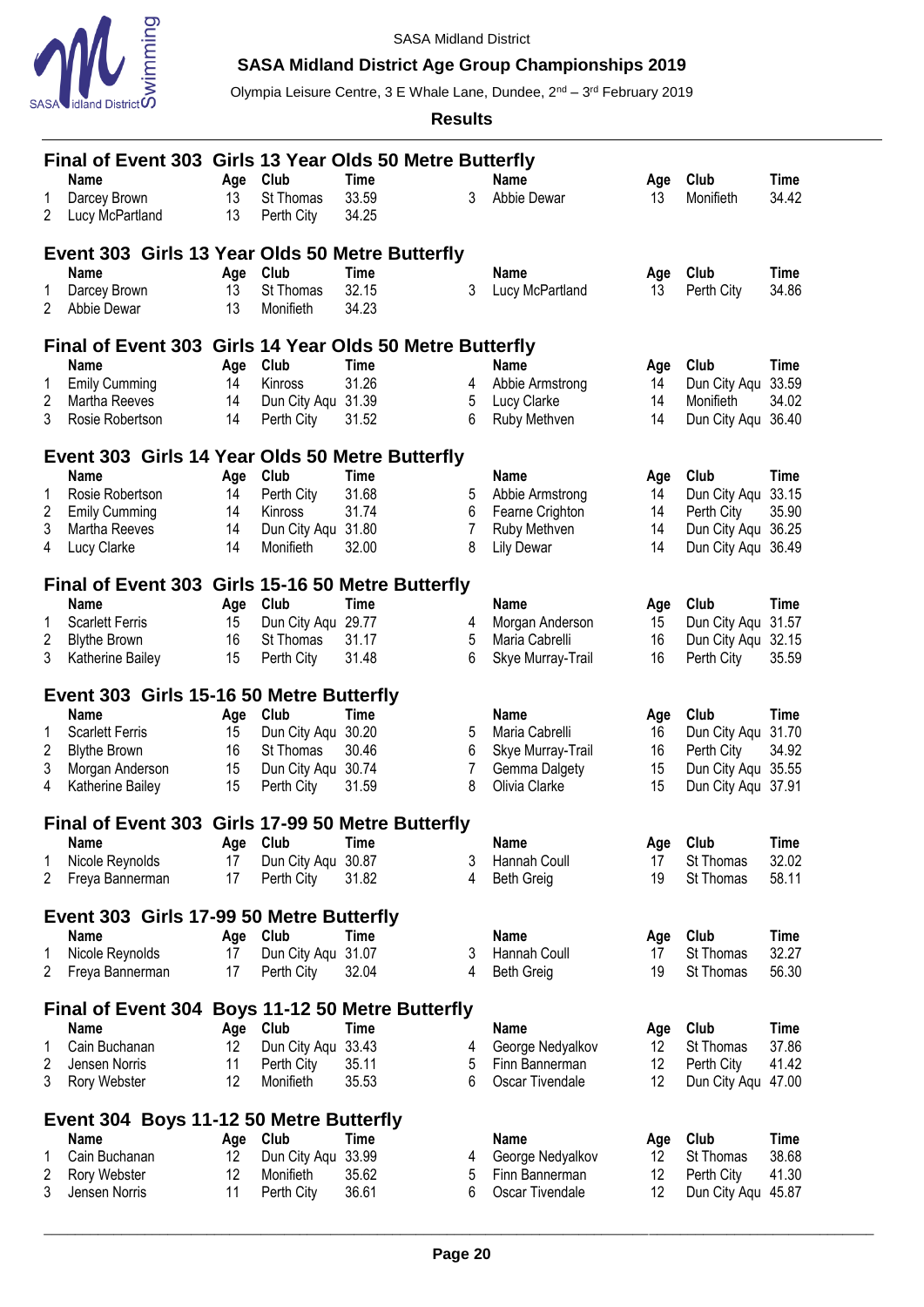SASA Midland District

**SASA Midland District Age Group Championships 2019**

Olympia Leisure Centre, 3 E Whale Lane, Dundee, 2nd – 3rd February 2019

**Results**

## Final of Event 303 Girls 13 Year Olds 50 Metre Butterfly

| | Name | Age | Club | Time | | Name | Age | Club | Time |
|---|---|---|---|---|---|---|---|---|---|
| 1 | Darcey Brown | 13 | St Thomas | 33.59 | 3 | Abbie Dewar | 13 | Monifieth | 34.42 |
| 2 | Lucy McPartland | 13 | Perth City | 34.25 | | | | | |

## Event 303 Girls 13 Year Olds 50 Metre Butterfly

| | Name | Age | Club | Time | | Name | Age | Club | Time |
|---|---|---|---|---|---|---|---|---|---|
| 1 | Darcey Brown | 13 | St Thomas | 32.15 | 3 | Lucy McPartland | 13 | Perth City | 34.86 |
| 2 | Abbie Dewar | 13 | Monifieth | 34.23 | | | | | |

## Final of Event 303 Girls 14 Year Olds 50 Metre Butterfly

| | Name | Age | Club | Time | | Name | Age | Club | Time |
|---|---|---|---|---|---|---|---|---|---|
| 1 | Emily Cumming | 14 | Kinross | 31.26 | 4 | Abbie Armstrong | 14 | Dun City Aqu | 33.59 |
| 2 | Martha Reeves | 14 | Dun City Aqu | 31.39 | 5 | Lucy Clarke | 14 | Monifieth | 34.02 |
| 3 | Rosie Robertson | 14 | Perth City | 31.52 | 6 | Ruby Methven | 14 | Dun City Aqu | 36.40 |

## Event 303 Girls 14 Year Olds 50 Metre Butterfly

| | Name | Age | Club | Time | | Name | Age | Club | Time |
|---|---|---|---|---|---|---|---|---|---|
| 1 | Rosie Robertson | 14 | Perth City | 31.68 | 5 | Abbie Armstrong | 14 | Dun City Aqu | 33.15 |
| 2 | Emily Cumming | 14 | Kinross | 31.74 | 6 | Fearne Crighton | 14 | Perth City | 35.90 |
| 3 | Martha Reeves | 14 | Dun City Aqu | 31.80 | 7 | Ruby Methven | 14 | Dun City Aqu | 36.25 |
| 4 | Lucy Clarke | 14 | Monifieth | 32.00 | 8 | Lily Dewar | 14 | Dun City Aqu | 36.49 |

## Final of Event 303 Girls 15-16 50 Metre Butterfly

| | Name | Age | Club | Time | | Name | Age | Club | Time |
|---|---|---|---|---|---|---|---|---|---|
| 1 | Scarlett Ferris | 15 | Dun City Aqu | 29.77 | 4 | Morgan Anderson | 15 | Dun City Aqu | 31.57 |
| 2 | Blythe Brown | 16 | St Thomas | 31.17 | 5 | Maria Cabrelli | 16 | Dun City Aqu | 32.15 |
| 3 | Katherine Bailey | 15 | Perth City | 31.48 | 6 | Skye Murray-Trail | 16 | Perth City | 35.59 |

## Event 303 Girls 15-16 50 Metre Butterfly

| | Name | Age | Club | Time | | Name | Age | Club | Time |
|---|---|---|---|---|---|---|---|---|---|
| 1 | Scarlett Ferris | 15 | Dun City Aqu | 30.20 | 5 | Maria Cabrelli | 16 | Dun City Aqu | 31.70 |
| 2 | Blythe Brown | 16 | St Thomas | 30.46 | 6 | Skye Murray-Trail | 16 | Perth City | 34.92 |
| 3 | Morgan Anderson | 15 | Dun City Aqu | 30.74 | 7 | Gemma Dalgety | 15 | Dun City Aqu | 35.55 |
| 4 | Katherine Bailey | 15 | Perth City | 31.59 | 8 | Olivia Clarke | 15 | Dun City Aqu | 37.91 |

## Final of Event 303 Girls 17-99 50 Metre Butterfly

| | Name | Age | Club | Time | | Name | Age | Club | Time |
|---|---|---|---|---|---|---|---|---|---|
| 1 | Nicole Reynolds | 17 | Dun City Aqu | 30.87 | 3 | Hannah Coull | 17 | St Thomas | 32.02 |
| 2 | Freya Bannerman | 17 | Perth City | 31.82 | 4 | Beth Greig | 19 | St Thomas | 58.11 |

## Event 303 Girls 17-99 50 Metre Butterfly

| | Name | Age | Club | Time | | Name | Age | Club | Time |
|---|---|---|---|---|---|---|---|---|---|
| 1 | Nicole Reynolds | 17 | Dun City Aqu | 31.07 | 3 | Hannah Coull | 17 | St Thomas | 32.27 |
| 2 | Freya Bannerman | 17 | Perth City | 32.04 | 4 | Beth Greig | 19 | St Thomas | 56.30 |

## Final of Event 304 Boys 11-12 50 Metre Butterfly

| | Name | Age | Club | Time | | Name | Age | Club | Time |
|---|---|---|---|---|---|---|---|---|---|
| 1 | Cain Buchanan | 12 | Dun City Aqu | 33.43 | 4 | George Nedyalkov | 12 | St Thomas | 37.86 |
| 2 | Jensen Norris | 11 | Perth City | 35.11 | 5 | Finn Bannerman | 12 | Perth City | 41.42 |
| 3 | Rory Webster | 12 | Monifieth | 35.53 | 6 | Oscar Tivendale | 12 | Dun City Aqu | 47.00 |

## Event 304 Boys 11-12 50 Metre Butterfly

| | Name | Age | Club | Time | | Name | Age | Club | Time |
|---|---|---|---|---|---|---|---|---|---|
| 1 | Cain Buchanan | 12 | Dun City Aqu | 33.99 | 4 | George Nedyalkov | 12 | St Thomas | 38.68 |
| 2 | Rory Webster | 12 | Monifieth | 35.62 | 5 | Finn Bannerman | 12 | Perth City | 41.30 |
| 3 | Jensen Norris | 11 | Perth City | 36.61 | 6 | Oscar Tivendale | 12 | Dun City Aqu | 45.87 |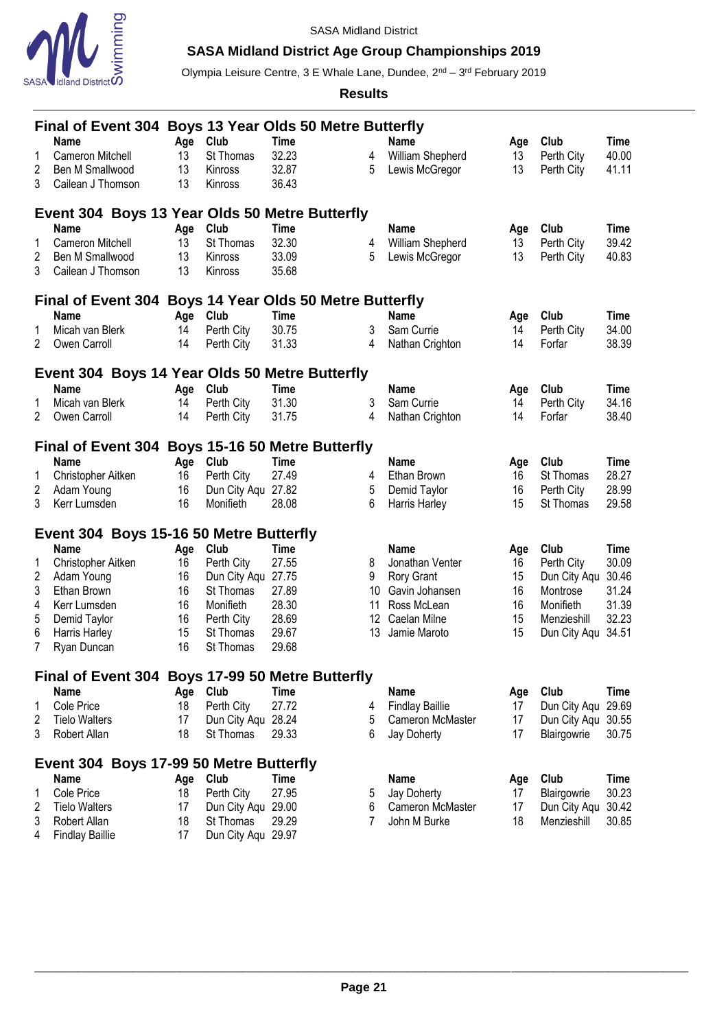## Final of Event 304 Boys 13 Year Olds 50 Metre Butterfly

| | Name | Age | Club | Time |
|---|---|---|---|---|
| 1 | Cameron Mitchell | 13 | St Thomas | 32.23 |
| 2 | Ben M Smallwood | 13 | Kinross | 32.87 |
| 3 | Cailean J Thomson | 13 | Kinross | 36.43 |
| 4 | William Shepherd | 13 | Perth City | 40.00 |
| 5 | Lewis McGregor | 13 | Perth City | 41.11 |

## Event 304 Boys 13 Year Olds 50 Metre Butterfly

| | Name | Age | Club | Time |
|---|---|---|---|---|
| 1 | Cameron Mitchell | 13 | St Thomas | 32.30 |
| 2 | Ben M Smallwood | 13 | Kinross | 33.09 |
| 3 | Cailean J Thomson | 13 | Kinross | 35.68 |
| 4 | William Shepherd | 13 | Perth City | 39.42 |
| 5 | Lewis McGregor | 13 | Perth City | 40.83 |

## Final of Event 304 Boys 14 Year Olds 50 Metre Butterfly

| | Name | Age | Club | Time |
|---|---|---|---|---|
| 1 | Micah van Blerk | 14 | Perth City | 30.75 |
| 2 | Owen Carroll | 14 | Perth City | 31.33 |
| 3 | Sam Currie | 14 | Perth City | 34.00 |
| 4 | Nathan Crighton | 14 | Forfar | 38.39 |

## Event 304 Boys 14 Year Olds 50 Metre Butterfly

| | Name | Age | Club | Time |
|---|---|---|---|---|
| 1 | Micah van Blerk | 14 | Perth City | 31.30 |
| 2 | Owen Carroll | 14 | Perth City | 31.75 |
| 3 | Sam Currie | 14 | Perth City | 34.16 |
| 4 | Nathan Crighton | 14 | Forfar | 38.40 |

## Final of Event 304 Boys 15-16 50 Metre Butterfly

| | Name | Age | Club | Time |
|---|---|---|---|---|
| 1 | Christopher Aitken | 16 | Perth City | 27.49 |
| 2 | Adam Young | 16 | Dun City Aqu | 27.82 |
| 3 | Kerr Lumsden | 16 | Monifieth | 28.08 |
| 4 | Ethan Brown | 16 | St Thomas | 28.27 |
| 5 | Demid Taylor | 16 | Perth City | 28.99 |
| 6 | Harris Harley | 15 | St Thomas | 29.58 |

## Event 304 Boys 15-16 50 Metre Butterfly

| | Name | Age | Club | Time |
|---|---|---|---|---|
| 1 | Christopher Aitken | 16 | Perth City | 27.55 |
| 2 | Adam Young | 16 | Dun City Aqu | 27.75 |
| 3 | Ethan Brown | 16 | St Thomas | 27.89 |
| 4 | Kerr Lumsden | 16 | Monifieth | 28.30 |
| 5 | Demid Taylor | 16 | Perth City | 28.69 |
| 6 | Harris Harley | 15 | St Thomas | 29.67 |
| 7 | Ryan Duncan | 16 | St Thomas | 29.68 |
| 8 | Jonathan Venter | 16 | Perth City | 30.09 |
| 9 | Rory Grant | 15 | Dun City Aqu | 30.46 |
| 10 | Gavin Johansen | 16 | Montrose | 31.24 |
| 11 | Ross McLean | 16 | Monifieth | 31.39 |
| 12 | Caelan Milne | 15 | Menzieshill | 32.23 |
| 13 | Jamie Maroto | 15 | Dun City Aqu | 34.51 |

## Final of Event 304 Boys 17-99 50 Metre Butterfly

| | Name | Age | Club | Time |
|---|---|---|---|---|
| 1 | Cole Price | 18 | Perth City | 27.72 |
| 2 | Tielo Walters | 17 | Dun City Aqu | 28.24 |
| 3 | Robert Allan | 18 | St Thomas | 29.33 |
| 4 | Findlay Baillie | 17 | Dun City Aqu | 29.69 |
| 5 | Cameron McMaster | 17 | Dun City Aqu | 30.55 |
| 6 | Jay Doherty | 17 | Blairgowrie | 30.75 |

## Event 304 Boys 17-99 50 Metre Butterfly

| | Name | Age | Club | Time |
|---|---|---|---|---|
| 1 | Cole Price | 18 | Perth City | 27.95 |
| 2 | Tielo Walters | 17 | Dun City Aqu | 29.00 |
| 3 | Robert Allan | 18 | St Thomas | 29.29 |
| 4 | Findlay Baillie | 17 | Dun City Aqu | 29.97 |
| 5 | Jay Doherty | 17 | Blairgowrie | 30.23 |
| 6 | Cameron McMaster | 17 | Dun City Aqu | 30.42 |
| 7 | John M Burke | 18 | Menzieshill | 30.85 |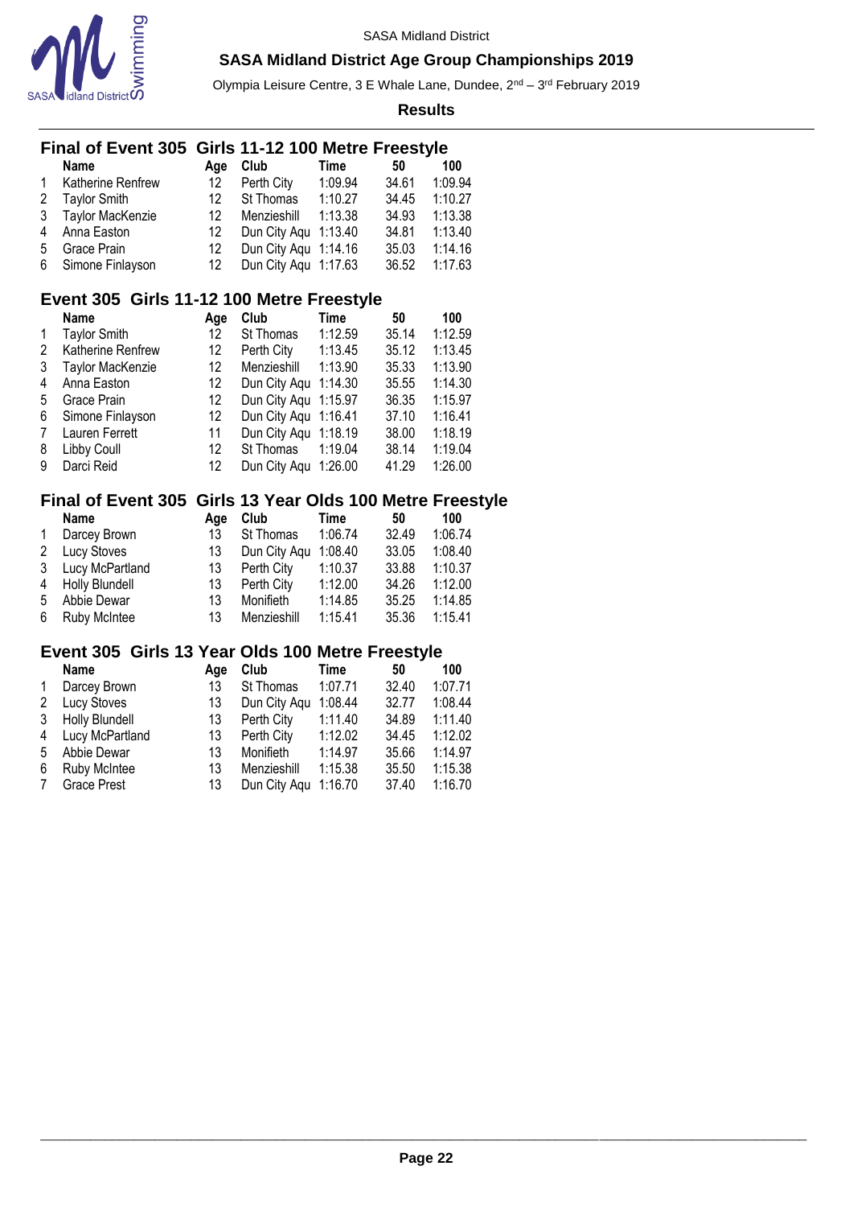SASA Midland District

## SASA Midland District Age Group Championships 2019

Olympia Leisure Centre, 3 E Whale Lane, Dundee, 2nd – 3rd February 2019

**Results**

### Final of Event 305 Girls 11-12 100 Metre Freestyle

| | Name | Age | Club | Time | 50 | 100 |
|---|---|---|---|---|---|---|
| 1 | Katherine Renfrew | 12 | Perth City | 1:09.94 | 34.61 | 1:09.94 |
| 2 | Taylor Smith | 12 | St Thomas | 1:10.27 | 34.45 | 1:10.27 |
| 3 | Taylor MacKenzie | 12 | Menzieshill | 1:13.38 | 34.93 | 1:13.38 |
| 4 | Anna Easton | 12 | Dun City Aqu | 1:13.40 | 34.81 | 1:13.40 |
| 5 | Grace Prain | 12 | Dun City Aqu | 1:14.16 | 35.03 | 1:14.16 |
| 6 | Simone Finlayson | 12 | Dun City Aqu | 1:17.63 | 36.52 | 1:17.63 |

### Event 305 Girls 11-12 100 Metre Freestyle

| | Name | Age | Club | Time | 50 | 100 |
|---|---|---|---|---|---|---|
| 1 | Taylor Smith | 12 | St Thomas | 1:12.59 | 35.14 | 1:12.59 |
| 2 | Katherine Renfrew | 12 | Perth City | 1:13.45 | 35.12 | 1:13.45 |
| 3 | Taylor MacKenzie | 12 | Menzieshill | 1:13.90 | 35.33 | 1:13.90 |
| 4 | Anna Easton | 12 | Dun City Aqu | 1:14.30 | 35.55 | 1:14.30 |
| 5 | Grace Prain | 12 | Dun City Aqu | 1:15.97 | 36.35 | 1:15.97 |
| 6 | Simone Finlayson | 12 | Dun City Aqu | 1:16.41 | 37.10 | 1:16.41 |
| 7 | Lauren Ferrett | 11 | Dun City Aqu | 1:18.19 | 38.00 | 1:18.19 |
| 8 | Libby Coull | 12 | St Thomas | 1:19.04 | 38.14 | 1:19.04 |
| 9 | Darci Reid | 12 | Dun City Aqu | 1:26.00 | 41.29 | 1:26.00 |

### Final of Event 305 Girls 13 Year Olds 100 Metre Freestyle

| | Name | Age | Club | Time | 50 | 100 |
|---|---|---|---|---|---|---|
| 1 | Darcey Brown | 13 | St Thomas | 1:06.74 | 32.49 | 1:06.74 |
| 2 | Lucy Stoves | 13 | Dun City Aqu | 1:08.40 | 33.05 | 1:08.40 |
| 3 | Lucy McPartland | 13 | Perth City | 1:10.37 | 33.88 | 1:10.37 |
| 4 | Holly Blundell | 13 | Perth City | 1:12.00 | 34.26 | 1:12.00 |
| 5 | Abbie Dewar | 13 | Monifieth | 1:14.85 | 35.25 | 1:14.85 |
| 6 | Ruby McIntee | 13 | Menzieshill | 1:15.41 | 35.36 | 1:15.41 |

### Event 305 Girls 13 Year Olds 100 Metre Freestyle

| | Name | Age | Club | Time | 50 | 100 |
|---|---|---|---|---|---|---|
| 1 | Darcey Brown | 13 | St Thomas | 1:07.71 | 32.40 | 1:07.71 |
| 2 | Lucy Stoves | 13 | Dun City Aqu | 1:08.44 | 32.77 | 1:08.44 |
| 3 | Holly Blundell | 13 | Perth City | 1:11.40 | 34.89 | 1:11.40 |
| 4 | Lucy McPartland | 13 | Perth City | 1:12.02 | 34.45 | 1:12.02 |
| 5 | Abbie Dewar | 13 | Monifieth | 1:14.97 | 35.66 | 1:14.97 |
| 6 | Ruby McIntee | 13 | Menzieshill | 1:15.38 | 35.50 | 1:15.38 |
| 7 | Grace Prest | 13 | Dun City Aqu | 1:16.70 | 37.40 | 1:16.70 |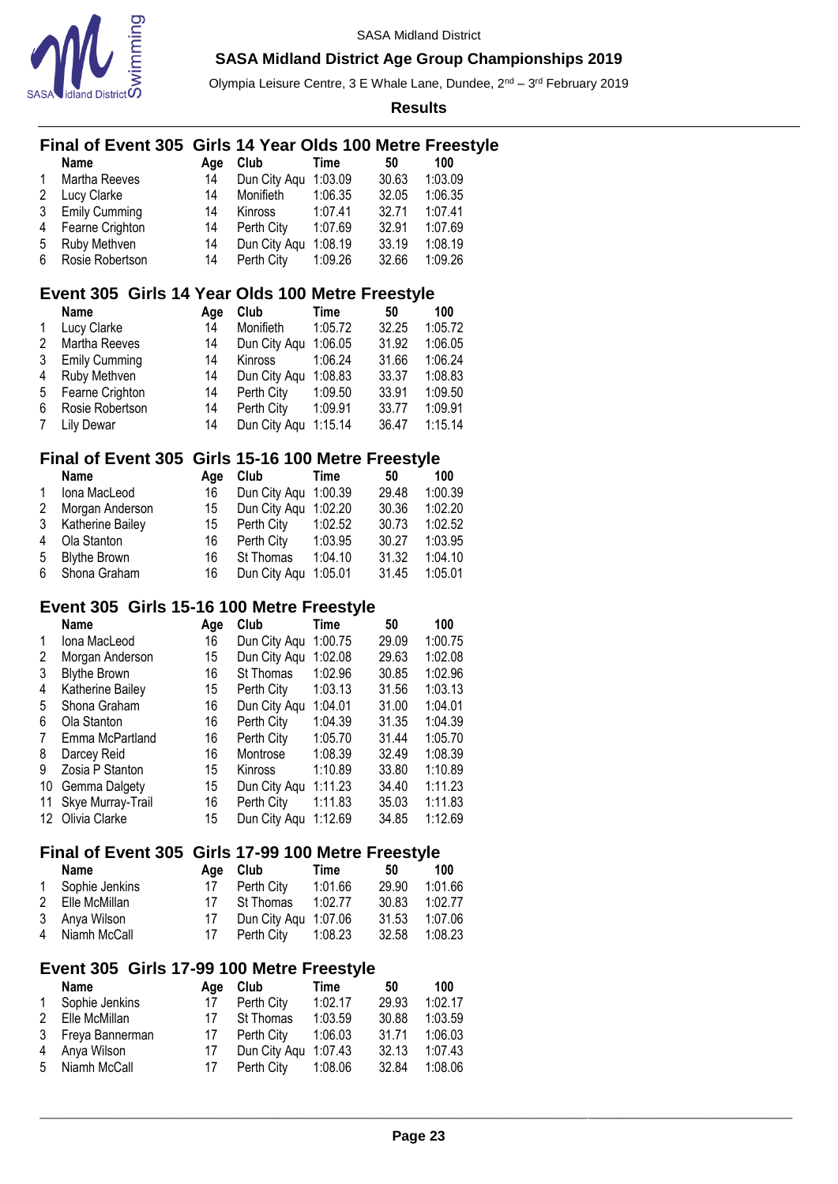SASA Midland District

## SASA Midland District Age Group Championships 2019

Olympia Leisure Centre, 3 E Whale Lane, Dundee, 2nd – 3rd February 2019

**Results**

### Final of Event 305 Girls 14 Year Olds 100 Metre Freestyle

| | Name | Age | Club | Time | 50 | 100 |
|---|---|---|---|---|---|---|
| 1 | Martha Reeves | 14 | Dun City Aqu | 1:03.09 | 30.63 | 1:03.09 |
| 2 | Lucy Clarke | 14 | Monifieth | 1:06.35 | 32.05 | 1:06.35 |
| 3 | Emily Cumming | 14 | Kinross | 1:07.41 | 32.71 | 1:07.41 |
| 4 | Fearne Crighton | 14 | Perth City | 1:07.69 | 32.91 | 1:07.69 |
| 5 | Ruby Methven | 14 | Dun City Aqu | 1:08.19 | 33.19 | 1:08.19 |
| 6 | Rosie Robertson | 14 | Perth City | 1:09.26 | 32.66 | 1:09.26 |

### Event 305 Girls 14 Year Olds 100 Metre Freestyle

| | Name | Age | Club | Time | 50 | 100 |
|---|---|---|---|---|---|---|
| 1 | Lucy Clarke | 14 | Monifieth | 1:05.72 | 32.25 | 1:05.72 |
| 2 | Martha Reeves | 14 | Dun City Aqu | 1:06.05 | 31.92 | 1:06.05 |
| 3 | Emily Cumming | 14 | Kinross | 1:06.24 | 31.66 | 1:06.24 |
| 4 | Ruby Methven | 14 | Dun City Aqu | 1:08.83 | 33.37 | 1:08.83 |
| 5 | Fearne Crighton | 14 | Perth City | 1:09.50 | 33.91 | 1:09.50 |
| 6 | Rosie Robertson | 14 | Perth City | 1:09.91 | 33.77 | 1:09.91 |
| 7 | Lily Dewar | 14 | Dun City Aqu | 1:15.14 | 36.47 | 1:15.14 |

### Final of Event 305 Girls 15-16 100 Metre Freestyle

| | Name | Age | Club | Time | 50 | 100 |
|---|---|---|---|---|---|---|
| 1 | Iona MacLeod | 16 | Dun City Aqu | 1:00.39 | 29.48 | 1:00.39 |
| 2 | Morgan Anderson | 15 | Dun City Aqu | 1:02.20 | 30.36 | 1:02.20 |
| 3 | Katherine Bailey | 15 | Perth City | 1:02.52 | 30.73 | 1:02.52 |
| 4 | Ola Stanton | 16 | Perth City | 1:03.95 | 30.27 | 1:03.95 |
| 5 | Blythe Brown | 16 | St Thomas | 1:04.10 | 31.32 | 1:04.10 |
| 6 | Shona Graham | 16 | Dun City Aqu | 1:05.01 | 31.45 | 1:05.01 |

### Event 305 Girls 15-16 100 Metre Freestyle

| | Name | Age | Club | Time | 50 | 100 |
|---|---|---|---|---|---|---|
| 1 | Iona MacLeod | 16 | Dun City Aqu | 1:00.75 | 29.09 | 1:00.75 |
| 2 | Morgan Anderson | 15 | Dun City Aqu | 1:02.08 | 29.63 | 1:02.08 |
| 3 | Blythe Brown | 16 | St Thomas | 1:02.96 | 30.85 | 1:02.96 |
| 4 | Katherine Bailey | 15 | Perth City | 1:03.13 | 31.56 | 1:03.13 |
| 5 | Shona Graham | 16 | Dun City Aqu | 1:04.01 | 31.00 | 1:04.01 |
| 6 | Ola Stanton | 16 | Perth City | 1:04.39 | 31.35 | 1:04.39 |
| 7 | Emma McPartland | 16 | Perth City | 1:05.70 | 31.44 | 1:05.70 |
| 8 | Darcey Reid | 16 | Montrose | 1:08.39 | 32.49 | 1:08.39 |
| 9 | Zosia P Stanton | 15 | Kinross | 1:10.89 | 33.80 | 1:10.89 |
| 10 | Gemma Dalgety | 15 | Dun City Aqu | 1:11.23 | 34.40 | 1:11.23 |
| 11 | Skye Murray-Trail | 16 | Perth City | 1:11.83 | 35.03 | 1:11.83 |
| 12 | Olivia Clarke | 15 | Dun City Aqu | 1:12.69 | 34.85 | 1:12.69 |

### Final of Event 305 Girls 17-99 100 Metre Freestyle

| | Name | Age | Club | Time | 50 | 100 |
|---|---|---|---|---|---|---|
| 1 | Sophie Jenkins | 17 | Perth City | 1:01.66 | 29.90 | 1:01.66 |
| 2 | Elle McMillan | 17 | St Thomas | 1:02.77 | 30.83 | 1:02.77 |
| 3 | Anya Wilson | 17 | Dun City Aqu | 1:07.06 | 31.53 | 1:07.06 |
| 4 | Niamh McCall | 17 | Perth City | 1:08.23 | 32.58 | 1:08.23 |

### Event 305 Girls 17-99 100 Metre Freestyle

| | Name | Age | Club | Time | 50 | 100 |
|---|---|---|---|---|---|---|
| 1 | Sophie Jenkins | 17 | Perth City | 1:02.17 | 29.93 | 1:02.17 |
| 2 | Elle McMillan | 17 | St Thomas | 1:03.59 | 30.88 | 1:03.59 |
| 3 | Freya Bannerman | 17 | Perth City | 1:06.03 | 31.71 | 1:06.03 |
| 4 | Anya Wilson | 17 | Dun City Aqu | 1:07.43 | 32.13 | 1:07.43 |
| 5 | Niamh McCall | 17 | Perth City | 1:08.06 | 32.84 | 1:08.06 |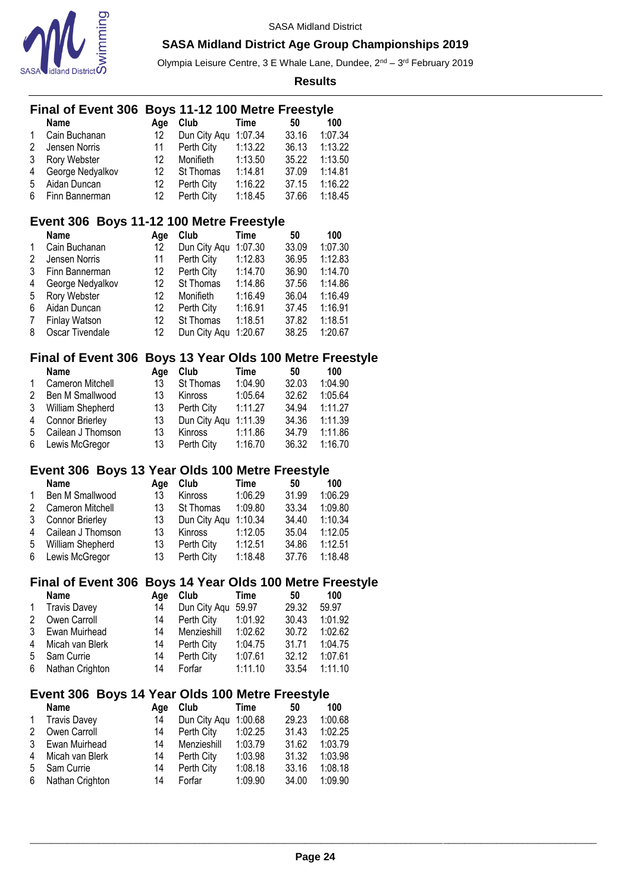SASA Midland District

**SASA Midland District Age Group Championships 2019**

Olympia Leisure Centre, 3 E Whale Lane, Dundee, 2nd – 3rd February 2019

**Results**

## Final of Event 306 Boys 11-12 100 Metre Freestyle

| | Name | Age | Club | Time | 50 | 100 |
|---|---|---|---|---|---|---|
| 1 | Cain Buchanan | 12 | Dun City Aqu | 1:07.34 | 33.16 | 1:07.34 |
| 2 | Jensen Norris | 11 | Perth City | 1:13.22 | 36.13 | 1:13.22 |
| 3 | Rory Webster | 12 | Monifieth | 1:13.50 | 35.22 | 1:13.50 |
| 4 | George Nedyalkov | 12 | St Thomas | 1:14.81 | 37.09 | 1:14.81 |
| 5 | Aidan Duncan | 12 | Perth City | 1:16.22 | 37.15 | 1:16.22 |
| 6 | Finn Bannerman | 12 | Perth City | 1:18.45 | 37.66 | 1:18.45 |

## Event 306 Boys 11-12 100 Metre Freestyle

| | Name | Age | Club | Time | 50 | 100 |
|---|---|---|---|---|---|---|
| 1 | Cain Buchanan | 12 | Dun City Aqu | 1:07.30 | 33.09 | 1:07.30 |
| 2 | Jensen Norris | 11 | Perth City | 1:12.83 | 36.95 | 1:12.83 |
| 3 | Finn Bannerman | 12 | Perth City | 1:14.70 | 36.90 | 1:14.70 |
| 4 | George Nedyalkov | 12 | St Thomas | 1:14.86 | 37.56 | 1:14.86 |
| 5 | Rory Webster | 12 | Monifieth | 1:16.49 | 36.04 | 1:16.49 |
| 6 | Aidan Duncan | 12 | Perth City | 1:16.91 | 37.45 | 1:16.91 |
| 7 | Finlay Watson | 12 | St Thomas | 1:18.51 | 37.82 | 1:18.51 |
| 8 | Oscar Tivendale | 12 | Dun City Aqu | 1:20.67 | 38.25 | 1:20.67 |

## Final of Event 306 Boys 13 Year Olds 100 Metre Freestyle

| | Name | Age | Club | Time | 50 | 100 |
|---|---|---|---|---|---|---|
| 1 | Cameron Mitchell | 13 | St Thomas | 1:04.90 | 32.03 | 1:04.90 |
| 2 | Ben M Smallwood | 13 | Kinross | 1:05.64 | 32.62 | 1:05.64 |
| 3 | William Shepherd | 13 | Perth City | 1:11.27 | 34.94 | 1:11.27 |
| 4 | Connor Brierley | 13 | Dun City Aqu | 1:11.39 | 34.36 | 1:11.39 |
| 5 | Cailean J Thomson | 13 | Kinross | 1:11.86 | 34.79 | 1:11.86 |
| 6 | Lewis McGregor | 13 | Perth City | 1:16.70 | 36.32 | 1:16.70 |

## Event 306 Boys 13 Year Olds 100 Metre Freestyle

| | Name | Age | Club | Time | 50 | 100 |
|---|---|---|---|---|---|---|
| 1 | Ben M Smallwood | 13 | Kinross | 1:06.29 | 31.99 | 1:06.29 |
| 2 | Cameron Mitchell | 13 | St Thomas | 1:09.80 | 33.34 | 1:09.80 |
| 3 | Connor Brierley | 13 | Dun City Aqu | 1:10.34 | 34.40 | 1:10.34 |
| 4 | Cailean J Thomson | 13 | Kinross | 1:12.05 | 35.04 | 1:12.05 |
| 5 | William Shepherd | 13 | Perth City | 1:12.51 | 34.86 | 1:12.51 |
| 6 | Lewis McGregor | 13 | Perth City | 1:18.48 | 37.76 | 1:18.48 |

## Final of Event 306 Boys 14 Year Olds 100 Metre Freestyle

| | Name | Age | Club | Time | 50 | 100 |
|---|---|---|---|---|---|---|
| 1 | Travis Davey | 14 | Dun City Aqu | 59.97 | 29.32 | 59.97 |
| 2 | Owen Carroll | 14 | Perth City | 1:01.92 | 30.43 | 1:01.92 |
| 3 | Ewan Muirhead | 14 | Menzieshill | 1:02.62 | 30.72 | 1:02.62 |
| 4 | Micah van Blerk | 14 | Perth City | 1:04.75 | 31.71 | 1:04.75 |
| 5 | Sam Currie | 14 | Perth City | 1:07.61 | 32.12 | 1:07.61 |
| 6 | Nathan Crighton | 14 | Forfar | 1:11.10 | 33.54 | 1:11.10 |

## Event 306 Boys 14 Year Olds 100 Metre Freestyle

| | Name | Age | Club | Time | 50 | 100 |
|---|---|---|---|---|---|---|
| 1 | Travis Davey | 14 | Dun City Aqu | 1:00.68 | 29.23 | 1:00.68 |
| 2 | Owen Carroll | 14 | Perth City | 1:02.25 | 31.43 | 1:02.25 |
| 3 | Ewan Muirhead | 14 | Menzieshill | 1:03.79 | 31.62 | 1:03.79 |
| 4 | Micah van Blerk | 14 | Perth City | 1:03.98 | 31.32 | 1:03.98 |
| 5 | Sam Currie | 14 | Perth City | 1:08.18 | 33.16 | 1:08.18 |
| 6 | Nathan Crighton | 14 | Forfar | 1:09.90 | 34.00 | 1:09.90 |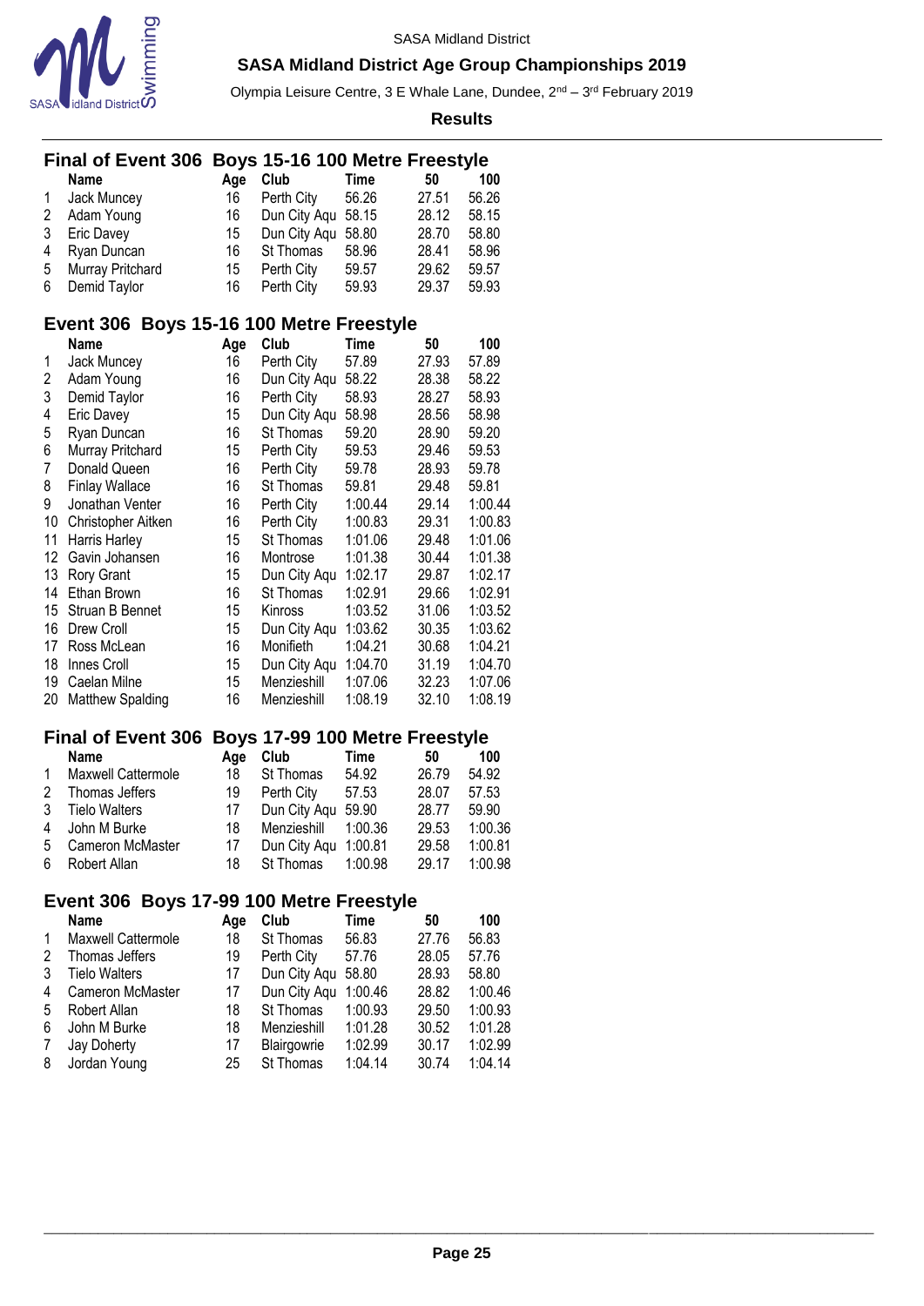SASA Midland District

## SASA Midland District Age Group Championships 2019

Olympia Leisure Centre, 3 E Whale Lane, Dundee, 2nd – 3rd February 2019

**Results**

### Final of Event 306 Boys 15-16 100 Metre Freestyle

| | Name | Age | Club | Time | 50 | 100 |
|---|---|---|---|---|---|---|
| 1 | Jack Muncey | 16 | Perth City | 56.26 | 27.51 | 56.26 |
| 2 | Adam Young | 16 | Dun City Aqu | 58.15 | 28.12 | 58.15 |
| 3 | Eric Davey | 15 | Dun City Aqu | 58.80 | 28.70 | 58.80 |
| 4 | Ryan Duncan | 16 | St Thomas | 58.96 | 28.41 | 58.96 |
| 5 | Murray Pritchard | 15 | Perth City | 59.57 | 29.62 | 59.57 |
| 6 | Demid Taylor | 16 | Perth City | 59.93 | 29.37 | 59.93 |

### Event 306 Boys 15-16 100 Metre Freestyle

| | Name | Age | Club | Time | 50 | 100 |
|---|---|---|---|---|---|---|
| 1 | Jack Muncey | 16 | Perth City | 57.89 | 27.93 | 57.89 |
| 2 | Adam Young | 16 | Dun City Aqu | 58.22 | 28.38 | 58.22 |
| 3 | Demid Taylor | 16 | Perth City | 58.93 | 28.27 | 58.93 |
| 4 | Eric Davey | 15 | Dun City Aqu | 58.98 | 28.56 | 58.98 |
| 5 | Ryan Duncan | 16 | St Thomas | 59.20 | 28.90 | 59.20 |
| 6 | Murray Pritchard | 15 | Perth City | 59.53 | 29.46 | 59.53 |
| 7 | Donald Queen | 16 | Perth City | 59.78 | 28.93 | 59.78 |
| 8 | Finlay Wallace | 16 | St Thomas | 59.81 | 29.48 | 59.81 |
| 9 | Jonathan Venter | 16 | Perth City | 1:00.44 | 29.14 | 1:00.44 |
| 10 | Christopher Aitken | 16 | Perth City | 1:00.83 | 29.31 | 1:00.83 |
| 11 | Harris Harley | 15 | St Thomas | 1:01.06 | 29.48 | 1:01.06 |
| 12 | Gavin Johansen | 16 | Montrose | 1:01.38 | 30.44 | 1:01.38 |
| 13 | Rory Grant | 15 | Dun City Aqu | 1:02.17 | 29.87 | 1:02.17 |
| 14 | Ethan Brown | 16 | St Thomas | 1:02.91 | 29.66 | 1:02.91 |
| 15 | Struan B Bennet | 15 | Kinross | 1:03.52 | 31.06 | 1:03.52 |
| 16 | Drew Croll | 15 | Dun City Aqu | 1:03.62 | 30.35 | 1:03.62 |
| 17 | Ross McLean | 16 | Monifieth | 1:04.21 | 30.68 | 1:04.21 |
| 18 | Innes Croll | 15 | Dun City Aqu | 1:04.70 | 31.19 | 1:04.70 |
| 19 | Caelan Milne | 15 | Menzieshill | 1:07.06 | 32.23 | 1:07.06 |
| 20 | Matthew Spalding | 16 | Menzieshill | 1:08.19 | 32.10 | 1:08.19 |

### Final of Event 306 Boys 17-99 100 Metre Freestyle

| | Name | Age | Club | Time | 50 | 100 |
|---|---|---|---|---|---|---|
| 1 | Maxwell Cattermole | 18 | St Thomas | 54.92 | 26.79 | 54.92 |
| 2 | Thomas Jeffers | 19 | Perth City | 57.53 | 28.07 | 57.53 |
| 3 | Tielo Walters | 17 | Dun City Aqu | 59.90 | 28.77 | 59.90 |
| 4 | John M Burke | 18 | Menzieshill | 1:00.36 | 29.53 | 1:00.36 |
| 5 | Cameron McMaster | 17 | Dun City Aqu | 1:00.81 | 29.58 | 1:00.81 |
| 6 | Robert Allan | 18 | St Thomas | 1:00.98 | 29.17 | 1:00.98 |

### Event 306 Boys 17-99 100 Metre Freestyle

| | Name | Age | Club | Time | 50 | 100 |
|---|---|---|---|---|---|---|
| 1 | Maxwell Cattermole | 18 | St Thomas | 56.83 | 27.76 | 56.83 |
| 2 | Thomas Jeffers | 19 | Perth City | 57.76 | 28.05 | 57.76 |
| 3 | Tielo Walters | 17 | Dun City Aqu | 58.80 | 28.93 | 58.80 |
| 4 | Cameron McMaster | 17 | Dun City Aqu | 1:00.46 | 28.82 | 1:00.46 |
| 5 | Robert Allan | 18 | St Thomas | 1:00.93 | 29.50 | 1:00.93 |
| 6 | John M Burke | 18 | Menzieshill | 1:01.28 | 30.52 | 1:01.28 |
| 7 | Jay Doherty | 17 | Blairgowrie | 1:02.99 | 30.17 | 1:02.99 |
| 8 | Jordan Young | 25 | St Thomas | 1:04.14 | 30.74 | 1:04.14 |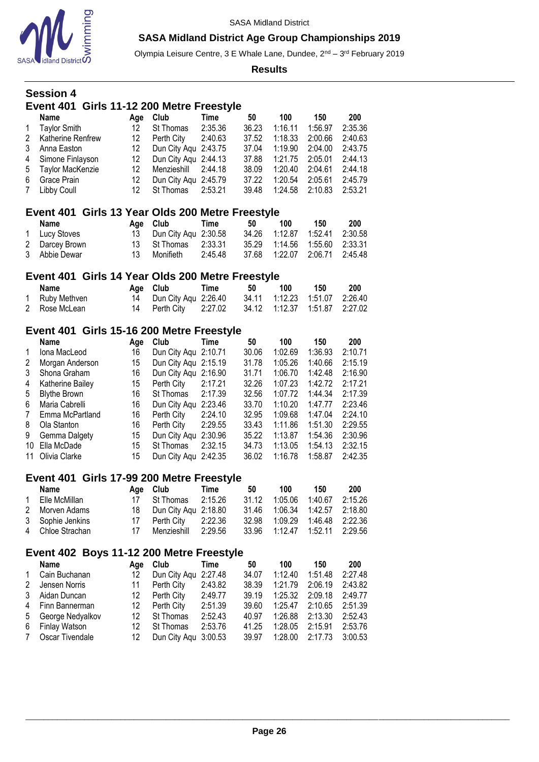SASA Midland District

**SASA Midland District Age Group Championships 2019**

Olympia Leisure Centre, 3 E Whale Lane, Dundee, 2nd – 3rd February 2019

**Results**

## Session 4

### Event 401 Girls 11-12 200 Metre Freestyle

| | Name | Age | Club | Time | 50 | 100 | 150 | 200 |
|---|---|---|---|---|---|---|---|---|
| 1 | Taylor Smith | 12 | St Thomas | 2:35.36 | 36.23 | 1:16.11 | 1:56.97 | 2:35.36 |
| 2 | Katherine Renfrew | 12 | Perth City | 2:40.63 | 37.52 | 1:18.33 | 2:00.66 | 2:40.63 |
| 3 | Anna Easton | 12 | Dun City Aqu | 2:43.75 | 37.04 | 1:19.90 | 2:04.00 | 2:43.75 |
| 4 | Simone Finlayson | 12 | Dun City Aqu | 2:44.13 | 37.88 | 1:21.75 | 2:05.01 | 2:44.13 |
| 5 | Taylor MacKenzie | 12 | Menzieshill | 2:44.18 | 38.09 | 1:20.40 | 2:04.61 | 2:44.18 |
| 6 | Grace Prain | 12 | Dun City Aqu | 2:45.79 | 37.22 | 1:20.54 | 2:05.61 | 2:45.79 |
| 7 | Libby Coull | 12 | St Thomas | 2:53.21 | 39.48 | 1:24.58 | 2:10.83 | 2:53.21 |

### Event 401 Girls 13 Year Olds 200 Metre Freestyle

| | Name | Age | Club | Time | 50 | 100 | 150 | 200 |
|---|---|---|---|---|---|---|---|---|
| 1 | Lucy Stoves | 13 | Dun City Aqu | 2:30.58 | 34.26 | 1:12.87 | 1:52.41 | 2:30.58 |
| 2 | Darcey Brown | 13 | St Thomas | 2:33.31 | 35.29 | 1:14.56 | 1:55.60 | 2:33.31 |
| 3 | Abbie Dewar | 13 | Monifieth | 2:45.48 | 37.68 | 1:22.07 | 2:06.71 | 2:45.48 |

### Event 401 Girls 14 Year Olds 200 Metre Freestyle

| | Name | Age | Club | Time | 50 | 100 | 150 | 200 |
|---|---|---|---|---|---|---|---|---|
| 1 | Ruby Methven | 14 | Dun City Aqu | 2:26.40 | 34.11 | 1:12.23 | 1:51.07 | 2:26.40 |
| 2 | Rose McLean | 14 | Perth City | 2:27.02 | 34.12 | 1:12.37 | 1:51.87 | 2:27.02 |

### Event 401 Girls 15-16 200 Metre Freestyle

| | Name | Age | Club | Time | 50 | 100 | 150 | 200 |
|---|---|---|---|---|---|---|---|---|
| 1 | Iona MacLeod | 16 | Dun City Aqu | 2:10.71 | 30.06 | 1:02.69 | 1:36.93 | 2:10.71 |
| 2 | Morgan Anderson | 15 | Dun City Aqu | 2:15.19 | 31.78 | 1:05.26 | 1:40.66 | 2:15.19 |
| 3 | Shona Graham | 16 | Dun City Aqu | 2:16.90 | 31.71 | 1:06.70 | 1:42.48 | 2:16.90 |
| 4 | Katherine Bailey | 15 | Perth City | 2:17.21 | 32.26 | 1:07.23 | 1:42.72 | 2:17.21 |
| 5 | Blythe Brown | 16 | St Thomas | 2:17.39 | 32.56 | 1:07.72 | 1:44.34 | 2:17.39 |
| 6 | Maria Cabrelli | 16 | Dun City Aqu | 2:23.46 | 33.70 | 1:10.20 | 1:47.77 | 2:23.46 |
| 7 | Emma McPartland | 16 | Perth City | 2:24.10 | 32.95 | 1:09.68 | 1:47.04 | 2:24.10 |
| 8 | Ola Stanton | 16 | Perth City | 2:29.55 | 33.43 | 1:11.86 | 1:51.30 | 2:29.55 |
| 9 | Gemma Dalgety | 15 | Dun City Aqu | 2:30.96 | 35.22 | 1:13.87 | 1:54.36 | 2:30.96 |
| 10 | Ella McDade | 15 | St Thomas | 2:32.15 | 34.73 | 1:13.05 | 1:54.13 | 2:32.15 |
| 11 | Olivia Clarke | 15 | Dun City Aqu | 2:42.35 | 36.02 | 1:16.78 | 1:58.87 | 2:42.35 |

### Event 401 Girls 17-99 200 Metre Freestyle

| | Name | Age | Club | Time | 50 | 100 | 150 | 200 |
|---|---|---|---|---|---|---|---|---|
| 1 | Elle McMillan | 17 | St Thomas | 2:15.26 | 31.12 | 1:05.06 | 1:40.67 | 2:15.26 |
| 2 | Morven Adams | 18 | Dun City Aqu | 2:18.80 | 31.46 | 1:06.34 | 1:42.57 | 2:18.80 |
| 3 | Sophie Jenkins | 17 | Perth City | 2:22.36 | 32.98 | 1:09.29 | 1:46.48 | 2:22.36 |
| 4 | Chloe Strachan | 17 | Menzieshill | 2:29.56 | 33.96 | 1:12.47 | 1:52.11 | 2:29.56 |

### Event 402 Boys 11-12 200 Metre Freestyle

| | Name | Age | Club | Time | 50 | 100 | 150 | 200 |
|---|---|---|---|---|---|---|---|---|
| 1 | Cain Buchanan | 12 | Dun City Aqu | 2:27.48 | 34.07 | 1:12.40 | 1:51.48 | 2:27.48 |
| 2 | Jensen Norris | 11 | Perth City | 2:43.82 | 38.39 | 1:21.79 | 2:06.19 | 2:43.82 |
| 3 | Aidan Duncan | 12 | Perth City | 2:49.77 | 39.19 | 1:25.32 | 2:09.18 | 2:49.77 |
| 4 | Finn Bannerman | 12 | Perth City | 2:51.39 | 39.60 | 1:25.47 | 2:10.65 | 2:51.39 |
| 5 | George Nedyalkov | 12 | St Thomas | 2:52.43 | 40.97 | 1:26.88 | 2:13.30 | 2:52.43 |
| 6 | Finlay Watson | 12 | St Thomas | 2:53.76 | 41.25 | 1:28.05 | 2:15.91 | 2:53.76 |
| 7 | Oscar Tivendale | 12 | Dun City Aqu | 3:00.53 | 39.97 | 1:28.00 | 2:17.73 | 3:00.53 |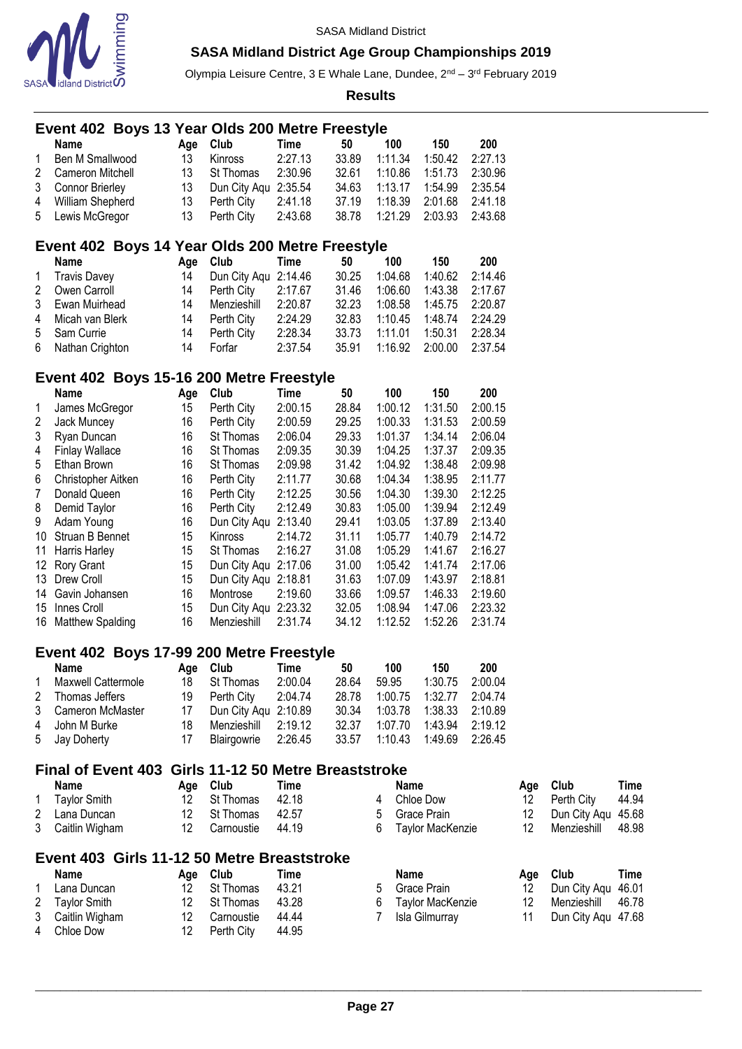SASA Midland District

## SASA Midland District Age Group Championships 2019

Olympia Leisure Centre, 3 E Whale Lane, Dundee, 2nd – 3rd February 2019

**Results**

### Event 402 Boys 13 Year Olds 200 Metre Freestyle

| | Name | Age | Club | Time | 50 | 100 | 150 | 200 |
|---|---|---|---|---|---|---|---|---|
| 1 | Ben M Smallwood | 13 | Kinross | 2:27.13 | 33.89 | 1:11.34 | 1:50.42 | 2:27.13 |
| 2 | Cameron Mitchell | 13 | St Thomas | 2:30.96 | 32.61 | 1:10.86 | 1:51.73 | 2:30.96 |
| 3 | Connor Brierley | 13 | Dun City Aqu | 2:35.54 | 34.63 | 1:13.17 | 1:54.99 | 2:35.54 |
| 4 | William Shepherd | 13 | Perth City | 2:41.18 | 37.19 | 1:18.39 | 2:01.68 | 2:41.18 |
| 5 | Lewis McGregor | 13 | Perth City | 2:43.68 | 38.78 | 1:21.29 | 2:03.93 | 2:43.68 |

### Event 402 Boys 14 Year Olds 200 Metre Freestyle

| | Name | Age | Club | Time | 50 | 100 | 150 | 200 |
|---|---|---|---|---|---|---|---|---|
| 1 | Travis Davey | 14 | Dun City Aqu | 2:14.46 | 30.25 | 1:04.68 | 1:40.62 | 2:14.46 |
| 2 | Owen Carroll | 14 | Perth City | 2:17.67 | 31.46 | 1:06.60 | 1:43.38 | 2:17.67 |
| 3 | Ewan Muirhead | 14 | Menzieshill | 2:20.87 | 32.23 | 1:08.58 | 1:45.75 | 2:20.87 |
| 4 | Micah van Blerk | 14 | Perth City | 2:24.29 | 32.83 | 1:10.45 | 1:48.74 | 2:24.29 |
| 5 | Sam Currie | 14 | Perth City | 2:28.34 | 33.73 | 1:11.01 | 1:50.31 | 2:28.34 |
| 6 | Nathan Crighton | 14 | Forfar | 2:37.54 | 35.91 | 1:16.92 | 2:00.00 | 2:37.54 |

### Event 402 Boys 15-16 200 Metre Freestyle

| | Name | Age | Club | Time | 50 | 100 | 150 | 200 |
|---|---|---|---|---|---|---|---|---|
| 1 | James McGregor | 15 | Perth City | 2:00.15 | 28.84 | 1:00.12 | 1:31.50 | 2:00.15 |
| 2 | Jack Muncey | 16 | Perth City | 2:00.59 | 29.25 | 1:00.33 | 1:31.53 | 2:00.59 |
| 3 | Ryan Duncan | 16 | St Thomas | 2:06.04 | 29.33 | 1:01.37 | 1:34.14 | 2:06.04 |
| 4 | Finlay Wallace | 16 | St Thomas | 2:09.35 | 30.39 | 1:04.25 | 1:37.37 | 2:09.35 |
| 5 | Ethan Brown | 16 | St Thomas | 2:09.98 | 31.42 | 1:04.92 | 1:38.48 | 2:09.98 |
| 6 | Christopher Aitken | 16 | Perth City | 2:11.77 | 30.68 | 1:04.34 | 1:38.95 | 2:11.77 |
| 7 | Donald Queen | 16 | Perth City | 2:12.25 | 30.56 | 1:04.30 | 1:39.30 | 2:12.25 |
| 8 | Demid Taylor | 16 | Perth City | 2:12.49 | 30.83 | 1:05.00 | 1:39.94 | 2:12.49 |
| 9 | Adam Young | 16 | Dun City Aqu | 2:13.40 | 29.41 | 1:03.05 | 1:37.89 | 2:13.40 |
| 10 | Struan B Bennet | 15 | Kinross | 2:14.72 | 31.11 | 1:05.77 | 1:40.79 | 2:14.72 |
| 11 | Harris Harley | 15 | St Thomas | 2:16.27 | 31.08 | 1:05.29 | 1:41.67 | 2:16.27 |
| 12 | Rory Grant | 15 | Dun City Aqu | 2:17.06 | 31.00 | 1:05.42 | 1:41.74 | 2:17.06 |
| 13 | Drew Croll | 15 | Dun City Aqu | 2:18.81 | 31.63 | 1:07.09 | 1:43.97 | 2:18.81 |
| 14 | Gavin Johansen | 16 | Montrose | 2:19.60 | 33.66 | 1:09.57 | 1:46.33 | 2:19.60 |
| 15 | Innes Croll | 15 | Dun City Aqu | 2:23.32 | 32.05 | 1:08.94 | 1:47.06 | 2:23.32 |
| 16 | Matthew Spalding | 16 | Menzieshill | 2:31.74 | 34.12 | 1:12.52 | 1:52.26 | 2:31.74 |

### Event 402 Boys 17-99 200 Metre Freestyle

| | Name | Age | Club | Time | 50 | 100 | 150 | 200 |
|---|---|---|---|---|---|---|---|---|
| 1 | Maxwell Cattermole | 18 | St Thomas | 2:00.04 | 28.64 | 59.95 | 1:30.75 | 2:00.04 |
| 2 | Thomas Jeffers | 19 | Perth City | 2:04.74 | 28.78 | 1:00.75 | 1:32.77 | 2:04.74 |
| 3 | Cameron McMaster | 17 | Dun City Aqu | 2:10.89 | 30.34 | 1:03.78 | 1:38.33 | 2:10.89 |
| 4 | John M Burke | 18 | Menzieshill | 2:19.12 | 32.37 | 1:07.70 | 1:43.94 | 2:19.12 |
| 5 | Jay Doherty | 17 | Blairgowrie | 2:26.45 | 33.57 | 1:10.43 | 1:49.69 | 2:26.45 |

### Final of Event 403 Girls 11-12 50 Metre Breaststroke

| | Name | Age | Club | Time |
|---|---|---|---|---|
| 1 | Taylor Smith | 12 | St Thomas | 42.18 |
| 2 | Lana Duncan | 12 | St Thomas | 42.57 |
| 3 | Caitlin Wigham | 12 | Carnoustie | 44.19 |
| 4 | Chloe Dow | 12 | Perth City | 44.94 |
| 5 | Grace Prain | 12 | Dun City Aqu | 45.68 |
| 6 | Taylor MacKenzie | 12 | Menzieshill | 48.98 |

### Event 403 Girls 11-12 50 Metre Breaststroke

| | Name | Age | Club | Time |
|---|---|---|---|---|
| 1 | Lana Duncan | 12 | St Thomas | 43.21 |
| 2 | Taylor Smith | 12 | St Thomas | 43.28 |
| 3 | Caitlin Wigham | 12 | Carnoustie | 44.44 |
| 4 | Chloe Dow | 12 | Perth City | 44.95 |
| 5 | Grace Prain | 12 | Dun City Aqu | 46.01 |
| 6 | Taylor MacKenzie | 12 | Menzieshill | 46.78 |
| 7 | Isla Gilmurray | 11 | Dun City Aqu | 47.68 |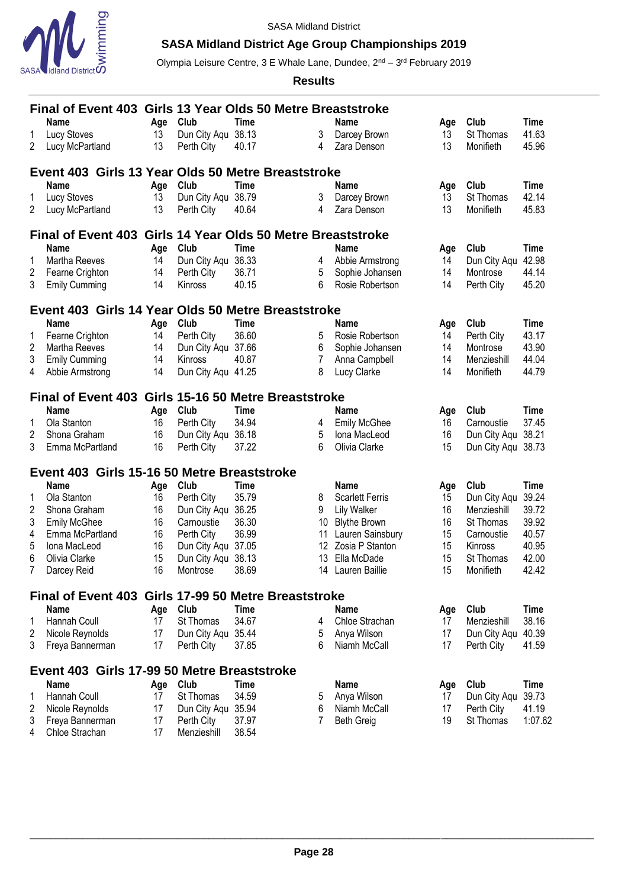SASA Midland District

## SASA Midland District Age Group Championships 2019

Olympia Leisure Centre, 3 E Whale Lane, Dundee, 2nd – 3rd February 2019

**Results**

### Final of Event 403 Girls 13 Year Olds 50 Metre Breaststroke

| | Name | Age | Club | Time | | Name | Age | Club | Time |
|---|---|---|---|---|---|---|---|---|---|
| 1 | Lucy Stoves | 13 | Dun City Aqu | 38.13 | 3 | Darcey Brown | 13 | St Thomas | 41.63 |
| 2 | Lucy McPartland | 13 | Perth City | 40.17 | 4 | Zara Denson | 13 | Monifieth | 45.96 |

### Event 403 Girls 13 Year Olds 50 Metre Breaststroke

| | Name | Age | Club | Time | | Name | Age | Club | Time |
|---|---|---|---|---|---|---|---|---|---|
| 1 | Lucy Stoves | 13 | Dun City Aqu | 38.79 | 3 | Darcey Brown | 13 | St Thomas | 42.14 |
| 2 | Lucy McPartland | 13 | Perth City | 40.64 | 4 | Zara Denson | 13 | Monifieth | 45.83 |

### Final of Event 403 Girls 14 Year Olds 50 Metre Breaststroke

| | Name | Age | Club | Time | | Name | Age | Club | Time |
|---|---|---|---|---|---|---|---|---|---|
| 1 | Martha Reeves | 14 | Dun City Aqu | 36.33 | 4 | Abbie Armstrong | 14 | Dun City Aqu | 42.98 |
| 2 | Fearne Crighton | 14 | Perth City | 36.71 | 5 | Sophie Johansen | 14 | Montrose | 44.14 |
| 3 | Emily Cumming | 14 | Kinross | 40.15 | 6 | Rosie Robertson | 14 | Perth City | 45.20 |

### Event 403 Girls 14 Year Olds 50 Metre Breaststroke

| | Name | Age | Club | Time | | Name | Age | Club | Time |
|---|---|---|---|---|---|---|---|---|---|
| 1 | Fearne Crighton | 14 | Perth City | 36.60 | 5 | Rosie Robertson | 14 | Perth City | 43.17 |
| 2 | Martha Reeves | 14 | Dun City Aqu | 37.66 | 6 | Sophie Johansen | 14 | Montrose | 43.90 |
| 3 | Emily Cumming | 14 | Kinross | 40.87 | 7 | Anna Campbell | 14 | Menzieshill | 44.04 |
| 4 | Abbie Armstrong | 14 | Dun City Aqu | 41.25 | 8 | Lucy Clarke | 14 | Monifieth | 44.79 |

### Final of Event 403 Girls 15-16 50 Metre Breaststroke

| | Name | Age | Club | Time | | Name | Age | Club | Time |
|---|---|---|---|---|---|---|---|---|---|
| 1 | Ola Stanton | 16 | Perth City | 34.94 | 4 | Emily McGhee | 16 | Carnoustie | 37.45 |
| 2 | Shona Graham | 16 | Dun City Aqu | 36.18 | 5 | Iona MacLeod | 16 | Dun City Aqu | 38.21 |
| 3 | Emma McPartland | 16 | Perth City | 37.22 | 6 | Olivia Clarke | 15 | Dun City Aqu | 38.73 |

### Event 403 Girls 15-16 50 Metre Breaststroke

| | Name | Age | Club | Time | | Name | Age | Club | Time |
|---|---|---|---|---|---|---|---|---|---|
| 1 | Ola Stanton | 16 | Perth City | 35.79 | 8 | Scarlett Ferris | 15 | Dun City Aqu | 39.24 |
| 2 | Shona Graham | 16 | Dun City Aqu | 36.25 | 9 | Lily Walker | 16 | Menzieshill | 39.72 |
| 3 | Emily McGhee | 16 | Carnoustie | 36.30 | 10 | Blythe Brown | 16 | St Thomas | 39.92 |
| 4 | Emma McPartland | 16 | Perth City | 36.99 | 11 | Lauren Sainsbury | 15 | Carnoustie | 40.57 |
| 5 | Iona MacLeod | 16 | Dun City Aqu | 37.05 | 12 | Zosia P Stanton | 15 | Kinross | 40.95 |
| 6 | Olivia Clarke | 15 | Dun City Aqu | 38.13 | 13 | Ella McDade | 15 | St Thomas | 42.00 |
| 7 | Darcey Reid | 16 | Montrose | 38.69 | 14 | Lauren Baillie | 15 | Monifieth | 42.42 |

### Final of Event 403 Girls 17-99 50 Metre Breaststroke

| | Name | Age | Club | Time | | Name | Age | Club | Time |
|---|---|---|---|---|---|---|---|---|---|
| 1 | Hannah Coull | 17 | St Thomas | 34.67 | 4 | Chloe Strachan | 17 | Menzieshill | 38.16 |
| 2 | Nicole Reynolds | 17 | Dun City Aqu | 35.44 | 5 | Anya Wilson | 17 | Dun City Aqu | 40.39 |
| 3 | Freya Bannerman | 17 | Perth City | 37.85 | 6 | Niamh McCall | 17 | Perth City | 41.59 |

### Event 403 Girls 17-99 50 Metre Breaststroke

| | Name | Age | Club | Time | | Name | Age | Club | Time |
|---|---|---|---|---|---|---|---|---|---|
| 1 | Hannah Coull | 17 | St Thomas | 34.59 | 5 | Anya Wilson | 17 | Dun City Aqu | 39.73 |
| 2 | Nicole Reynolds | 17 | Dun City Aqu | 35.94 | 6 | Niamh McCall | 17 | Perth City | 41.19 |
| 3 | Freya Bannerman | 17 | Perth City | 37.97 | 7 | Beth Greig | 19 | St Thomas | 1:07.62 |
| 4 | Chloe Strachan | 17 | Menzieshill | 38.54 | | | | | |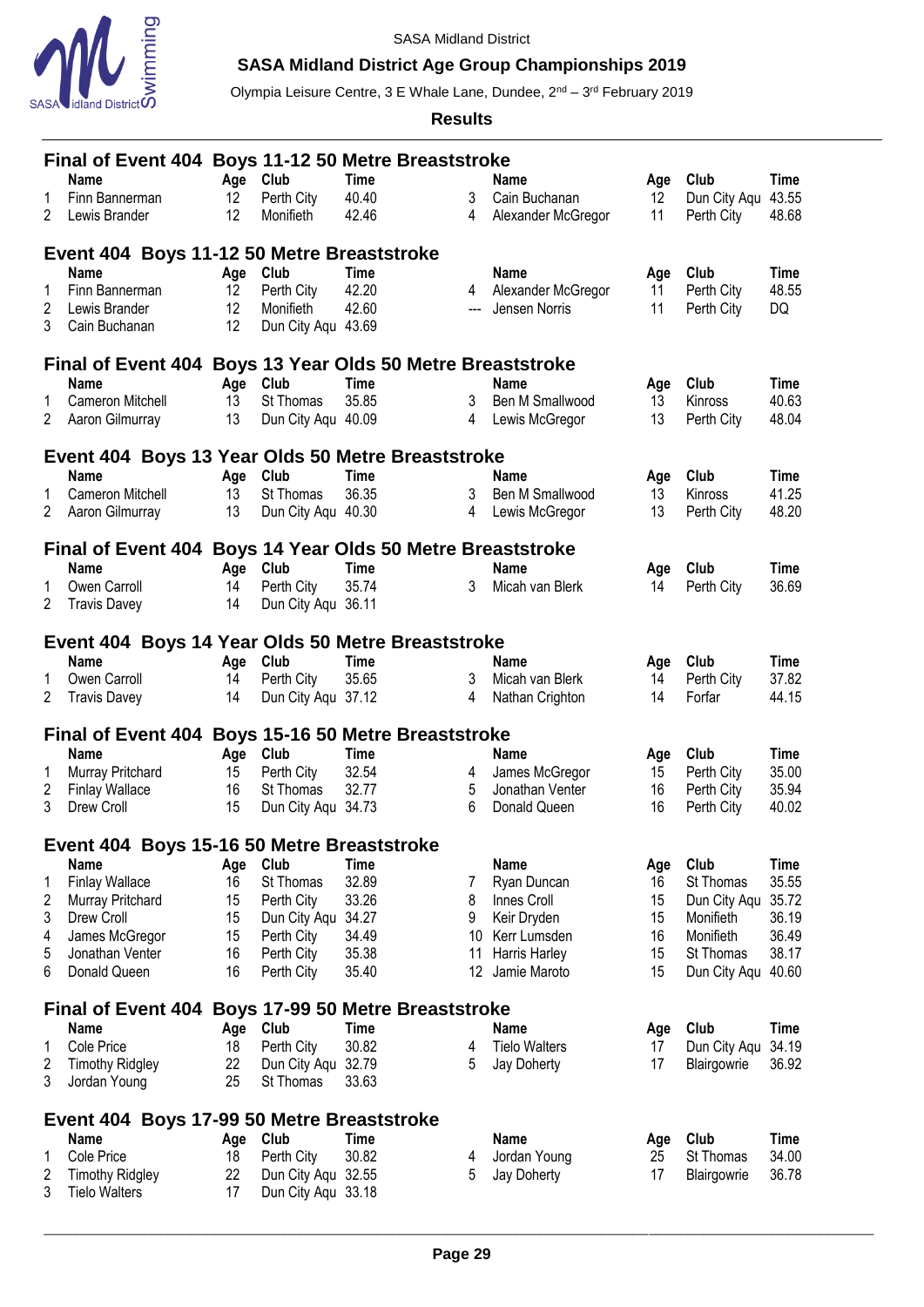SASA Midland District

**SASA Midland District Age Group Championships 2019**

Olympia Leisure Centre, 3 E Whale Lane, Dundee, 2nd – 3rd February 2019

**Results**

### Final of Event 404 Boys 11-12 50 Metre Breaststroke

| | Name | Age | Club | Time | | Name | Age | Club | Time |
|---|---|---|---|---|---|---|---|---|---|
| 1 | Finn Bannerman | 12 | Perth City | 40.40 | 3 | Cain Buchanan | 12 | Dun City Aqu | 43.55 |
| 2 | Lewis Brander | 12 | Monifieth | 42.46 | 4 | Alexander McGregor | 11 | Perth City | 48.68 |

### Event 404 Boys 11-12 50 Metre Breaststroke

| | Name | Age | Club | Time | | Name | Age | Club | Time |
|---|---|---|---|---|---|---|---|---|---|
| 1 | Finn Bannerman | 12 | Perth City | 42.20 | 4 | Alexander McGregor | 11 | Perth City | 48.55 |
| 2 | Lewis Brander | 12 | Monifieth | 42.60 | --- | Jensen Norris | 11 | Perth City | DQ |
| 3 | Cain Buchanan | 12 | Dun City Aqu | 43.69 | | | | | |

### Final of Event 404 Boys 13 Year Olds 50 Metre Breaststroke

| | Name | Age | Club | Time | | Name | Age | Club | Time |
|---|---|---|---|---|---|---|---|---|---|
| 1 | Cameron Mitchell | 13 | St Thomas | 35.85 | 3 | Ben M Smallwood | 13 | Kinross | 40.63 |
| 2 | Aaron Gilmurray | 13 | Dun City Aqu | 40.09 | 4 | Lewis McGregor | 13 | Perth City | 48.04 |

### Event 404 Boys 13 Year Olds 50 Metre Breaststroke

| | Name | Age | Club | Time | | Name | Age | Club | Time |
|---|---|---|---|---|---|---|---|---|---|
| 1 | Cameron Mitchell | 13 | St Thomas | 36.35 | 3 | Ben M Smallwood | 13 | Kinross | 41.25 |
| 2 | Aaron Gilmurray | 13 | Dun City Aqu | 40.30 | 4 | Lewis McGregor | 13 | Perth City | 48.20 |

### Final of Event 404 Boys 14 Year Olds 50 Metre Breaststroke

| | Name | Age | Club | Time | | Name | Age | Club | Time |
|---|---|---|---|---|---|---|---|---|---|
| 1 | Owen Carroll | 14 | Perth City | 35.74 | 3 | Micah van Blerk | 14 | Perth City | 36.69 |
| 2 | Travis Davey | 14 | Dun City Aqu | 36.11 | | | | | |

### Event 404 Boys 14 Year Olds 50 Metre Breaststroke

| | Name | Age | Club | Time | | Name | Age | Club | Time |
|---|---|---|---|---|---|---|---|---|---|
| 1 | Owen Carroll | 14 | Perth City | 35.65 | 3 | Micah van Blerk | 14 | Perth City | 37.82 |
| 2 | Travis Davey | 14 | Dun City Aqu | 37.12 | 4 | Nathan Crighton | 14 | Forfar | 44.15 |

### Final of Event 404 Boys 15-16 50 Metre Breaststroke

| | Name | Age | Club | Time | | Name | Age | Club | Time |
|---|---|---|---|---|---|---|---|---|---|
| 1 | Murray Pritchard | 15 | Perth City | 32.54 | 4 | James McGregor | 15 | Perth City | 35.00 |
| 2 | Finlay Wallace | 16 | St Thomas | 32.77 | 5 | Jonathan Venter | 16 | Perth City | 35.94 |
| 3 | Drew Croll | 15 | Dun City Aqu | 34.73 | 6 | Donald Queen | 16 | Perth City | 40.02 |

### Event 404 Boys 15-16 50 Metre Breaststroke

| | Name | Age | Club | Time | | Name | Age | Club | Time |
|---|---|---|---|---|---|---|---|---|---|
| 1 | Finlay Wallace | 16 | St Thomas | 32.89 | 7 | Ryan Duncan | 16 | St Thomas | 35.55 |
| 2 | Murray Pritchard | 15 | Perth City | 33.26 | 8 | Innes Croll | 15 | Dun City Aqu | 35.72 |
| 3 | Drew Croll | 15 | Dun City Aqu | 34.27 | 9 | Keir Dryden | 15 | Monifieth | 36.19 |
| 4 | James McGregor | 15 | Perth City | 34.49 | 10 | Kerr Lumsden | 16 | Monifieth | 36.49 |
| 5 | Jonathan Venter | 16 | Perth City | 35.38 | 11 | Harris Harley | 15 | St Thomas | 38.17 |
| 6 | Donald Queen | 16 | Perth City | 35.40 | 12 | Jamie Maroto | 15 | Dun City Aqu | 40.60 |

### Final of Event 404 Boys 17-99 50 Metre Breaststroke

| | Name | Age | Club | Time | | Name | Age | Club | Time |
|---|---|---|---|---|---|---|---|---|---|
| 1 | Cole Price | 18 | Perth City | 30.82 | 4 | Tielo Walters | 17 | Dun City Aqu | 34.19 |
| 2 | Timothy Ridgley | 22 | Dun City Aqu | 32.79 | 5 | Jay Doherty | 17 | Blairgowrie | 36.92 |
| 3 | Jordan Young | 25 | St Thomas | 33.63 | | | | | |

### Event 404 Boys 17-99 50 Metre Breaststroke

| | Name | Age | Club | Time | | Name | Age | Club | Time |
|---|---|---|---|---|---|---|---|---|---|
| 1 | Cole Price | 18 | Perth City | 30.82 | 4 | Jordan Young | 25 | St Thomas | 34.00 |
| 2 | Timothy Ridgley | 22 | Dun City Aqu | 32.55 | 5 | Jay Doherty | 17 | Blairgowrie | 36.78 |
| 3 | Tielo Walters | 17 | Dun City Aqu | 33.18 | | | | | |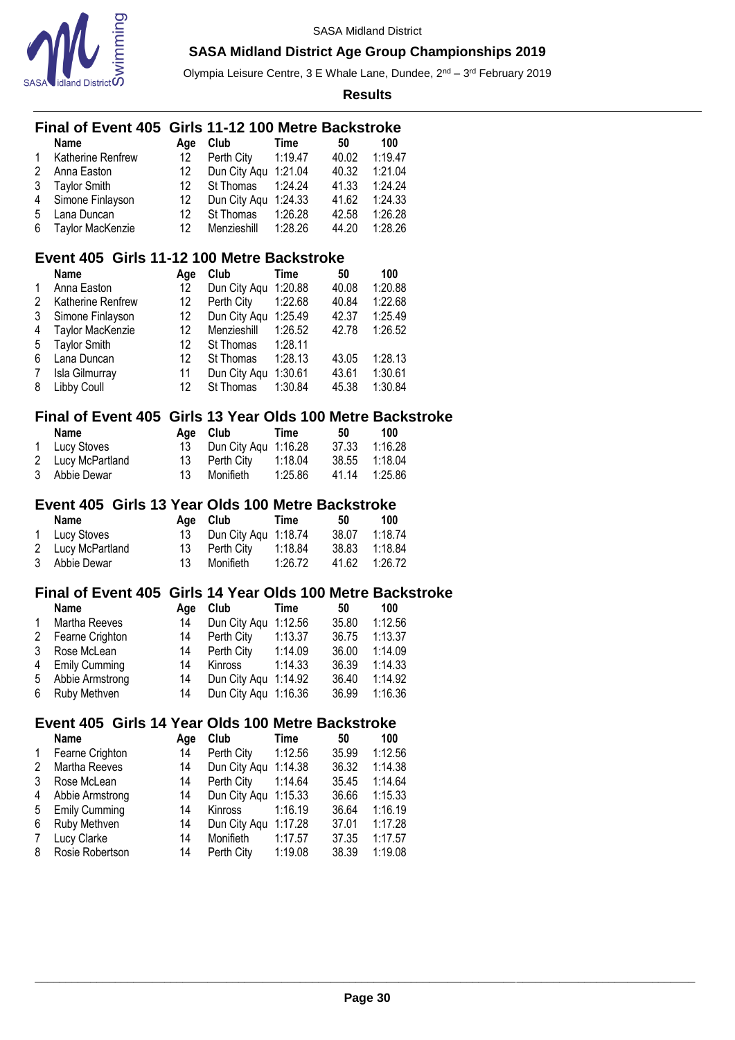SASA Midland District

## SASA Midland District Age Group Championships 2019

Olympia Leisure Centre, 3 E Whale Lane, Dundee, 2nd – 3rd February 2019

**Results**

### Final of Event 405 Girls 11-12 100 Metre Backstroke

| | Name | Age | Club | Time | 50 | 100 |
|---|---|---|---|---|---|---|
| 1 | Katherine Renfrew | 12 | Perth City | 1:19.47 | 40.02 | 1:19.47 |
| 2 | Anna Easton | 12 | Dun City Aqu | 1:21.04 | 40.32 | 1:21.04 |
| 3 | Taylor Smith | 12 | St Thomas | 1:24.24 | 41.33 | 1:24.24 |
| 4 | Simone Finlayson | 12 | Dun City Aqu | 1:24.33 | 41.62 | 1:24.33 |
| 5 | Lana Duncan | 12 | St Thomas | 1:26.28 | 42.58 | 1:26.28 |
| 6 | Taylor MacKenzie | 12 | Menzieshill | 1:28.26 | 44.20 | 1:28.26 |

### Event 405 Girls 11-12 100 Metre Backstroke

| | Name | Age | Club | Time | 50 | 100 |
|---|---|---|---|---|---|---|
| 1 | Anna Easton | 12 | Dun City Aqu | 1:20.88 | 40.08 | 1:20.88 |
| 2 | Katherine Renfrew | 12 | Perth City | 1:22.68 | 40.84 | 1:22.68 |
| 3 | Simone Finlayson | 12 | Dun City Aqu | 1:25.49 | 42.37 | 1:25.49 |
| 4 | Taylor MacKenzie | 12 | Menzieshill | 1:26.52 | 42.78 | 1:26.52 |
| 5 | Taylor Smith | 12 | St Thomas | 1:28.11 | | |
| 6 | Lana Duncan | 12 | St Thomas | 1:28.13 | 43.05 | 1:28.13 |
| 7 | Isla Gilmurray | 11 | Dun City Aqu | 1:30.61 | 43.61 | 1:30.61 |
| 8 | Libby Coull | 12 | St Thomas | 1:30.84 | 45.38 | 1:30.84 |

### Final of Event 405 Girls 13 Year Olds 100 Metre Backstroke

| | Name | Age | Club | Time | 50 | 100 |
|---|---|---|---|---|---|---|
| 1 | Lucy Stoves | 13 | Dun City Aqu | 1:16.28 | 37.33 | 1:16.28 |
| 2 | Lucy McPartland | 13 | Perth City | 1:18.04 | 38.55 | 1:18.04 |
| 3 | Abbie Dewar | 13 | Monifieth | 1:25.86 | 41.14 | 1:25.86 |

### Event 405 Girls 13 Year Olds 100 Metre Backstroke

| | Name | Age | Club | Time | 50 | 100 |
|---|---|---|---|---|---|---|
| 1 | Lucy Stoves | 13 | Dun City Aqu | 1:18.74 | 38.07 | 1:18.74 |
| 2 | Lucy McPartland | 13 | Perth City | 1:18.84 | 38.83 | 1:18.84 |
| 3 | Abbie Dewar | 13 | Monifieth | 1:26.72 | 41.62 | 1:26.72 |

### Final of Event 405 Girls 14 Year Olds 100 Metre Backstroke

| | Name | Age | Club | Time | 50 | 100 |
|---|---|---|---|---|---|---|
| 1 | Martha Reeves | 14 | Dun City Aqu | 1:12.56 | 35.80 | 1:12.56 |
| 2 | Fearne Crighton | 14 | Perth City | 1:13.37 | 36.75 | 1:13.37 |
| 3 | Rose McLean | 14 | Perth City | 1:14.09 | 36.00 | 1:14.09 |
| 4 | Emily Cumming | 14 | Kinross | 1:14.33 | 36.39 | 1:14.33 |
| 5 | Abbie Armstrong | 14 | Dun City Aqu | 1:14.92 | 36.40 | 1:14.92 |
| 6 | Ruby Methven | 14 | Dun City Aqu | 1:16.36 | 36.99 | 1:16.36 |

### Event 405 Girls 14 Year Olds 100 Metre Backstroke

| | Name | Age | Club | Time | 50 | 100 |
|---|---|---|---|---|---|---|
| 1 | Fearne Crighton | 14 | Perth City | 1:12.56 | 35.99 | 1:12.56 |
| 2 | Martha Reeves | 14 | Dun City Aqu | 1:14.38 | 36.32 | 1:14.38 |
| 3 | Rose McLean | 14 | Perth City | 1:14.64 | 35.45 | 1:14.64 |
| 4 | Abbie Armstrong | 14 | Dun City Aqu | 1:15.33 | 36.66 | 1:15.33 |
| 5 | Emily Cumming | 14 | Kinross | 1:16.19 | 36.64 | 1:16.19 |
| 6 | Ruby Methven | 14 | Dun City Aqu | 1:17.28 | 37.01 | 1:17.28 |
| 7 | Lucy Clarke | 14 | Monifieth | 1:17.57 | 37.35 | 1:17.57 |
| 8 | Rosie Robertson | 14 | Perth City | 1:19.08 | 38.39 | 1:19.08 |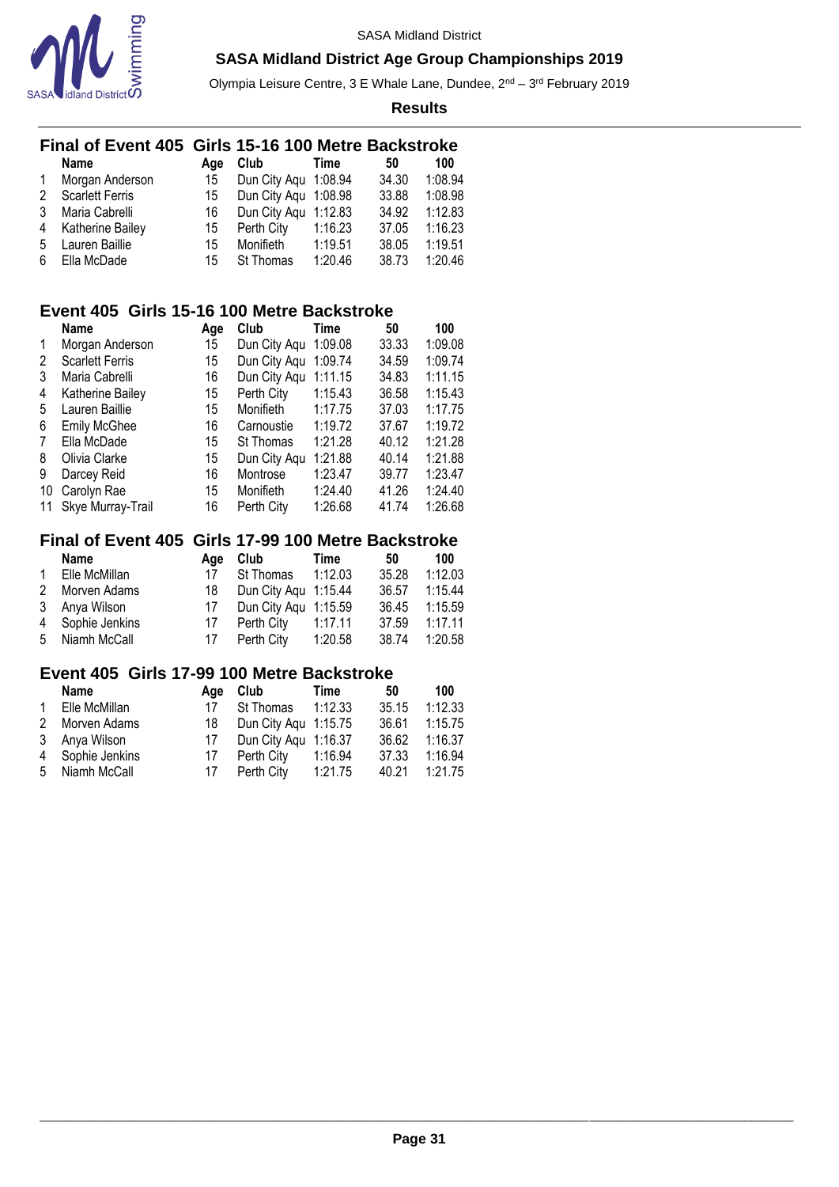## Final of Event 405 Girls 15-16 100 Metre Backstroke

| | Name | Age | Club | Time | 50 | 100 |
|---|---|---|---|---|---|---|
| 1 | Morgan Anderson | 15 | Dun City Aqu | 1:08.94 | 34.30 | 1:08.94 |
| 2 | Scarlett Ferris | 15 | Dun City Aqu | 1:08.98 | 33.88 | 1:08.98 |
| 3 | Maria Cabrelli | 16 | Dun City Aqu | 1:12.83 | 34.92 | 1:12.83 |
| 4 | Katherine Bailey | 15 | Perth City | 1:16.23 | 37.05 | 1:16.23 |
| 5 | Lauren Baillie | 15 | Monifieth | 1:19.51 | 38.05 | 1:19.51 |
| 6 | Ella McDade | 15 | St Thomas | 1:20.46 | 38.73 | 1:20.46 |

## Event 405 Girls 15-16 100 Metre Backstroke

| | Name | Age | Club | Time | 50 | 100 |
|---|---|---|---|---|---|---|
| 1 | Morgan Anderson | 15 | Dun City Aqu | 1:09.08 | 33.33 | 1:09.08 |
| 2 | Scarlett Ferris | 15 | Dun City Aqu | 1:09.74 | 34.59 | 1:09.74 |
| 3 | Maria Cabrelli | 16 | Dun City Aqu | 1:11.15 | 34.83 | 1:11.15 |
| 4 | Katherine Bailey | 15 | Perth City | 1:15.43 | 36.58 | 1:15.43 |
| 5 | Lauren Baillie | 15 | Monifieth | 1:17.75 | 37.03 | 1:17.75 |
| 6 | Emily McGhee | 16 | Carnoustie | 1:19.72 | 37.67 | 1:19.72 |
| 7 | Ella McDade | 15 | St Thomas | 1:21.28 | 40.12 | 1:21.28 |
| 8 | Olivia Clarke | 15 | Dun City Aqu | 1:21.88 | 40.14 | 1:21.88 |
| 9 | Darcey Reid | 16 | Montrose | 1:23.47 | 39.77 | 1:23.47 |
| 10 | Carolyn Rae | 15 | Monifieth | 1:24.40 | 41.26 | 1:24.40 |
| 11 | Skye Murray-Trail | 16 | Perth City | 1:26.68 | 41.74 | 1:26.68 |

## Final of Event 405 Girls 17-99 100 Metre Backstroke

| | Name | Age | Club | Time | 50 | 100 |
|---|---|---|---|---|---|---|
| 1 | Elle McMillan | 17 | St Thomas | 1:12.03 | 35.28 | 1:12.03 |
| 2 | Morven Adams | 18 | Dun City Aqu | 1:15.44 | 36.57 | 1:15.44 |
| 3 | Anya Wilson | 17 | Dun City Aqu | 1:15.59 | 36.45 | 1:15.59 |
| 4 | Sophie Jenkins | 17 | Perth City | 1:17.11 | 37.59 | 1:17.11 |
| 5 | Niamh McCall | 17 | Perth City | 1:20.58 | 38.74 | 1:20.58 |

## Event 405 Girls 17-99 100 Metre Backstroke

| | Name | Age | Club | Time | 50 | 100 |
|---|---|---|---|---|---|---|
| 1 | Elle McMillan | 17 | St Thomas | 1:12.33 | 35.15 | 1:12.33 |
| 2 | Morven Adams | 18 | Dun City Aqu | 1:15.75 | 36.61 | 1:15.75 |
| 3 | Anya Wilson | 17 | Dun City Aqu | 1:16.37 | 36.62 | 1:16.37 |
| 4 | Sophie Jenkins | 17 | Perth City | 1:16.94 | 37.33 | 1:16.94 |
| 5 | Niamh McCall | 17 | Perth City | 1:21.75 | 40.21 | 1:21.75 |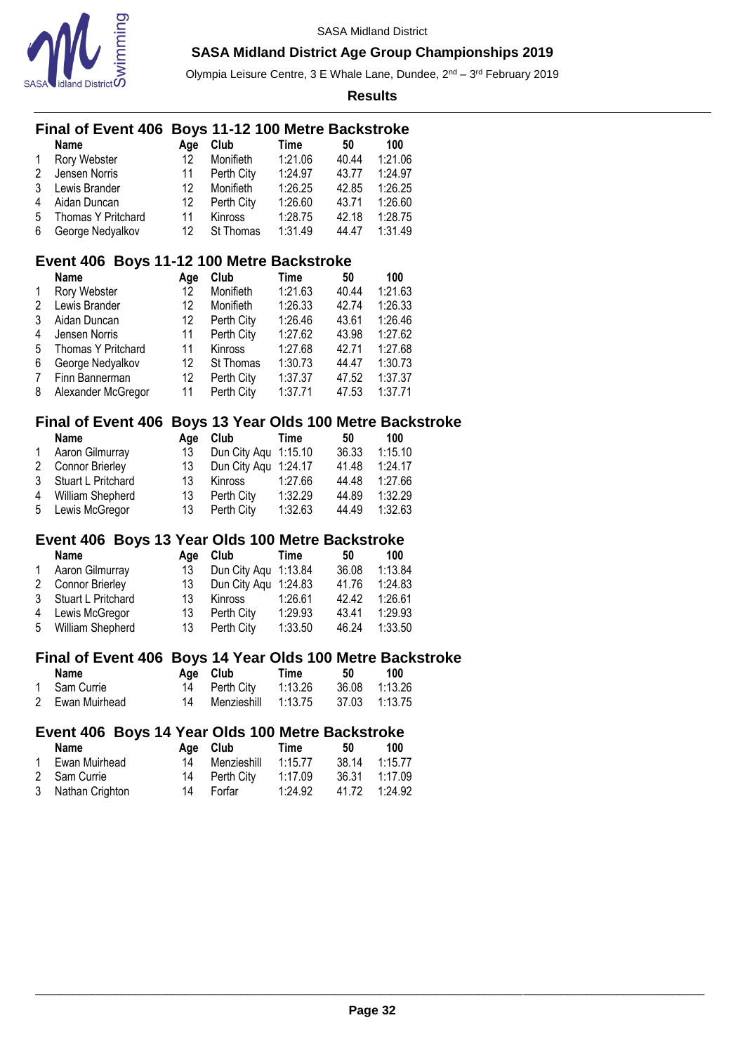SASA Midland District

## SASA Midland District Age Group Championships 2019

Olympia Leisure Centre, 3 E Whale Lane, Dundee, 2nd – 3rd February 2019

**Results**

### Final of Event 406 Boys 11-12 100 Metre Backstroke

| | Name | Age | Club | Time | 50 | 100 |
|---|---|---|---|---|---|---|
| 1 | Rory Webster | 12 | Monifieth | 1:21.06 | 40.44 | 1:21.06 |
| 2 | Jensen Norris | 11 | Perth City | 1:24.97 | 43.77 | 1:24.97 |
| 3 | Lewis Brander | 12 | Monifieth | 1:26.25 | 42.85 | 1:26.25 |
| 4 | Aidan Duncan | 12 | Perth City | 1:26.60 | 43.71 | 1:26.60 |
| 5 | Thomas Y Pritchard | 11 | Kinross | 1:28.75 | 42.18 | 1:28.75 |
| 6 | George Nedyalkov | 12 | St Thomas | 1:31.49 | 44.47 | 1:31.49 |

### Event 406 Boys 11-12 100 Metre Backstroke

| | Name | Age | Club | Time | 50 | 100 |
|---|---|---|---|---|---|---|
| 1 | Rory Webster | 12 | Monifieth | 1:21.63 | 40.44 | 1:21.63 |
| 2 | Lewis Brander | 12 | Monifieth | 1:26.33 | 42.74 | 1:26.33 |
| 3 | Aidan Duncan | 12 | Perth City | 1:26.46 | 43.61 | 1:26.46 |
| 4 | Jensen Norris | 11 | Perth City | 1:27.62 | 43.98 | 1:27.62 |
| 5 | Thomas Y Pritchard | 11 | Kinross | 1:27.68 | 42.71 | 1:27.68 |
| 6 | George Nedyalkov | 12 | St Thomas | 1:30.73 | 44.47 | 1:30.73 |
| 7 | Finn Bannerman | 12 | Perth City | 1:37.37 | 47.52 | 1:37.37 |
| 8 | Alexander McGregor | 11 | Perth City | 1:37.71 | 47.53 | 1:37.71 |

### Final of Event 406 Boys 13 Year Olds 100 Metre Backstroke

| | Name | Age | Club | Time | 50 | 100 |
|---|---|---|---|---|---|---|
| 1 | Aaron Gilmurray | 13 | Dun City Aqu | 1:15.10 | 36.33 | 1:15.10 |
| 2 | Connor Brierley | 13 | Dun City Aqu | 1:24.17 | 41.48 | 1:24.17 |
| 3 | Stuart L Pritchard | 13 | Kinross | 1:27.66 | 44.48 | 1:27.66 |
| 4 | William Shepherd | 13 | Perth City | 1:32.29 | 44.89 | 1:32.29 |
| 5 | Lewis McGregor | 13 | Perth City | 1:32.63 | 44.49 | 1:32.63 |

### Event 406 Boys 13 Year Olds 100 Metre Backstroke

| | Name | Age | Club | Time | 50 | 100 |
|---|---|---|---|---|---|---|
| 1 | Aaron Gilmurray | 13 | Dun City Aqu | 1:13.84 | 36.08 | 1:13.84 |
| 2 | Connor Brierley | 13 | Dun City Aqu | 1:24.83 | 41.76 | 1:24.83 |
| 3 | Stuart L Pritchard | 13 | Kinross | 1:26.61 | 42.42 | 1:26.61 |
| 4 | Lewis McGregor | 13 | Perth City | 1:29.93 | 43.41 | 1:29.93 |
| 5 | William Shepherd | 13 | Perth City | 1:33.50 | 46.24 | 1:33.50 |

### Final of Event 406 Boys 14 Year Olds 100 Metre Backstroke

| | Name | Age | Club | Time | 50 | 100 |
|---|---|---|---|---|---|---|
| 1 | Sam Currie | 14 | Perth City | 1:13.26 | 36.08 | 1:13.26 |
| 2 | Ewan Muirhead | 14 | Menzieshill | 1:13.75 | 37.03 | 1:13.75 |

### Event 406 Boys 14 Year Olds 100 Metre Backstroke

| | Name | Age | Club | Time | 50 | 100 |
|---|---|---|---|---|---|---|
| 1 | Ewan Muirhead | 14 | Menzieshill | 1:15.77 | 38.14 | 1:15.77 |
| 2 | Sam Currie | 14 | Perth City | 1:17.09 | 36.31 | 1:17.09 |
| 3 | Nathan Crighton | 14 | Forfar | 1:24.92 | 41.72 | 1:24.92 |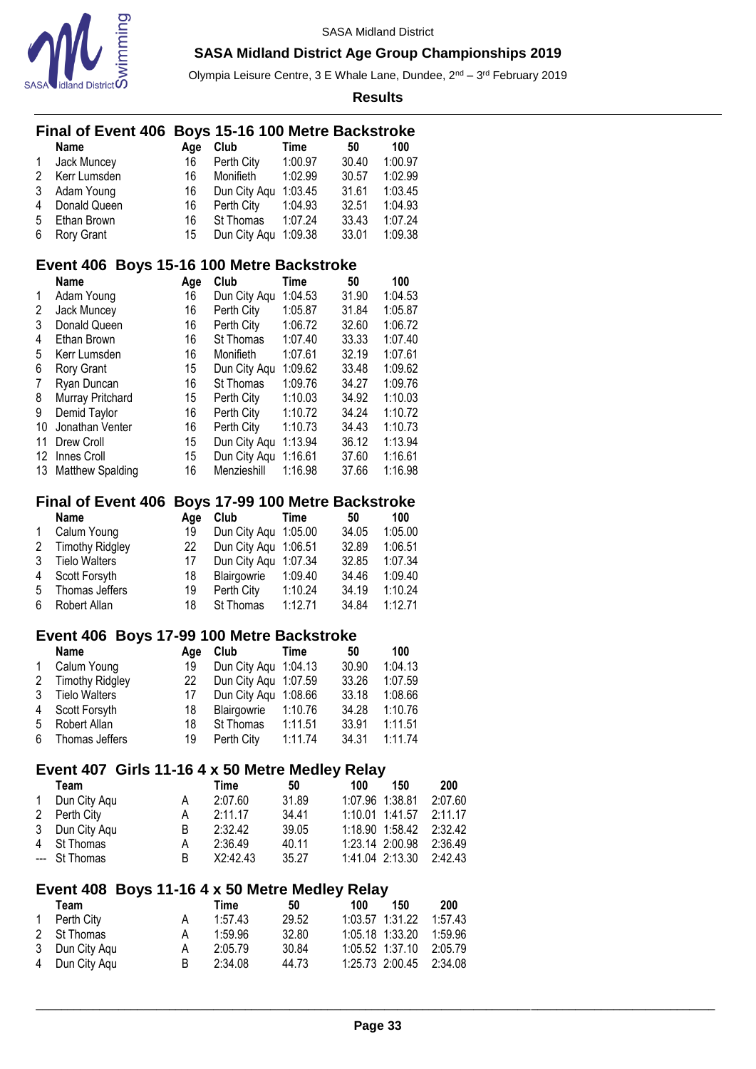## Final of Event 406 Boys 15-16 100 Metre Backstroke

| | Name | Age | Club | Time | 50 | 100 |
|---|---|---|---|---|---|---|
| 1 | Jack Muncey | 16 | Perth City | 1:00.97 | 30.40 | 1:00.97 |
| 2 | Kerr Lumsden | 16 | Monifieth | 1:02.99 | 30.57 | 1:02.99 |
| 3 | Adam Young | 16 | Dun City Aqu | 1:03.45 | 31.61 | 1:03.45 |
| 4 | Donald Queen | 16 | Perth City | 1:04.93 | 32.51 | 1:04.93 |
| 5 | Ethan Brown | 16 | St Thomas | 1:07.24 | 33.43 | 1:07.24 |
| 6 | Rory Grant | 15 | Dun City Aqu | 1:09.38 | 33.01 | 1:09.38 |

## Event 406 Boys 15-16 100 Metre Backstroke

| | Name | Age | Club | Time | 50 | 100 |
|---|---|---|---|---|---|---|
| 1 | Adam Young | 16 | Dun City Aqu | 1:04.53 | 31.90 | 1:04.53 |
| 2 | Jack Muncey | 16 | Perth City | 1:05.87 | 31.84 | 1:05.87 |
| 3 | Donald Queen | 16 | Perth City | 1:06.72 | 32.60 | 1:06.72 |
| 4 | Ethan Brown | 16 | St Thomas | 1:07.40 | 33.33 | 1:07.40 |
| 5 | Kerr Lumsden | 16 | Monifieth | 1:07.61 | 32.19 | 1:07.61 |
| 6 | Rory Grant | 15 | Dun City Aqu | 1:09.62 | 33.48 | 1:09.62 |
| 7 | Ryan Duncan | 16 | St Thomas | 1:09.76 | 34.27 | 1:09.76 |
| 8 | Murray Pritchard | 15 | Perth City | 1:10.03 | 34.92 | 1:10.03 |
| 9 | Demid Taylor | 16 | Perth City | 1:10.72 | 34.24 | 1:10.72 |
| 10 | Jonathan Venter | 16 | Perth City | 1:10.73 | 34.43 | 1:10.73 |
| 11 | Drew Croll | 15 | Dun City Aqu | 1:13.94 | 36.12 | 1:13.94 |
| 12 | Innes Croll | 15 | Dun City Aqu | 1:16.61 | 37.60 | 1:16.61 |
| 13 | Matthew Spalding | 16 | Menzieshill | 1:16.98 | 37.66 | 1:16.98 |

## Final of Event 406 Boys 17-99 100 Metre Backstroke

| | Name | Age | Club | Time | 50 | 100 |
|---|---|---|---|---|---|---|
| 1 | Calum Young | 19 | Dun City Aqu | 1:05.00 | 34.05 | 1:05.00 |
| 2 | Timothy Ridgley | 22 | Dun City Aqu | 1:06.51 | 32.89 | 1:06.51 |
| 3 | Tielo Walters | 17 | Dun City Aqu | 1:07.34 | 32.85 | 1:07.34 |
| 4 | Scott Forsyth | 18 | Blairgowrie | 1:09.40 | 34.46 | 1:09.40 |
| 5 | Thomas Jeffers | 19 | Perth City | 1:10.24 | 34.19 | 1:10.24 |
| 6 | Robert Allan | 18 | St Thomas | 1:12.71 | 34.84 | 1:12.71 |

## Event 406 Boys 17-99 100 Metre Backstroke

| | Name | Age | Club | Time | 50 | 100 |
|---|---|---|---|---|---|---|
| 1 | Calum Young | 19 | Dun City Aqu | 1:04.13 | 30.90 | 1:04.13 |
| 2 | Timothy Ridgley | 22 | Dun City Aqu | 1:07.59 | 33.26 | 1:07.59 |
| 3 | Tielo Walters | 17 | Dun City Aqu | 1:08.66 | 33.18 | 1:08.66 |
| 4 | Scott Forsyth | 18 | Blairgowrie | 1:10.76 | 34.28 | 1:10.76 |
| 5 | Robert Allan | 18 | St Thomas | 1:11.51 | 33.91 | 1:11.51 |
| 6 | Thomas Jeffers | 19 | Perth City | 1:11.74 | 34.31 | 1:11.74 |

## Event 407 Girls 11-16 4 x 50 Metre Medley Relay

| | Team | | Time | 50 | 100 | 150 | 200 |
|---|---|---|---|---|---|---|---|
| 1 | Dun City Aqu | A | 2:07.60 | 31.89 | 1:07.96 | 1:38.81 | 2:07.60 |
| 2 | Perth City | A | 2:11.17 | 34.41 | 1:10.01 | 1:41.57 | 2:11.17 |
| 3 | Dun City Aqu | B | 2:32.42 | 39.05 | 1:18.90 | 1:58.42 | 2:32.42 |
| 4 | St Thomas | A | 2:36.49 | 40.11 | 1:23.14 | 2:00.98 | 2:36.49 |
| --- | St Thomas | B | X2:42.43 | 35.27 | 1:41.04 | 2:13.30 | 2:42.43 |

## Event 408 Boys 11-16 4 x 50 Metre Medley Relay

| | Team | | Time | 50 | 100 | 150 | 200 |
|---|---|---|---|---|---|---|---|
| 1 | Perth City | A | 1:57.43 | 29.52 | 1:03.57 | 1:31.22 | 1:57.43 |
| 2 | St Thomas | A | 1:59.96 | 32.80 | 1:05.18 | 1:33.20 | 1:59.96 |
| 3 | Dun City Aqu | A | 2:05.79 | 30.84 | 1:05.52 | 1:37.10 | 2:05.79 |
| 4 | Dun City Aqu | B | 2:34.08 | 44.73 | 1:25.73 | 2:00.45 | 2:34.08 |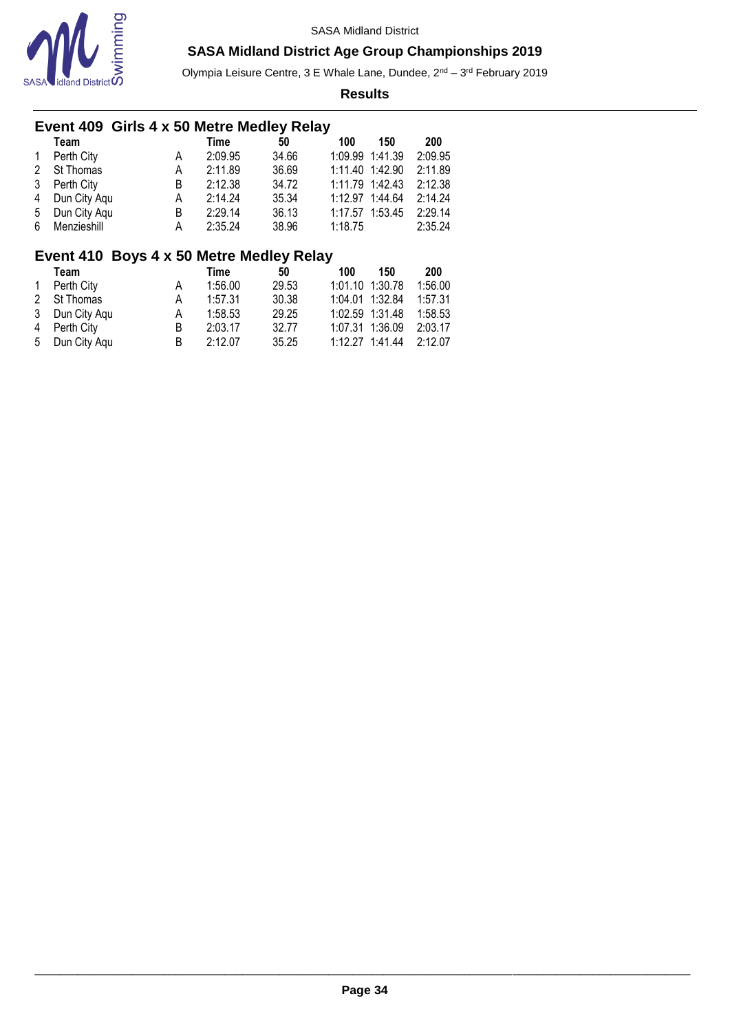SASA Midland District

## SASA Midland District Age Group Championships 2019

Olympia Leisure Centre, 3 E Whale Lane, Dundee, 2nd – 3rd February 2019

**Results**

### Event 409 Girls 4 x 50 Metre Medley Relay

| | Team | | Time | 50 | 100 | 150 | 200 |
|---|---|---|---|---|---|---|---|
| 1 | Perth City | A | 2:09.95 | 34.66 | 1:09.99 | 1:41.39 | 2:09.95 |
| 2 | St Thomas | A | 2:11.89 | 36.69 | 1:11.40 | 1:42.90 | 2:11.89 |
| 3 | Perth City | B | 2:12.38 | 34.72 | 1:11.79 | 1:42.43 | 2:12.38 |
| 4 | Dun City Aqu | A | 2:14.24 | 35.34 | 1:12.97 | 1:44.64 | 2:14.24 |
| 5 | Dun City Aqu | B | 2:29.14 | 36.13 | 1:17.57 | 1:53.45 | 2:29.14 |
| 6 | Menzieshill | A | 2:35.24 | 38.96 | 1:18.75 | | 2:35.24 |

### Event 410 Boys 4 x 50 Metre Medley Relay

| | Team | | Time | 50 | 100 | 150 | 200 |
|---|---|---|---|---|---|---|---|
| 1 | Perth City | A | 1:56.00 | 29.53 | 1:01.10 | 1:30.78 | 1:56.00 |
| 2 | St Thomas | A | 1:57.31 | 30.38 | 1:04.01 | 1:32.84 | 1:57.31 |
| 3 | Dun City Aqu | A | 1:58.53 | 29.25 | 1:02.59 | 1:31.48 | 1:58.53 |
| 4 | Perth City | B | 2:03.17 | 32.77 | 1:07.31 | 1:36.09 | 2:03.17 |
| 5 | Dun City Aqu | B | 2:12.07 | 35.25 | 1:12.27 | 1:41.44 | 2:12.07 |